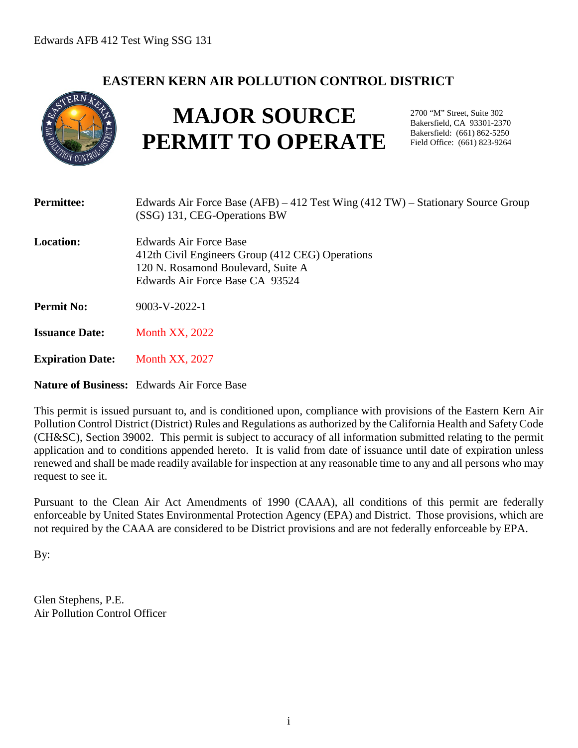# EASTERN KERN AIR POLLUTION CONTROL DISTRICT

# MAJOR SOURCE PERMIT TO OPERATE

2700 "M" Street, Suite 302
Bakersfield, CA 93301-2370
Bakersfield: (661) 862-5250
Field Office: (661) 823-9264

**Permittee:** Edwards Air Force Base (AFB) – 412 Test Wing (412 TW) – Stationary Source Group (SSG) 131, CEG-Operations BW

**Location:** Edwards Air Force Base
412th Civil Engineers Group (412 CEG) Operations
120 N. Rosamond Boulevard, Suite A
Edwards Air Force Base CA 93524

**Permit No:** 9003-V-2022-1

**Issuance Date:** Month XX, 2022

**Expiration Date:** Month XX, 2027

**Nature of Business:** Edwards Air Force Base

This permit is issued pursuant to, and is conditioned upon, compliance with provisions of the Eastern Kern Air Pollution Control District (District) Rules and Regulations as authorized by the California Health and Safety Code (CH&SC), Section 39002. This permit is subject to accuracy of all information submitted relating to the permit application and to conditions appended hereto. It is valid from date of issuance until date of expiration unless renewed and shall be made readily available for inspection at any reasonable time to any and all persons who may request to see it.

Pursuant to the Clean Air Act Amendments of 1990 (CAAA), all conditions of this permit are federally enforceable by United States Environmental Protection Agency (EPA) and District. Those provisions, which are not required by the CAAA are considered to be District provisions and are not federally enforceable by EPA.

By:

Glen Stephens, P.E.
Air Pollution Control Officer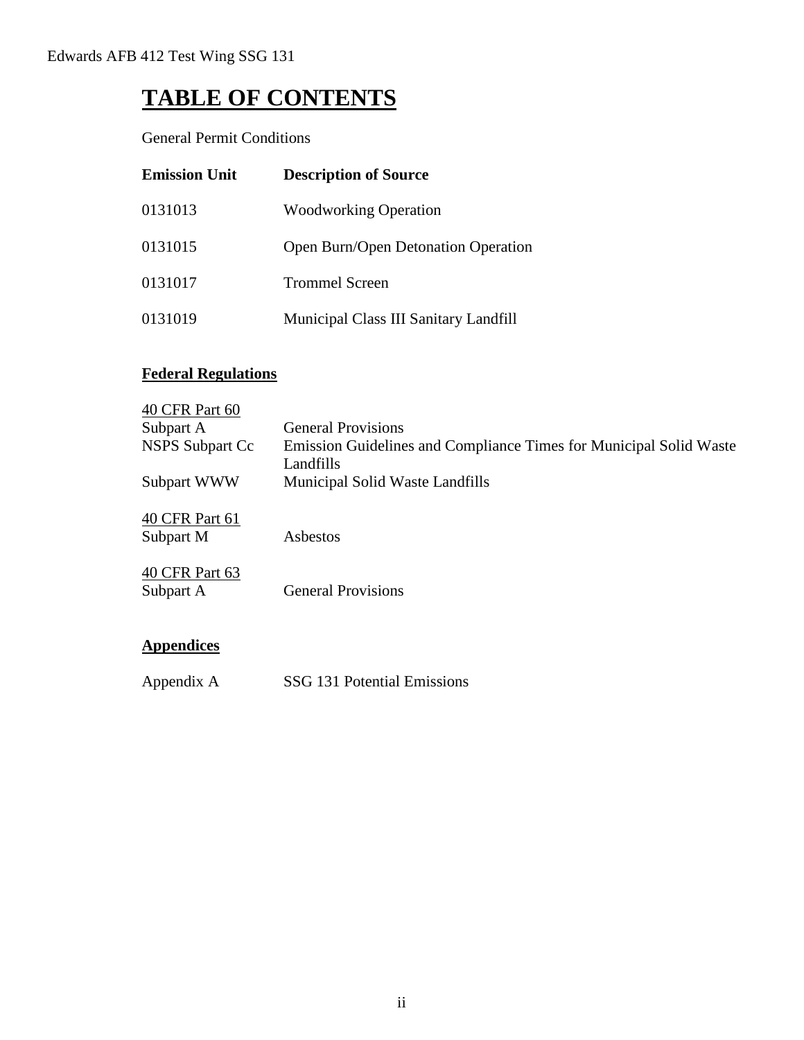# TABLE OF CONTENTS

General Permit Conditions

| **Emission Unit** | **Description of Source** |
|---|---|
| 0131013 | Woodworking Operation |
| 0131015 | Open Burn/Open Detonation Operation |
| 0131017 | Trommel Screen |
| 0131019 | Municipal Class III Sanitary Landfill |

## Federal Regulations

| | |
|---|---|
| 40 CFR Part 60 | |
| Subpart A | General Provisions |
| NSPS Subpart Cc | Emission Guidelines and Compliance Times for Municipal Solid Waste Landfills |
| Subpart WWW | Municipal Solid Waste Landfills |
| 40 CFR Part 61 | |
| Subpart M | Asbestos |
| 40 CFR Part 63 | |
| Subpart A | General Provisions |

## Appendices

| | |
|---|---|
| Appendix A | SSG 131 Potential Emissions |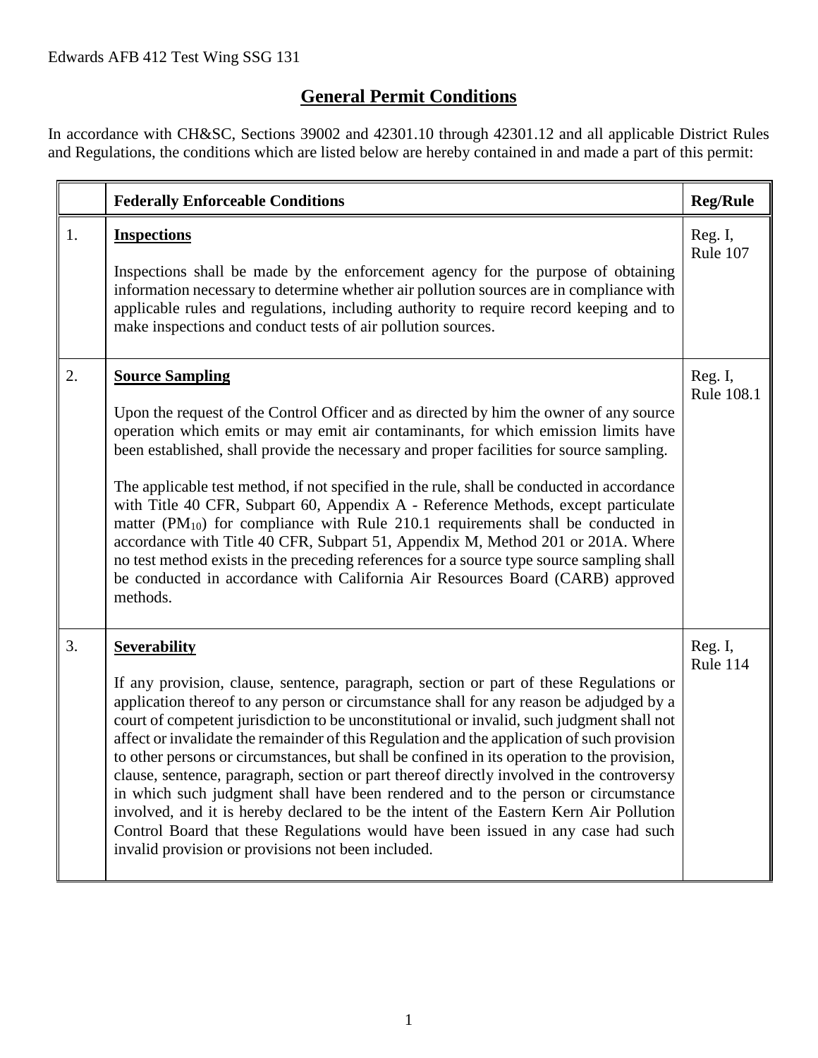## General Permit Conditions

In accordance with CH&SC, Sections 39002 and 42301.10 through 42301.12 and all applicable District Rules and Regulations, the conditions which are listed below are hereby contained in and made a part of this permit:

| | Federally Enforceable Conditions | Reg/Rule |
|---|---|---|
| 1. | **Inspections**<br><br>Inspections shall be made by the enforcement agency for the purpose of obtaining information necessary to determine whether air pollution sources are in compliance with applicable rules and regulations, including authority to require record keeping and to make inspections and conduct tests of air pollution sources. | Reg. I, Rule 107 |
| 2. | **Source Sampling**<br><br>Upon the request of the Control Officer and as directed by him the owner of any source operation which emits or may emit air contaminants, for which emission limits have been established, shall provide the necessary and proper facilities for source sampling.<br><br>The applicable test method, if not specified in the rule, shall be conducted in accordance with Title 40 CFR, Subpart 60, Appendix A - Reference Methods, except particulate matter ($PM_{10}$) for compliance with Rule 210.1 requirements shall be conducted in accordance with Title 40 CFR, Subpart 51, Appendix M, Method 201 or 201A. Where no test method exists in the preceding references for a source type source sampling shall be conducted in accordance with California Air Resources Board (CARB) approved methods. | Reg. I, Rule 108.1 |
| 3. | **Severability**<br><br>If any provision, clause, sentence, paragraph, section or part of these Regulations or application thereof to any person or circumstance shall for any reason be adjudged by a court of competent jurisdiction to be unconstitutional or invalid, such judgment shall not affect or invalidate the remainder of this Regulation and the application of such provision to other persons or circumstances, but shall be confined in its operation to the provision, clause, sentence, paragraph, section or part thereof directly involved in the controversy in which such judgment shall have been rendered and to the person or circumstance involved, and it is hereby declared to be the intent of the Eastern Kern Air Pollution Control Board that these Regulations would have been issued in any case had such invalid provision or provisions not been included. | Reg. I, Rule 114 |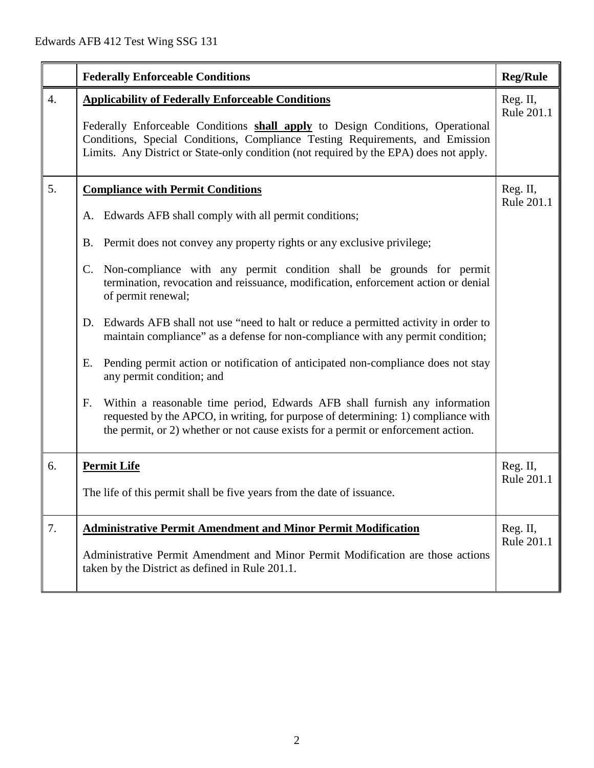| | Federally Enforceable Conditions | Reg/Rule |
|---|---|---|
| 4. | **Applicability of Federally Enforceable Conditions**<br><br>Federally Enforceable Conditions **shall apply** to Design Conditions, Operational Conditions, Special Conditions, Compliance Testing Requirements, and Emission Limits. Any District or State-only condition (not required by the EPA) does not apply. | Reg. II, Rule 201.1 |
| 5. | **Compliance with Permit Conditions**<br><br>A. Edwards AFB shall comply with all permit conditions;<br><br>B. Permit does not convey any property rights or any exclusive privilege;<br><br>C. Non-compliance with any permit condition shall be grounds for permit termination, revocation and reissuance, modification, enforcement action or denial of permit renewal;<br><br>D. Edwards AFB shall not use "need to halt or reduce a permitted activity in order to maintain compliance" as a defense for non-compliance with any permit condition;<br><br>E. Pending permit action or notification of anticipated non-compliance does not stay any permit condition; and<br><br>F. Within a reasonable time period, Edwards AFB shall furnish any information requested by the APCO, in writing, for purpose of determining: 1) compliance with the permit, or 2) whether or not cause exists for a permit or enforcement action. | Reg. II, Rule 201.1 |
| 6. | **Permit Life**<br><br>The life of this permit shall be five years from the date of issuance. | Reg. II, Rule 201.1 |
| 7. | **Administrative Permit Amendment and Minor Permit Modification**<br><br>Administrative Permit Amendment and Minor Permit Modification are those actions taken by the District as defined in Rule 201.1. | Reg. II, Rule 201.1 |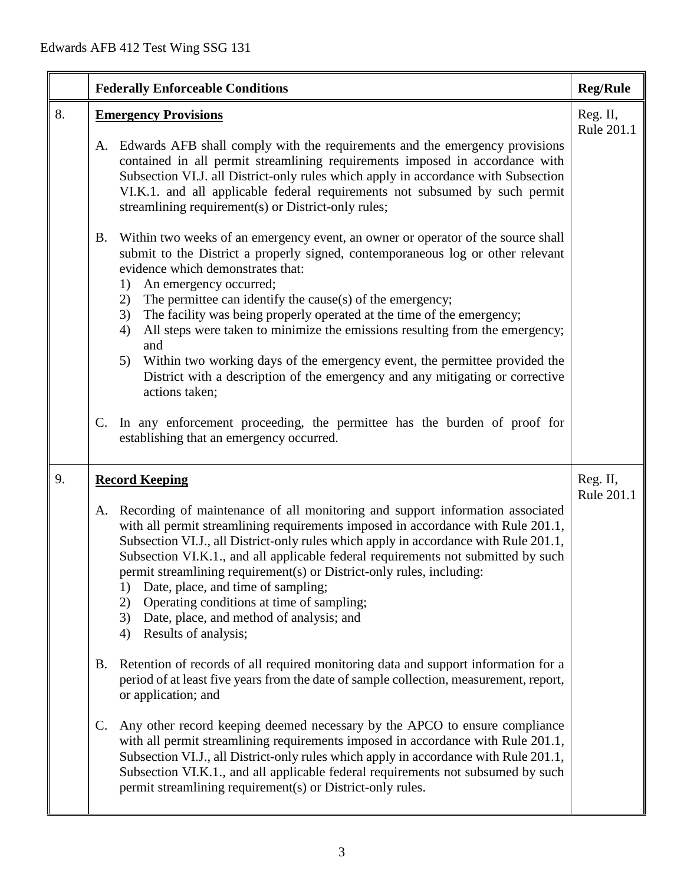| | Federally Enforceable Conditions | Reg/Rule |
|---|---|---|
| 8. | **Emergency Provisions**<br><br>A. Edwards AFB shall comply with the requirements and the emergency provisions contained in all permit streamlining requirements imposed in accordance with Subsection VI.J. all District-only rules which apply in accordance with Subsection VI.K.1. and all applicable federal requirements not subsumed by such permit streamlining requirement(s) or District-only rules;<br><br>B. Within two weeks of an emergency event, an owner or operator of the source shall submit to the District a properly signed, contemporaneous log or other relevant evidence which demonstrates that:<br>1) An emergency occurred;<br>2) The permittee can identify the cause(s) of the emergency;<br>3) The facility was being properly operated at the time of the emergency;<br>4) All steps were taken to minimize the emissions resulting from the emergency; and<br>5) Within two working days of the emergency event, the permittee provided the District with a description of the emergency and any mitigating or corrective actions taken;<br><br>C. In any enforcement proceeding, the permittee has the burden of proof for establishing that an emergency occurred. | Reg. II, Rule 201.1 |
| 9. | **Record Keeping**<br><br>A. Recording of maintenance of all monitoring and support information associated with all permit streamlining requirements imposed in accordance with Rule 201.1, Subsection VI.J., all District-only rules which apply in accordance with Rule 201.1, Subsection VI.K.1., and all applicable federal requirements not submitted by such permit streamlining requirement(s) or District-only rules, including:<br>1) Date, place, and time of sampling;<br>2) Operating conditions at time of sampling;<br>3) Date, place, and method of analysis; and<br>4) Results of analysis;<br><br>B. Retention of records of all required monitoring data and support information for a period of at least five years from the date of sample collection, measurement, report, or application; and<br><br>C. Any other record keeping deemed necessary by the APCO to ensure compliance with all permit streamlining requirements imposed in accordance with Rule 201.1, Subsection VI.J., all District-only rules which apply in accordance with Rule 201.1, Subsection VI.K.1., and all applicable federal requirements not subsumed by such permit streamlining requirement(s) or District-only rules. | Reg. II, Rule 201.1 |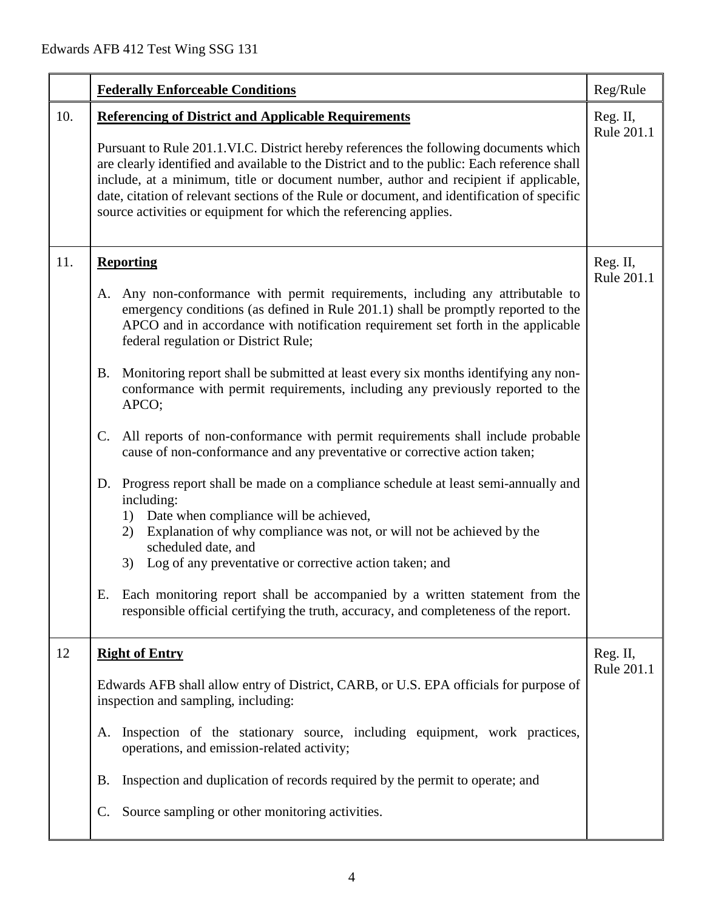| | **Federally Enforceable Conditions** | Reg/Rule |
|---|---|---|
| 10. | **Referencing of District and Applicable Requirements**<br><br>Pursuant to Rule 201.1.VI.C. District hereby references the following documents which are clearly identified and available to the District and to the public: Each reference shall include, at a minimum, title or document number, author and recipient if applicable, date, citation of relevant sections of the Rule or document, and identification of specific source activities or equipment for which the referencing applies. | Reg. II, Rule 201.1 |
| 11. | **Reporting**<br><br>A. Any non-conformance with permit requirements, including any attributable to emergency conditions (as defined in Rule 201.1) shall be promptly reported to the APCO and in accordance with notification requirement set forth in the applicable federal regulation or District Rule;<br><br>B. Monitoring report shall be submitted at least every six months identifying any non-conformance with permit requirements, including any previously reported to the APCO;<br><br>C. All reports of non-conformance with permit requirements shall include probable cause of non-conformance and any preventative or corrective action taken;<br><br>D. Progress report shall be made on a compliance schedule at least semi-annually and including:<br>1) Date when compliance will be achieved,<br>2) Explanation of why compliance was not, or will not be achieved by the scheduled date, and<br>3) Log of any preventative or corrective action taken; and<br><br>E. Each monitoring report shall be accompanied by a written statement from the responsible official certifying the truth, accuracy, and completeness of the report. | Reg. II, Rule 201.1 |
| 12 | **Right of Entry**<br><br>Edwards AFB shall allow entry of District, CARB, or U.S. EPA officials for purpose of inspection and sampling, including:<br><br>A. Inspection of the stationary source, including equipment, work practices, operations, and emission-related activity;<br><br>B. Inspection and duplication of records required by the permit to operate; and<br><br>C. Source sampling or other monitoring activities. | Reg. II, Rule 201.1 |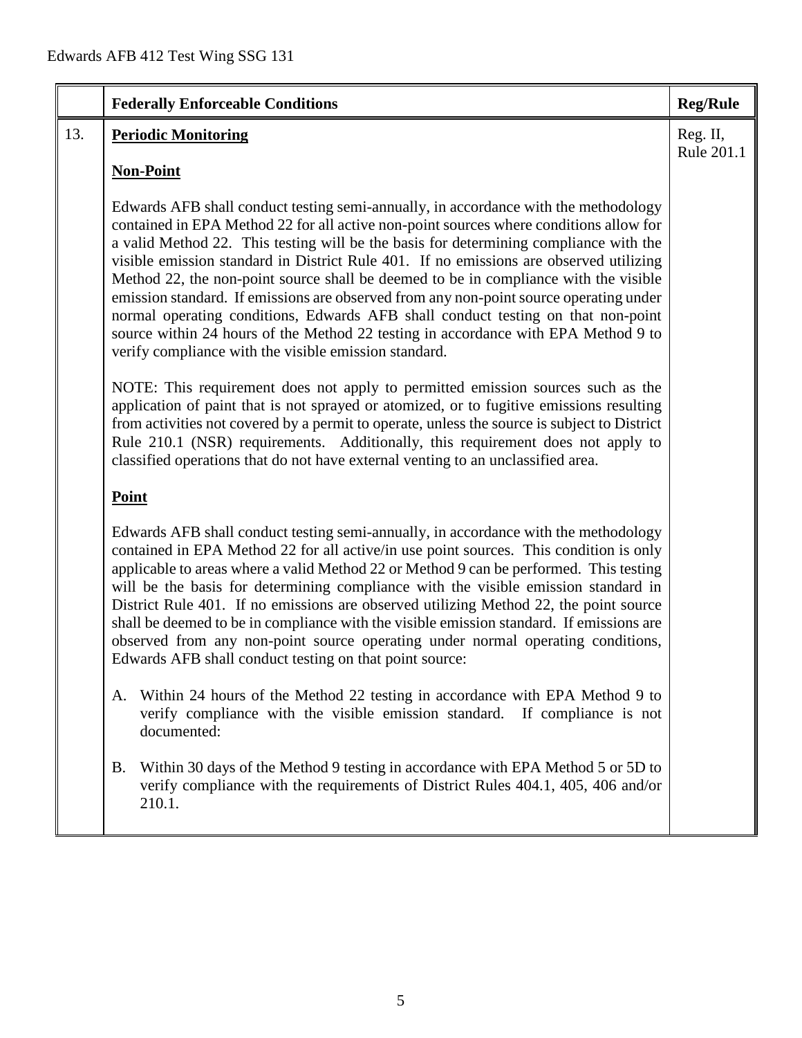| | Federally Enforceable Conditions | Reg/Rule |
|---|---|---|
| 13. | **Periodic Monitoring**<br><br>**Non-Point**<br><br>Edwards AFB shall conduct testing semi-annually, in accordance with the methodology contained in EPA Method 22 for all active non-point sources where conditions allow for a valid Method 22. This testing will be the basis for determining compliance with the visible emission standard in District Rule 401. If no emissions are observed utilizing Method 22, the non-point source shall be deemed to be in compliance with the visible emission standard. If emissions are observed from any non-point source operating under normal operating conditions, Edwards AFB shall conduct testing on that non-point source within 24 hours of the Method 22 testing in accordance with EPA Method 9 to verify compliance with the visible emission standard.<br><br>NOTE: This requirement does not apply to permitted emission sources such as the application of paint that is not sprayed or atomized, or to fugitive emissions resulting from activities not covered by a permit to operate, unless the source is subject to District Rule 210.1 (NSR) requirements. Additionally, this requirement does not apply to classified operations that do not have external venting to an unclassified area.<br><br>**Point**<br><br>Edwards AFB shall conduct testing semi-annually, in accordance with the methodology contained in EPA Method 22 for all active/in use point sources. This condition is only applicable to areas where a valid Method 22 or Method 9 can be performed. This testing will be the basis for determining compliance with the visible emission standard in District Rule 401. If no emissions are observed utilizing Method 22, the point source shall be deemed to be in compliance with the visible emission standard. If emissions are observed from any non-point source operating under normal operating conditions, Edwards AFB shall conduct testing on that point source:<br><br>A. Within 24 hours of the Method 22 testing in accordance with EPA Method 9 to verify compliance with the visible emission standard. If compliance is not documented:<br><br>B. Within 30 days of the Method 9 testing in accordance with EPA Method 5 or 5D to verify compliance with the requirements of District Rules 404.1, 405, 406 and/or 210.1. | Reg. II, Rule 201.1 |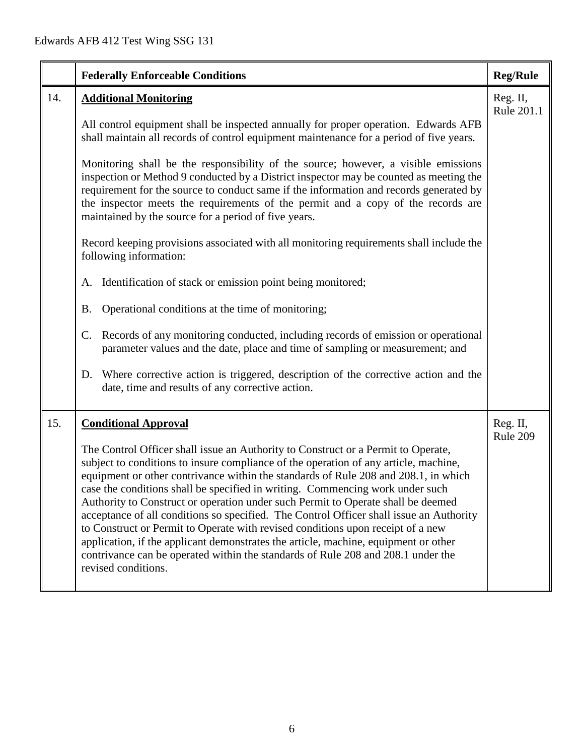| | Federally Enforceable Conditions | Reg/Rule |
|---|---|---|
| 14. | **Additional Monitoring**<br><br>All control equipment shall be inspected annually for proper operation. Edwards AFB shall maintain all records of control equipment maintenance for a period of five years.<br><br>Monitoring shall be the responsibility of the source; however, a visible emissions inspection or Method 9 conducted by a District inspector may be counted as meeting the requirement for the source to conduct same if the information and records generated by the inspector meets the requirements of the permit and a copy of the records are maintained by the source for a period of five years.<br><br>Record keeping provisions associated with all monitoring requirements shall include the following information:<br><br>A. Identification of stack or emission point being monitored;<br><br>B. Operational conditions at the time of monitoring;<br><br>C. Records of any monitoring conducted, including records of emission or operational parameter values and the date, place and time of sampling or measurement; and<br><br>D. Where corrective action is triggered, description of the corrective action and the date, time and results of any corrective action. | Reg. II, Rule 201.1 |
| 15. | **Conditional Approval**<br><br>The Control Officer shall issue an Authority to Construct or a Permit to Operate, subject to conditions to insure compliance of the operation of any article, machine, equipment or other contrivance within the standards of Rule 208 and 208.1, in which case the conditions shall be specified in writing. Commencing work under such Authority to Construct or operation under such Permit to Operate shall be deemed acceptance of all conditions so specified. The Control Officer shall issue an Authority to Construct or Permit to Operate with revised conditions upon receipt of a new application, if the applicant demonstrates the article, machine, equipment or other contrivance can be operated within the standards of Rule 208 and 208.1 under the revised conditions. | Reg. II, Rule 209 |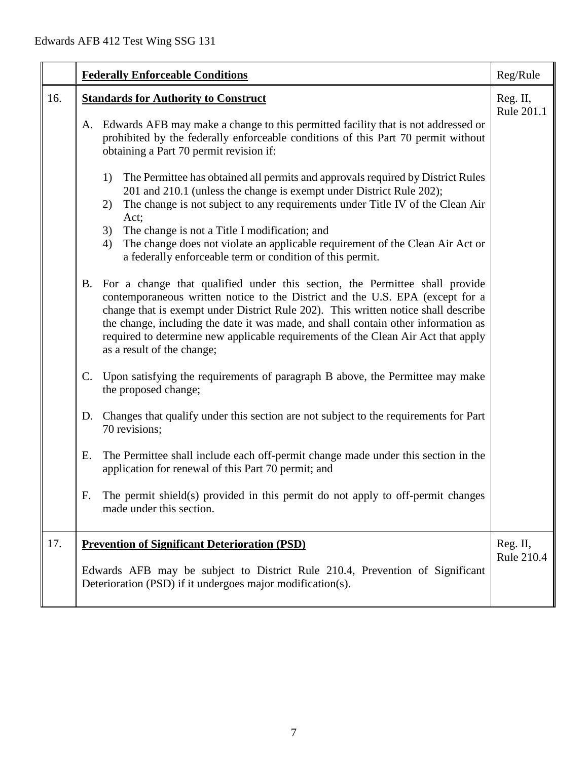| | Federally Enforceable Conditions | Reg/Rule |
|---|---|---|
| 16. | **Standards for Authority to Construct**<br><br>A. Edwards AFB may make a change to this permitted facility that is not addressed or prohibited by the federally enforceable conditions of this Part 70 permit without obtaining a Part 70 permit revision if:<br><br>1) The Permittee has obtained all permits and approvals required by District Rules 201 and 210.1 (unless the change is exempt under District Rule 202);<br>2) The change is not subject to any requirements under Title IV of the Clean Air Act;<br>3) The change is not a Title I modification; and<br>4) The change does not violate an applicable requirement of the Clean Air Act or a federally enforceable term or condition of this permit.<br><br>B. For a change that qualified under this section, the Permittee shall provide contemporaneous written notice to the District and the U.S. EPA (except for a change that is exempt under District Rule 202). This written notice shall describe the change, including the date it was made, and shall contain other information as required to determine new applicable requirements of the Clean Air Act that apply as a result of the change;<br><br>C. Upon satisfying the requirements of paragraph B above, the Permittee may make the proposed change;<br><br>D. Changes that qualify under this section are not subject to the requirements for Part 70 revisions;<br><br>E. The Permittee shall include each off-permit change made under this section in the application for renewal of this Part 70 permit; and<br><br>F. The permit shield(s) provided in this permit do not apply to off-permit changes made under this section. | Reg. II, Rule 201.1 |
| 17. | **Prevention of Significant Deterioration (PSD)**<br><br>Edwards AFB may be subject to District Rule 210.4, Prevention of Significant Deterioration (PSD) if it undergoes major modification(s). | Reg. II, Rule 210.4 |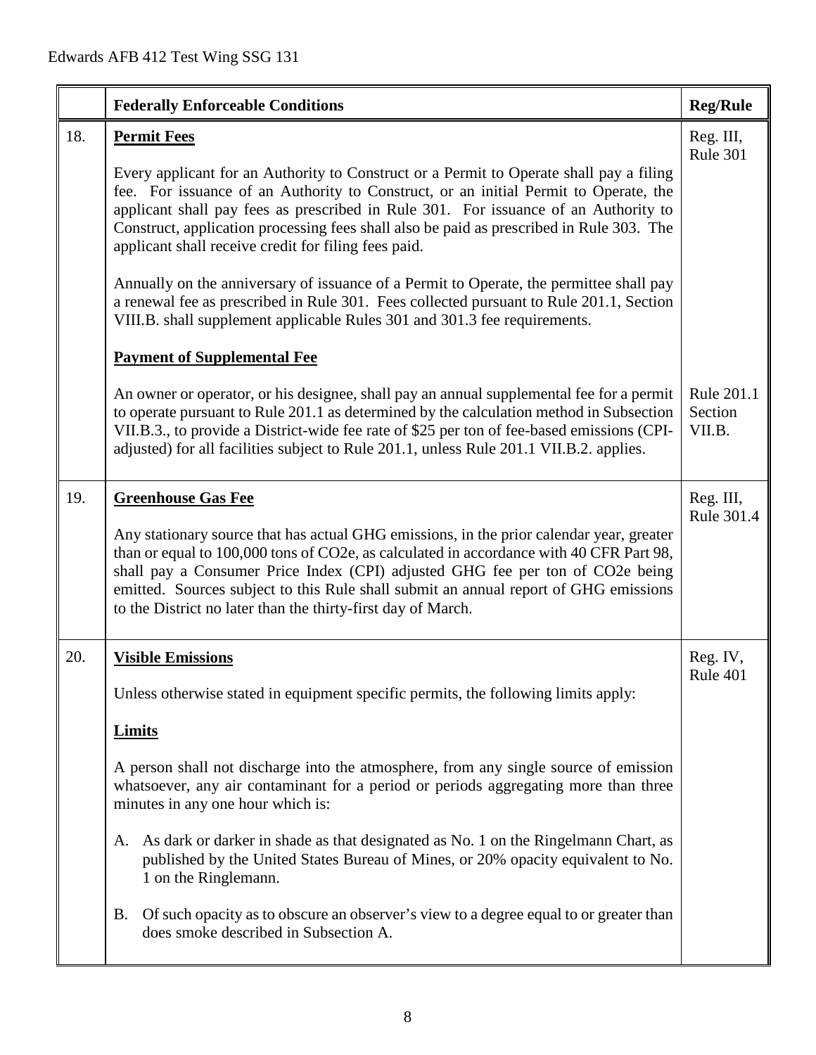| | Federally Enforceable Conditions | Reg/Rule |
|---|---|---|
| 18. | **Permit Fees**<br><br>Every applicant for an Authority to Construct or a Permit to Operate shall pay a filing fee. For issuance of an Authority to Construct, or an initial Permit to Operate, the applicant shall pay fees as prescribed in Rule 301. For issuance of an Authority to Construct, application processing fees shall also be paid as prescribed in Rule 303. The applicant shall receive credit for filing fees paid.<br><br>Annually on the anniversary of issuance of a Permit to Operate, the permittee shall pay a renewal fee as prescribed in Rule 301. Fees collected pursuant to Rule 201.1, Section VIII.B. shall supplement applicable Rules 301 and 301.3 fee requirements. | Reg. III, Rule 301 |
| | **Payment of Supplemental Fee**<br><br>An owner or operator, or his designee, shall pay an annual supplemental fee for a permit to operate pursuant to Rule 201.1 as determined by the calculation method in Subsection VII.B.3., to provide a District-wide fee rate of $25 per ton of fee-based emissions (CPI-adjusted) for all facilities subject to Rule 201.1, unless Rule 201.1 VII.B.2. applies. | Rule 201.1 Section VII.B. |
| 19. | **Greenhouse Gas Fee**<br><br>Any stationary source that has actual GHG emissions, in the prior calendar year, greater than or equal to 100,000 tons of CO2e, as calculated in accordance with 40 CFR Part 98, shall pay a Consumer Price Index (CPI) adjusted GHG fee per ton of CO2e being emitted. Sources subject to this Rule shall submit an annual report of GHG emissions to the District no later than the thirty-first day of March. | Reg. III, Rule 301.4 |
| 20. | **Visible Emissions**<br><br>Unless otherwise stated in equipment specific permits, the following limits apply:<br><br>**Limits**<br><br>A person shall not discharge into the atmosphere, from any single source of emission whatsoever, any air contaminant for a period or periods aggregating more than three minutes in any one hour which is:<br><br>A. As dark or darker in shade as that designated as No. 1 on the Ringelmann Chart, as published by the United States Bureau of Mines, or 20% opacity equivalent to No. 1 on the Ringlemann.<br><br>B. Of such opacity as to obscure an observer's view to a degree equal to or greater than does smoke described in Subsection A. | Reg. IV, Rule 401 |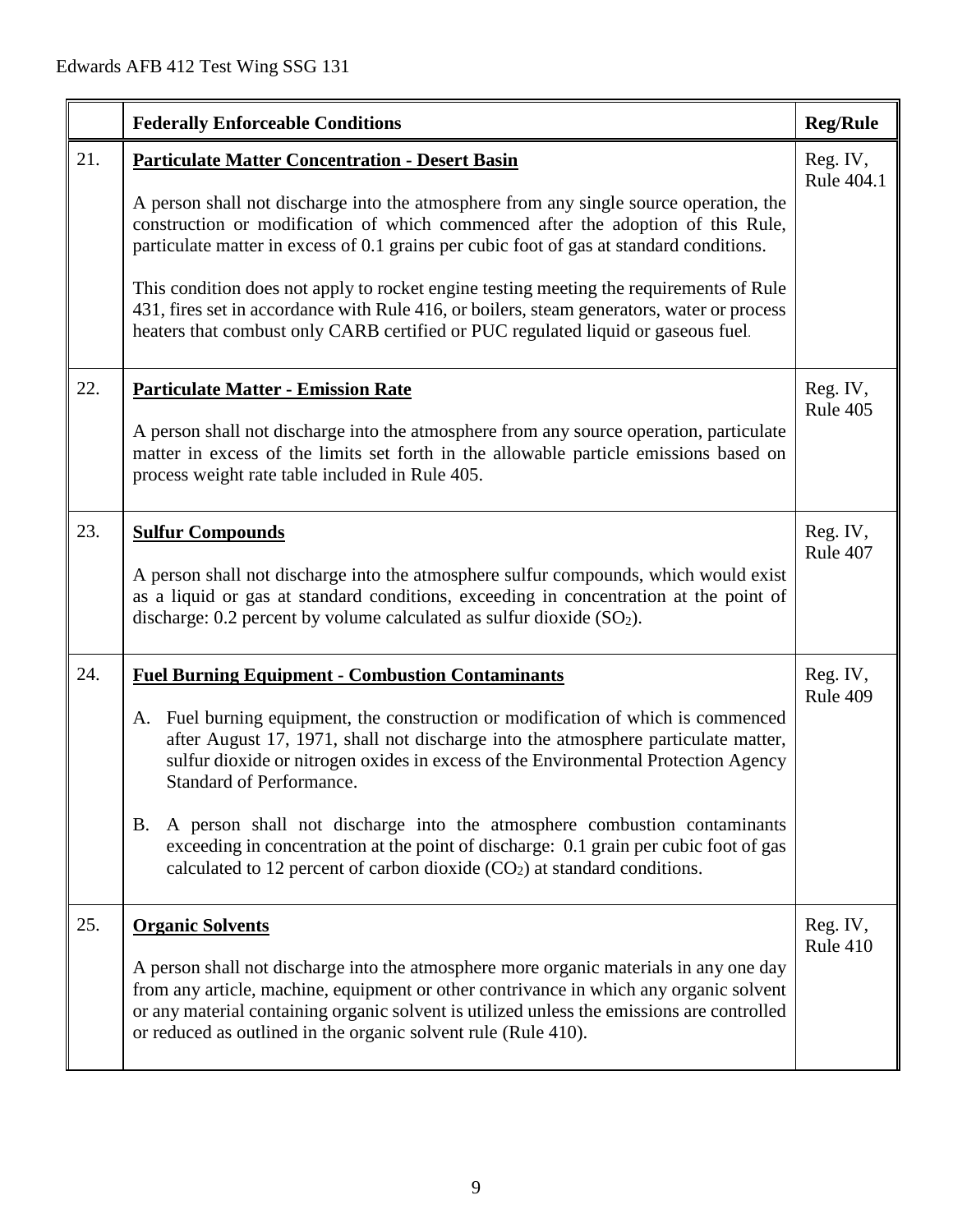| | Federally Enforceable Conditions | Reg/Rule |
|---|---|---|
| 21. | **Particulate Matter Concentration - Desert Basin**<br><br>A person shall not discharge into the atmosphere from any single source operation, the construction or modification of which commenced after the adoption of this Rule, particulate matter in excess of 0.1 grains per cubic foot of gas at standard conditions.<br><br>This condition does not apply to rocket engine testing meeting the requirements of Rule 431, fires set in accordance with Rule 416, or boilers, steam generators, water or process heaters that combust only CARB certified or PUC regulated liquid or gaseous fuel. | Reg. IV, Rule 404.1 |
| 22. | **Particulate Matter - Emission Rate**<br><br>A person shall not discharge into the atmosphere from any source operation, particulate matter in excess of the limits set forth in the allowable particle emissions based on process weight rate table included in Rule 405. | Reg. IV, Rule 405 |
| 23. | **Sulfur Compounds**<br><br>A person shall not discharge into the atmosphere sulfur compounds, which would exist as a liquid or gas at standard conditions, exceeding in concentration at the point of discharge: 0.2 percent by volume calculated as sulfur dioxide ($SO_2$). | Reg. IV, Rule 407 |
| 24. | **Fuel Burning Equipment - Combustion Contaminants**<br><br>A. Fuel burning equipment, the construction or modification of which is commenced after August 17, 1971, shall not discharge into the atmosphere particulate matter, sulfur dioxide or nitrogen oxides in excess of the Environmental Protection Agency Standard of Performance.<br><br>B. A person shall not discharge into the atmosphere combustion contaminants exceeding in concentration at the point of discharge: 0.1 grain per cubic foot of gas calculated to 12 percent of carbon dioxide ($CO_2$) at standard conditions. | Reg. IV, Rule 409 |
| 25. | **Organic Solvents**<br><br>A person shall not discharge into the atmosphere more organic materials in any one day from any article, machine, equipment or other contrivance in which any organic solvent or any material containing organic solvent is utilized unless the emissions are controlled or reduced as outlined in the organic solvent rule (Rule 410). | Reg. IV, Rule 410 |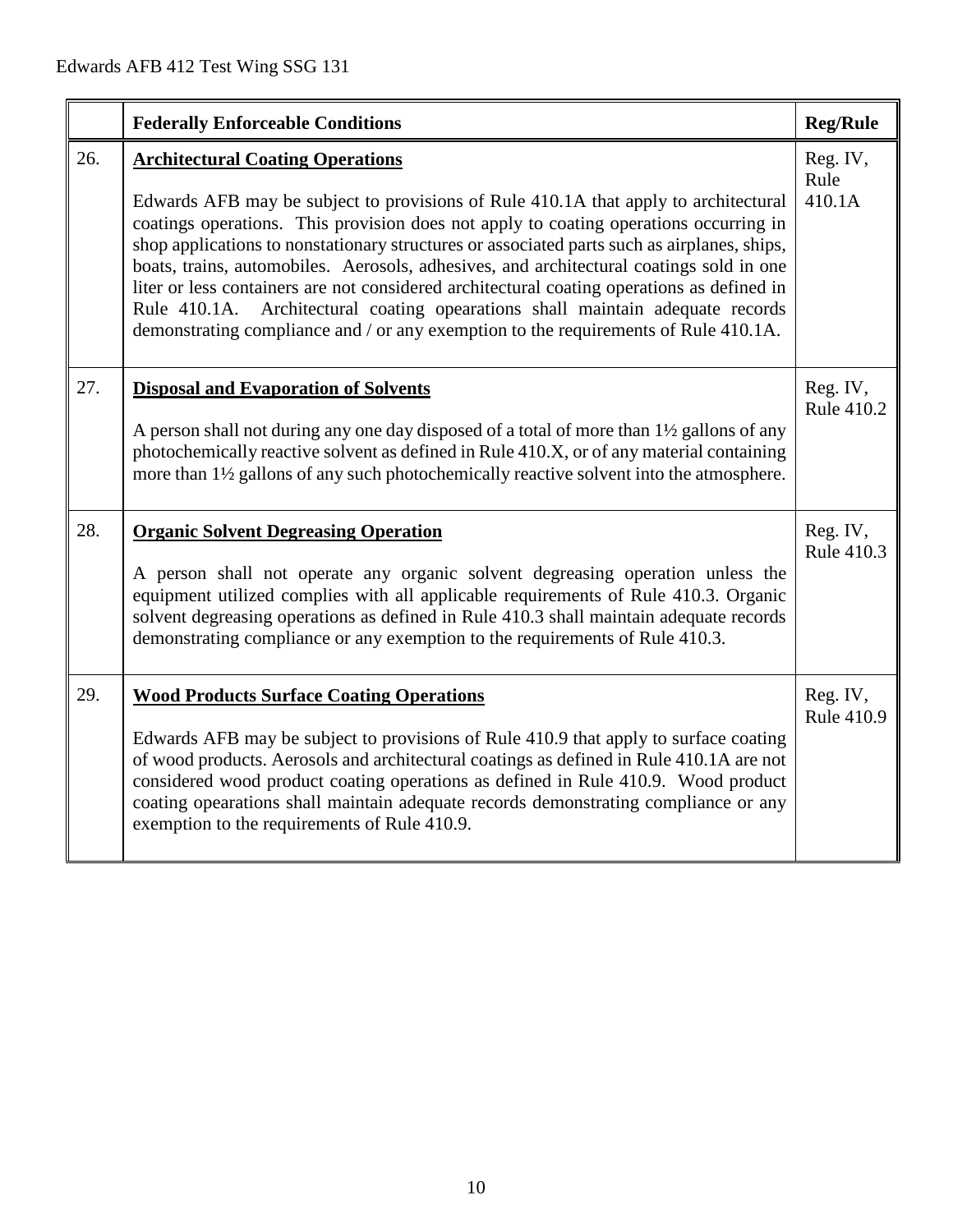| | Federally Enforceable Conditions | Reg/Rule |
|---|---|---|
| 26. | **Architectural Coating Operations**<br><br>Edwards AFB may be subject to provisions of Rule 410.1A that apply to architectural coatings operations. This provision does not apply to coating operations occurring in shop applications to nonstationary structures or associated parts such as airplanes, ships, boats, trains, automobiles. Aerosols, adhesives, and architectural coatings sold in one liter or less containers are not considered architectural coating operations as defined in Rule 410.1A. Architectural coating opearations shall maintain adequate records demonstrating compliance and / or any exemption to the requirements of Rule 410.1A. | Reg. IV, Rule 410.1A |
| 27. | **Disposal and Evaporation of Solvents**<br><br>A person shall not during any one day disposed of a total of more than 1½ gallons of any photochemically reactive solvent as defined in Rule 410.X, or of any material containing more than 1½ gallons of any such photochemically reactive solvent into the atmosphere. | Reg. IV, Rule 410.2 |
| 28. | **Organic Solvent Degreasing Operation**<br><br>A person shall not operate any organic solvent degreasing operation unless the equipment utilized complies with all applicable requirements of Rule 410.3. Organic solvent degreasing operations as defined in Rule 410.3 shall maintain adequate records demonstrating compliance or any exemption to the requirements of Rule 410.3. | Reg. IV, Rule 410.3 |
| 29. | **Wood Products Surface Coating Operations**<br><br>Edwards AFB may be subject to provisions of Rule 410.9 that apply to surface coating of wood products. Aerosols and architectural coatings as defined in Rule 410.1A are not considered wood product coating operations as defined in Rule 410.9. Wood product coating opearations shall maintain adequate records demonstrating compliance or any exemption to the requirements of Rule 410.9. | Reg. IV, Rule 410.9 |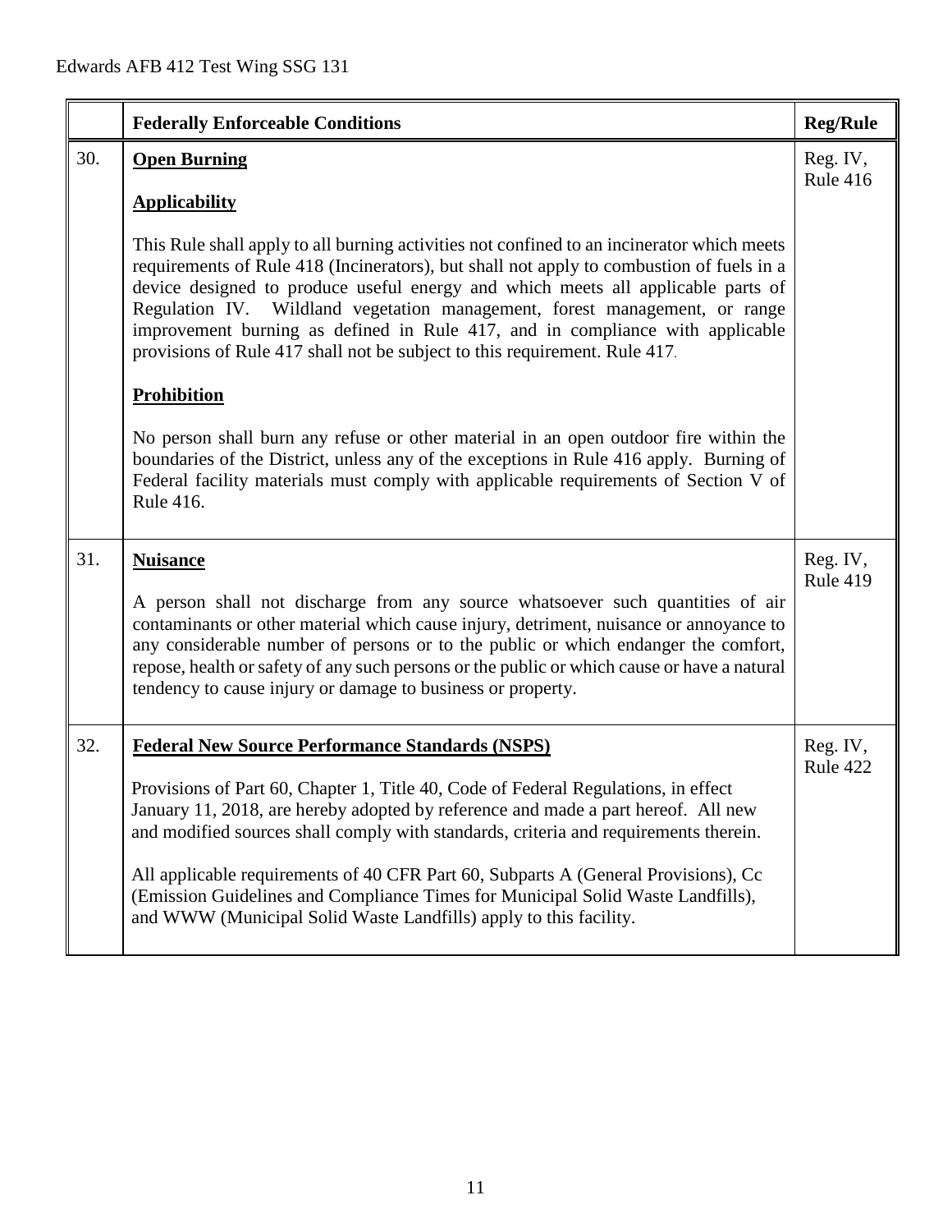| | Federally Enforceable Conditions | Reg/Rule |
|---|---|---|
| 30. | **Open Burning**<br><br>**Applicability**<br><br>This Rule shall apply to all burning activities not confined to an incinerator which meets requirements of Rule 418 (Incinerators), but shall not apply to combustion of fuels in a device designed to produce useful energy and which meets all applicable parts of Regulation IV. Wildland vegetation management, forest management, or range improvement burning as defined in Rule 417, and in compliance with applicable provisions of Rule 417 shall not be subject to this requirement. Rule 417.<br><br>**Prohibition**<br><br>No person shall burn any refuse or other material in an open outdoor fire within the boundaries of the District, unless any of the exceptions in Rule 416 apply. Burning of Federal facility materials must comply with applicable requirements of Section V of Rule 416. | Reg. IV, Rule 416 |
| 31. | **Nuisance**<br><br>A person shall not discharge from any source whatsoever such quantities of air contaminants or other material which cause injury, detriment, nuisance or annoyance to any considerable number of persons or to the public or which endanger the comfort, repose, health or safety of any such persons or the public or which cause or have a natural tendency to cause injury or damage to business or property. | Reg. IV, Rule 419 |
| 32. | **Federal New Source Performance Standards (NSPS)**<br><br>Provisions of Part 60, Chapter 1, Title 40, Code of Federal Regulations, in effect January 11, 2018, are hereby adopted by reference and made a part hereof. All new and modified sources shall comply with standards, criteria and requirements therein.<br><br>All applicable requirements of 40 CFR Part 60, Subparts A (General Provisions), Cc (Emission Guidelines and Compliance Times for Municipal Solid Waste Landfills), and WWW (Municipal Solid Waste Landfills) apply to this facility. | Reg. IV, Rule 422 |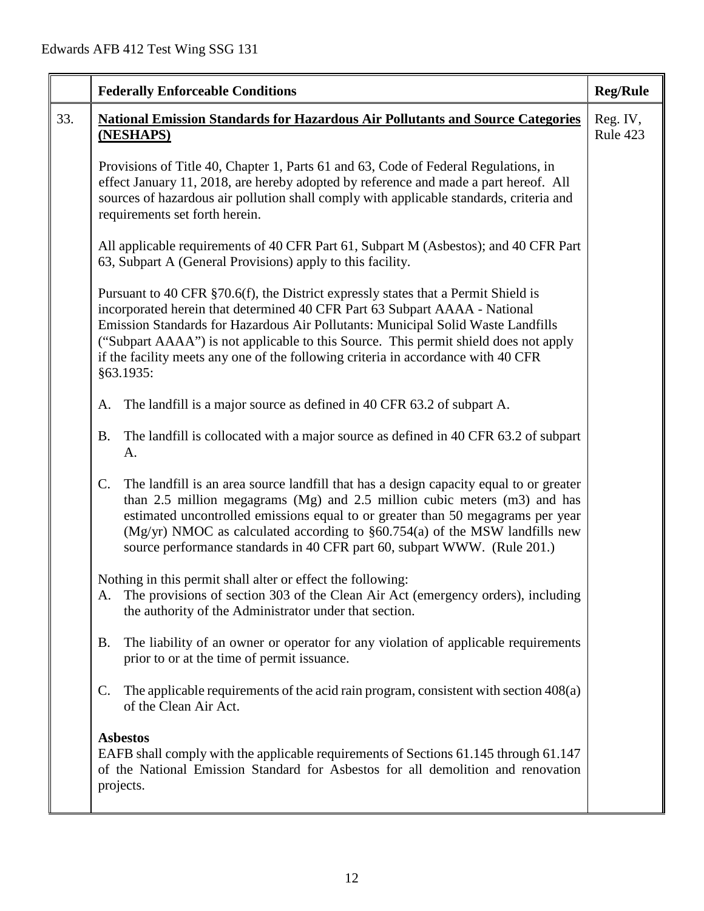| | Federally Enforceable Conditions | Reg/Rule |
|---|---|---|
| 33. | **National Emission Standards for Hazardous Air Pollutants and Source Categories (NESHAPS)**<br><br>Provisions of Title 40, Chapter 1, Parts 61 and 63, Code of Federal Regulations, in effect January 11, 2018, are hereby adopted by reference and made a part hereof. All sources of hazardous air pollution shall comply with applicable standards, criteria and requirements set forth herein.<br><br>All applicable requirements of 40 CFR Part 61, Subpart M (Asbestos); and 40 CFR Part 63, Subpart A (General Provisions) apply to this facility.<br><br>Pursuant to 40 CFR §70.6(f), the District expressly states that a Permit Shield is incorporated herein that determined 40 CFR Part 63 Subpart AAAA - National Emission Standards for Hazardous Air Pollutants: Municipal Solid Waste Landfills ("Subpart AAAA") is not applicable to this Source. This permit shield does not apply if the facility meets any one of the following criteria in accordance with 40 CFR §63.1935:<br><br>A. The landfill is a major source as defined in 40 CFR 63.2 of subpart A.<br><br>B. The landfill is collocated with a major source as defined in 40 CFR 63.2 of subpart A.<br><br>C. The landfill is an area source landfill that has a design capacity equal to or greater than 2.5 million megagrams (Mg) and 2.5 million cubic meters (m3) and has estimated uncontrolled emissions equal to or greater than 50 megagrams per year (Mg/yr) NMOC as calculated according to §60.754(a) of the MSW landfills new source performance standards in 40 CFR part 60, subpart WWW. (Rule 201.)<br><br>Nothing in this permit shall alter or effect the following:<br>A. The provisions of section 303 of the Clean Air Act (emergency orders), including the authority of the Administrator under that section.<br><br>B. The liability of an owner or operator for any violation of applicable requirements prior to or at the time of permit issuance.<br><br>C. The applicable requirements of the acid rain program, consistent with section 408(a) of the Clean Air Act.<br><br>**Asbestos**<br>EAFB shall comply with the applicable requirements of Sections 61.145 through 61.147 of the National Emission Standard for Asbestos for all demolition and renovation projects. | Reg. IV, Rule 423 |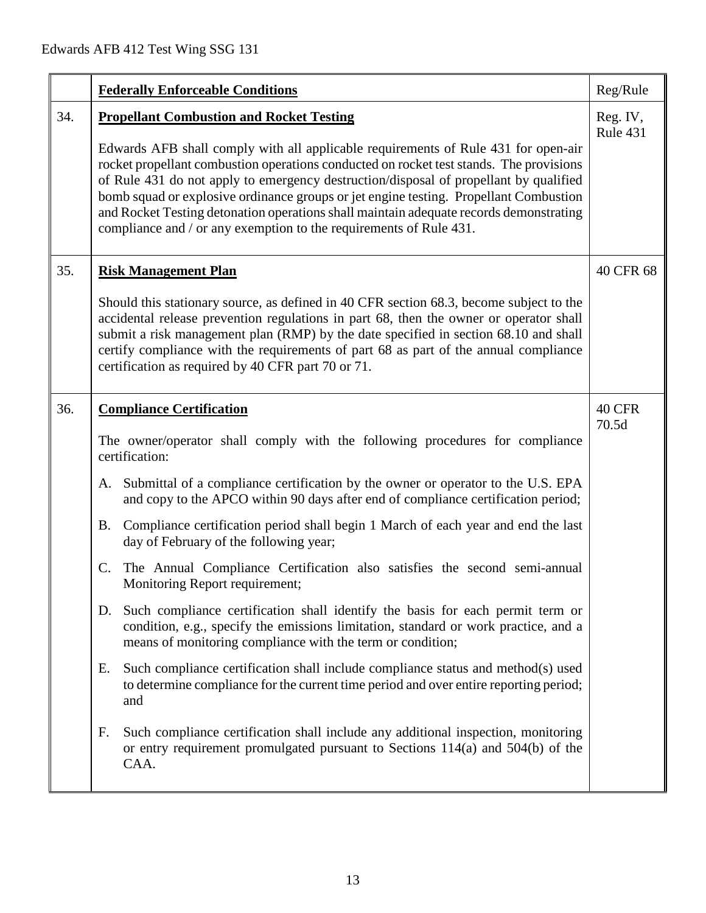| | Federally Enforceable Conditions | Reg/Rule |
|---|---|---|
| 34. | **Propellant Combustion and Rocket Testing**<br><br>Edwards AFB shall comply with all applicable requirements of Rule 431 for open-air rocket propellant combustion operations conducted on rocket test stands. The provisions of Rule 431 do not apply to emergency destruction/disposal of propellant by qualified bomb squad or explosive ordinance groups or jet engine testing. Propellant Combustion and Rocket Testing detonation operations shall maintain adequate records demonstrating compliance and / or any exemption to the requirements of Rule 431. | Reg. IV, Rule 431 |
| 35. | **Risk Management Plan**<br><br>Should this stationary source, as defined in 40 CFR section 68.3, become subject to the accidental release prevention regulations in part 68, then the owner or operator shall submit a risk management plan (RMP) by the date specified in section 68.10 and shall certify compliance with the requirements of part 68 as part of the annual compliance certification as required by 40 CFR part 70 or 71. | 40 CFR 68 |
| 36. | **Compliance Certification**<br><br>The owner/operator shall comply with the following procedures for compliance certification:<br><br>A. Submittal of a compliance certification by the owner or operator to the U.S. EPA and copy to the APCO within 90 days after end of compliance certification period;<br><br>B. Compliance certification period shall begin 1 March of each year and end the last day of February of the following year;<br><br>C. The Annual Compliance Certification also satisfies the second semi-annual Monitoring Report requirement;<br><br>D. Such compliance certification shall identify the basis for each permit term or condition, e.g., specify the emissions limitation, standard or work practice, and a means of monitoring compliance with the term or condition;<br><br>E. Such compliance certification shall include compliance status and method(s) used to determine compliance for the current time period and over entire reporting period; and<br><br>F. Such compliance certification shall include any additional inspection, monitoring or entry requirement promulgated pursuant to Sections 114(a) and 504(b) of the CAA. | 40 CFR 70.5d |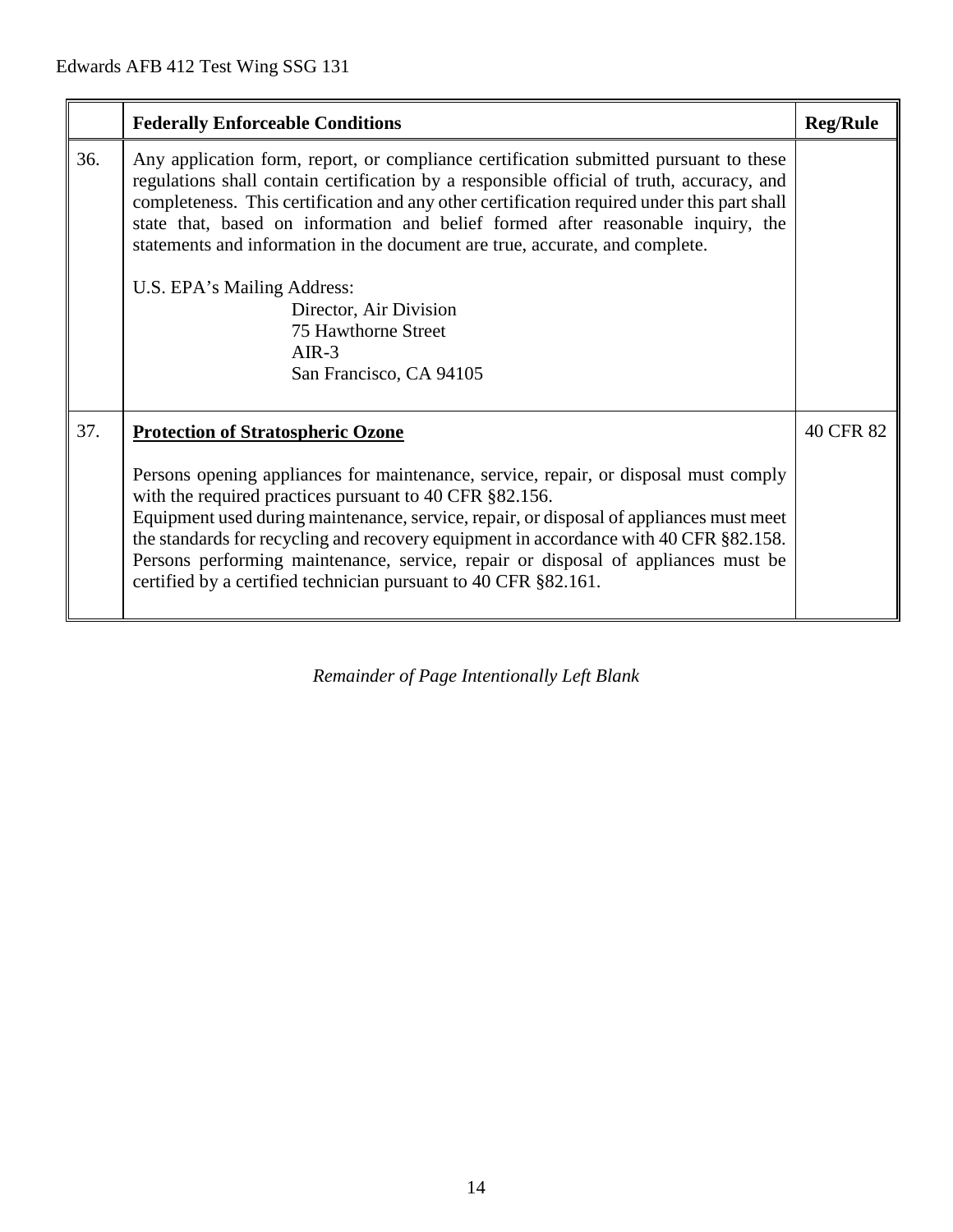| | Federally Enforceable Conditions | Reg/Rule |
|---|---|---|
| 36. | Any application form, report, or compliance certification submitted pursuant to these regulations shall contain certification by a responsible official of truth, accuracy, and completeness. This certification and any other certification required under this part shall state that, based on information and belief formed after reasonable inquiry, the statements and information in the document are true, accurate, and complete.<br><br>U.S. EPA's Mailing Address:<br>Director, Air Division<br>75 Hawthorne Street<br>AIR-3<br>San Francisco, CA 94105 | |
| 37. | **<u>Protection of Stratospheric Ozone</u>**<br><br>Persons opening appliances for maintenance, service, repair, or disposal must comply with the required practices pursuant to 40 CFR §82.156.<br>Equipment used during maintenance, service, repair, or disposal of appliances must meet the standards for recycling and recovery equipment in accordance with 40 CFR §82.158.<br>Persons performing maintenance, service, repair or disposal of appliances must be certified by a certified technician pursuant to 40 CFR §82.161. | 40 CFR 82 |

*Remainder of Page Intentionally Left Blank*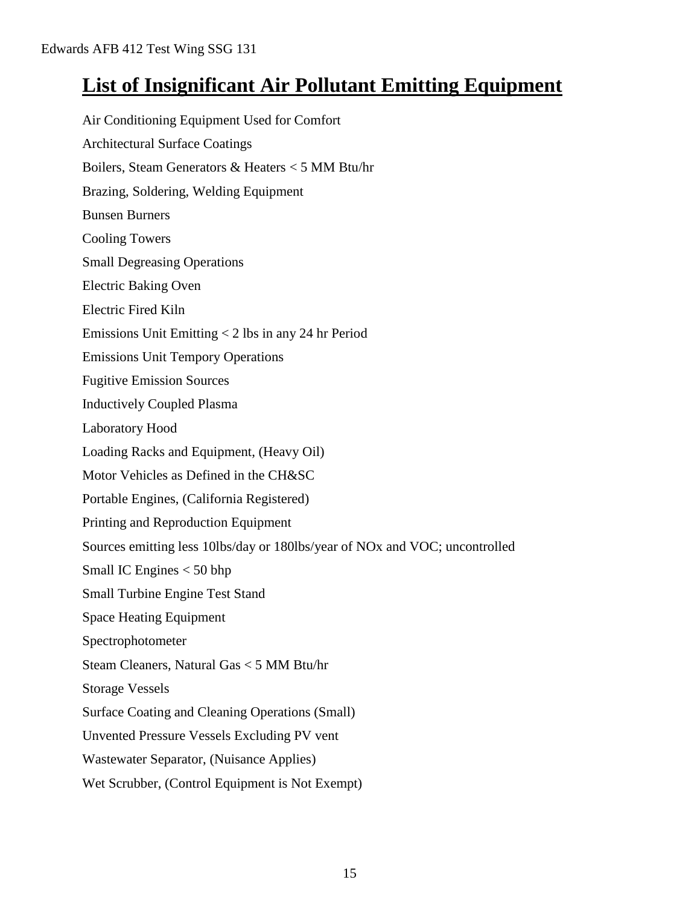# List of Insignificant Air Pollutant Emitting Equipment

Air Conditioning Equipment Used for Comfort

Architectural Surface Coatings

Boilers, Steam Generators & Heaters < 5 MM Btu/hr

Brazing, Soldering, Welding Equipment

Bunsen Burners

Cooling Towers

Small Degreasing Operations

Electric Baking Oven

Electric Fired Kiln

Emissions Unit Emitting < 2 lbs in any 24 hr Period

Emissions Unit Tempory Operations

Fugitive Emission Sources

Inductively Coupled Plasma

Laboratory Hood

Loading Racks and Equipment, (Heavy Oil)

Motor Vehicles as Defined in the CH&SC

Portable Engines, (California Registered)

Printing and Reproduction Equipment

Sources emitting less 10lbs/day or 180lbs/year of NOx and VOC; uncontrolled

Small IC Engines < 50 bhp

Small Turbine Engine Test Stand

Space Heating Equipment

Spectrophotometer

Steam Cleaners, Natural Gas < 5 MM Btu/hr

Storage Vessels

Surface Coating and Cleaning Operations (Small)

Unvented Pressure Vessels Excluding PV vent

Wastewater Separator, (Nuisance Applies)

Wet Scrubber, (Control Equipment is Not Exempt)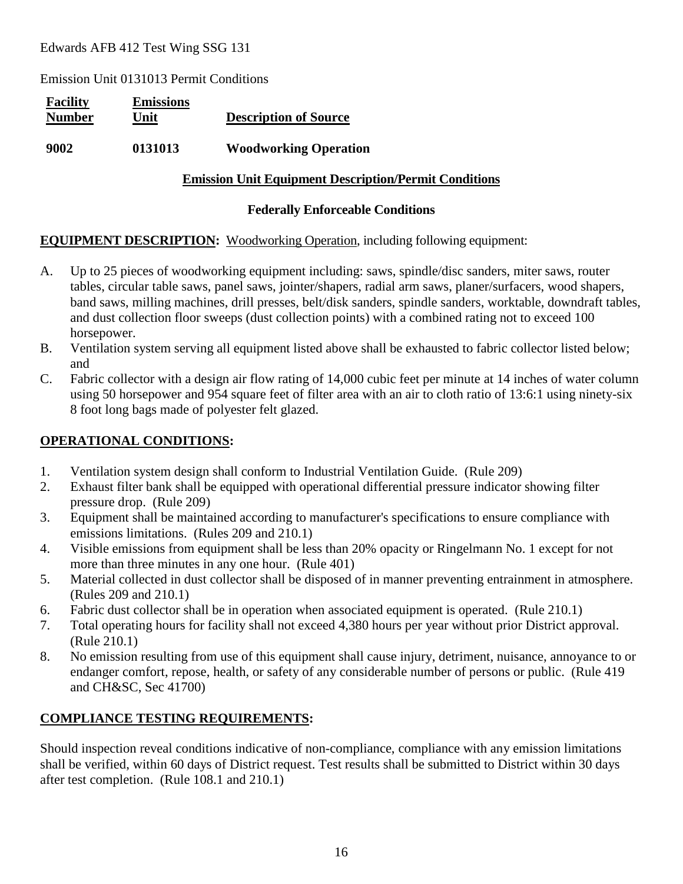Edwards AFB 412 Test Wing SSG 131

Emission Unit 0131013 Permit Conditions

| Facility Number | Emissions Unit | Description of Source |
|---|---|---|
| **9002** | **0131013** | **Woodworking Operation** |

**Emission Unit Equipment Description/Permit Conditions**

**Federally Enforceable Conditions**

**EQUIPMENT DESCRIPTION:** Woodworking Operation, including following equipment:

A. Up to 25 pieces of woodworking equipment including: saws, spindle/disc sanders, miter saws, router tables, circular table saws, panel saws, jointer/shapers, radial arm saws, planer/surfacers, wood shapers, band saws, milling machines, drill presses, belt/disk sanders, spindle sanders, worktable, downdraft tables, and dust collection floor sweeps (dust collection points) with a combined rating not to exceed 100 horsepower.
B. Ventilation system serving all equipment listed above shall be exhausted to fabric collector listed below; and
C. Fabric collector with a design air flow rating of 14,000 cubic feet per minute at 14 inches of water column using 50 horsepower and 954 square feet of filter area with an air to cloth ratio of 13:6:1 using ninety-six 8 foot long bags made of polyester felt glazed.

## OPERATIONAL CONDITIONS:

1. Ventilation system design shall conform to Industrial Ventilation Guide. (Rule 209)
2. Exhaust filter bank shall be equipped with operational differential pressure indicator showing filter pressure drop. (Rule 209)
3. Equipment shall be maintained according to manufacturer's specifications to ensure compliance with emissions limitations. (Rules 209 and 210.1)
4. Visible emissions from equipment shall be less than 20% opacity or Ringelmann No. 1 except for not more than three minutes in any one hour. (Rule 401)
5. Material collected in dust collector shall be disposed of in manner preventing entrainment in atmosphere. (Rules 209 and 210.1)
6. Fabric dust collector shall be in operation when associated equipment is operated. (Rule 210.1)
7. Total operating hours for facility shall not exceed 4,380 hours per year without prior District approval. (Rule 210.1)
8. No emission resulting from use of this equipment shall cause injury, detriment, nuisance, annoyance to or endanger comfort, repose, health, or safety of any considerable number of persons or public. (Rule 419 and CH&SC, Sec 41700)

## COMPLIANCE TESTING REQUIREMENTS:

Should inspection reveal conditions indicative of non-compliance, compliance with any emission limitations shall be verified, within 60 days of District request. Test results shall be submitted to District within 30 days after test completion. (Rule 108.1 and 210.1)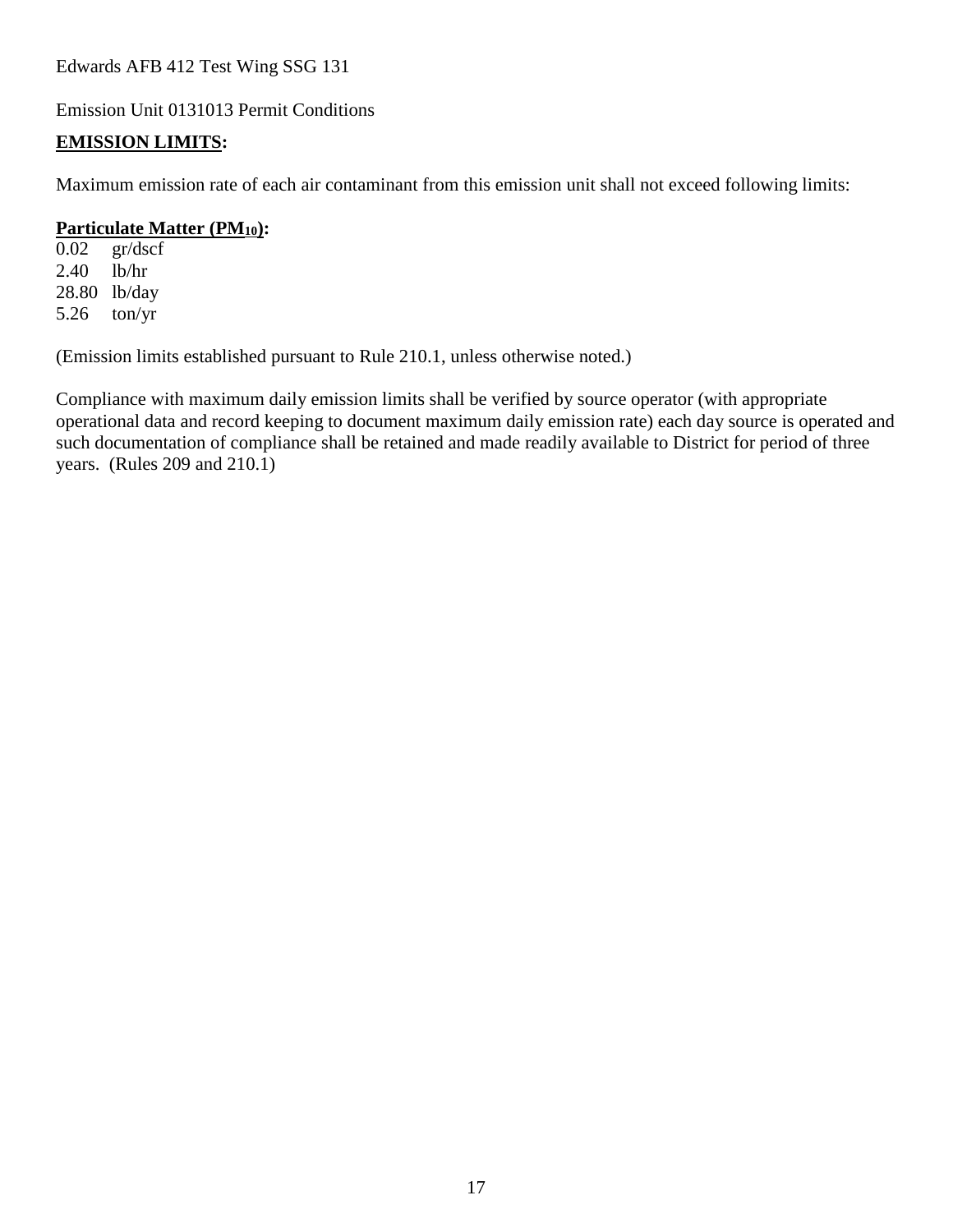Edwards AFB 412 Test Wing SSG 131

Emission Unit 0131013 Permit Conditions

**EMISSION LIMITS:**

Maximum emission rate of each air contaminant from this emission unit shall not exceed following limits:

**Particulate Matter ($PM_{10}$):**

0.02 gr/dscf
2.40 lb/hr
28.80 lb/day
5.26 ton/yr

(Emission limits established pursuant to Rule 210.1, unless otherwise noted.)

Compliance with maximum daily emission limits shall be verified by source operator (with appropriate operational data and record keeping to document maximum daily emission rate) each day source is operated and such documentation of compliance shall be retained and made readily available to District for period of three years. (Rules 209 and 210.1)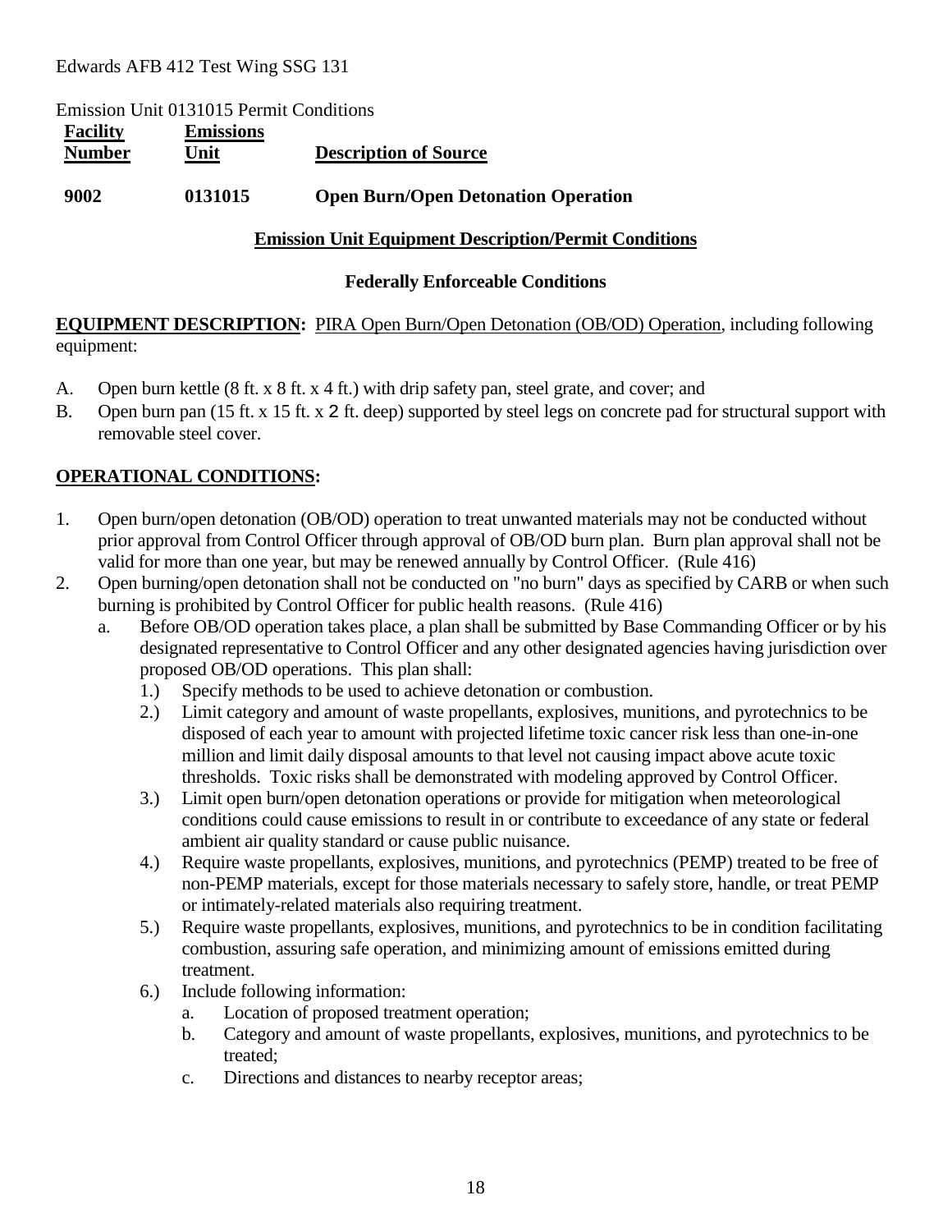Edwards AFB 412 Test Wing SSG 131

Emission Unit 0131015 Permit Conditions

| **Facility Number** | **Emissions Unit** | **Description of Source** |
|---|---|---|
| **9002** | **0131015** | **Open Burn/Open Detonation Operation** |

**Emission Unit Equipment Description/Permit Conditions**

**Federally Enforceable Conditions**

**EQUIPMENT DESCRIPTION:** PIRA Open Burn/Open Detonation (OB/OD) Operation, including following equipment:

A. Open burn kettle (8 ft. x 8 ft. x 4 ft.) with drip safety pan, steel grate, and cover; and
B. Open burn pan (15 ft. x 15 ft. x 2 ft. deep) supported by steel legs on concrete pad for structural support with removable steel cover.

**OPERATIONAL CONDITIONS:**

1. Open burn/open detonation (OB/OD) operation to treat unwanted materials may not be conducted without prior approval from Control Officer through approval of OB/OD burn plan. Burn plan approval shall not be valid for more than one year, but may be renewed annually by Control Officer. (Rule 416)
2. Open burning/open detonation shall not be conducted on "no burn" days as specified by CARB or when such burning is prohibited by Control Officer for public health reasons. (Rule 416)
   a. Before OB/OD operation takes place, a plan shall be submitted by Base Commanding Officer or by his designated representative to Control Officer and any other designated agencies having jurisdiction over proposed OB/OD operations. This plan shall:
      1.) Specify methods to be used to achieve detonation or combustion.
      2.) Limit category and amount of waste propellants, explosives, munitions, and pyrotechnics to be disposed of each year to amount with projected lifetime toxic cancer risk less than one-in-one million and limit daily disposal amounts to that level not causing impact above acute toxic thresholds. Toxic risks shall be demonstrated with modeling approved by Control Officer.
      3.) Limit open burn/open detonation operations or provide for mitigation when meteorological conditions could cause emissions to result in or contribute to exceedance of any state or federal ambient air quality standard or cause public nuisance.
      4.) Require waste propellants, explosives, munitions, and pyrotechnics (PEMP) treated to be free of non-PEMP materials, except for those materials necessary to safely store, handle, or treat PEMP or intimately-related materials also requiring treatment.
      5.) Require waste propellants, explosives, munitions, and pyrotechnics to be in condition facilitating combustion, assuring safe operation, and minimizing amount of emissions emitted during treatment.
      6.) Include following information:
         a. Location of proposed treatment operation;
         b. Category and amount of waste propellants, explosives, munitions, and pyrotechnics to be treated;
         c. Directions and distances to nearby receptor areas;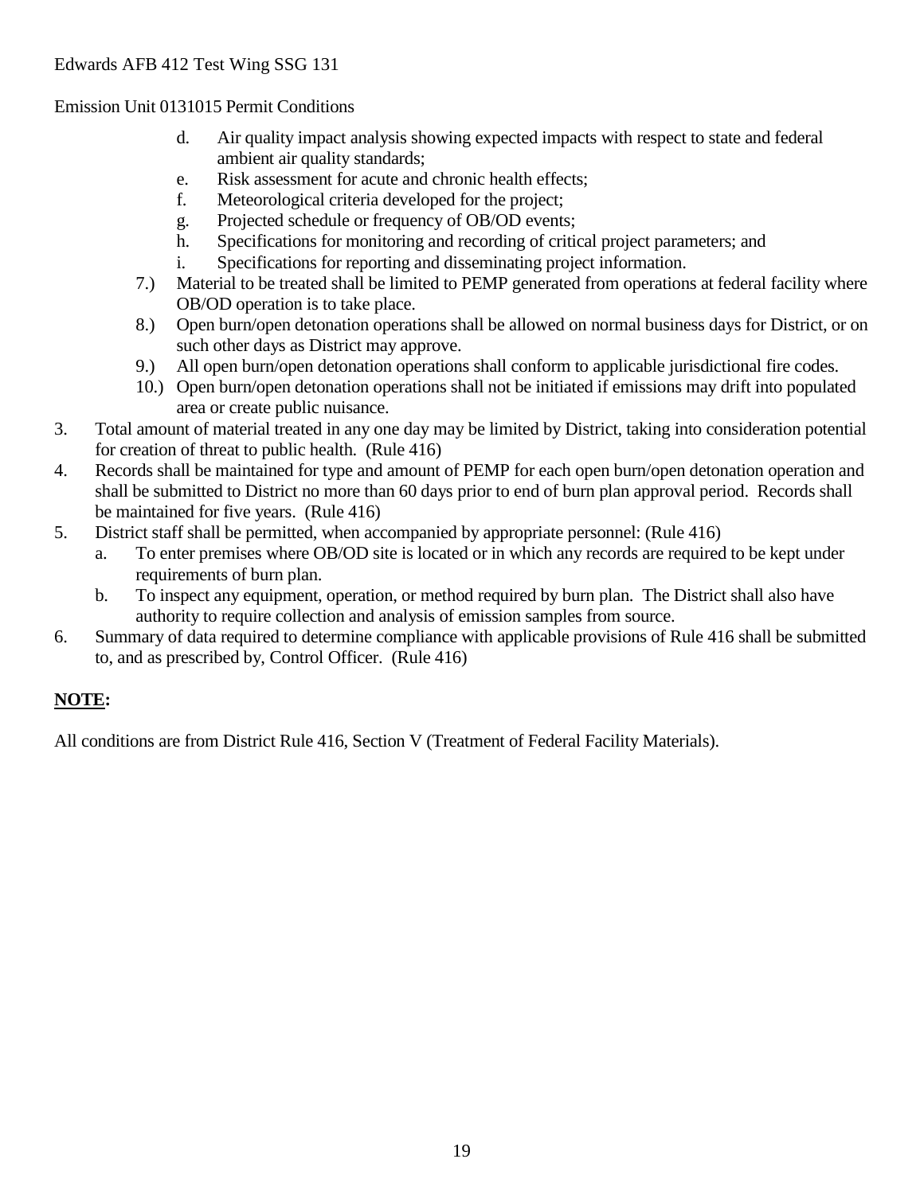Emission Unit 0131015 Permit Conditions

   - d. Air quality impact analysis showing expected impacts with respect to state and federal ambient air quality standards;
   - e. Risk assessment for acute and chronic health effects;
   - f. Meteorological criteria developed for the project;
   - g. Projected schedule or frequency of OB/OD events;
   - h. Specifications for monitoring and recording of critical project parameters; and
   - i. Specifications for reporting and disseminating project information.

  - 7.) Material to be treated shall be limited to PEMP generated from operations at federal facility where OB/OD operation is to take place.
  - 8.) Open burn/open detonation operations shall be allowed on normal business days for District, or on such other days as District may approve.
  - 9.) All open burn/open detonation operations shall conform to applicable jurisdictional fire codes.
  - 10.) Open burn/open detonation operations shall not be initiated if emissions may drift into populated area or create public nuisance.

3. Total amount of material treated in any one day may be limited by District, taking into consideration potential for creation of threat to public health. (Rule 416)
4. Records shall be maintained for type and amount of PEMP for each open burn/open detonation operation and shall be submitted to District no more than 60 days prior to end of burn plan approval period. Records shall be maintained for five years. (Rule 416)
5. District staff shall be permitted, when accompanied by appropriate personnel: (Rule 416)
   - a. To enter premises where OB/OD site is located or in which any records are required to be kept under requirements of burn plan.
   - b. To inspect any equipment, operation, or method required by burn plan. The District shall also have authority to require collection and analysis of emission samples from source.
6. Summary of data required to determine compliance with applicable provisions of Rule 416 shall be submitted to, and as prescribed by, Control Officer. (Rule 416)

**NOTE:**

All conditions are from District Rule 416, Section V (Treatment of Federal Facility Materials).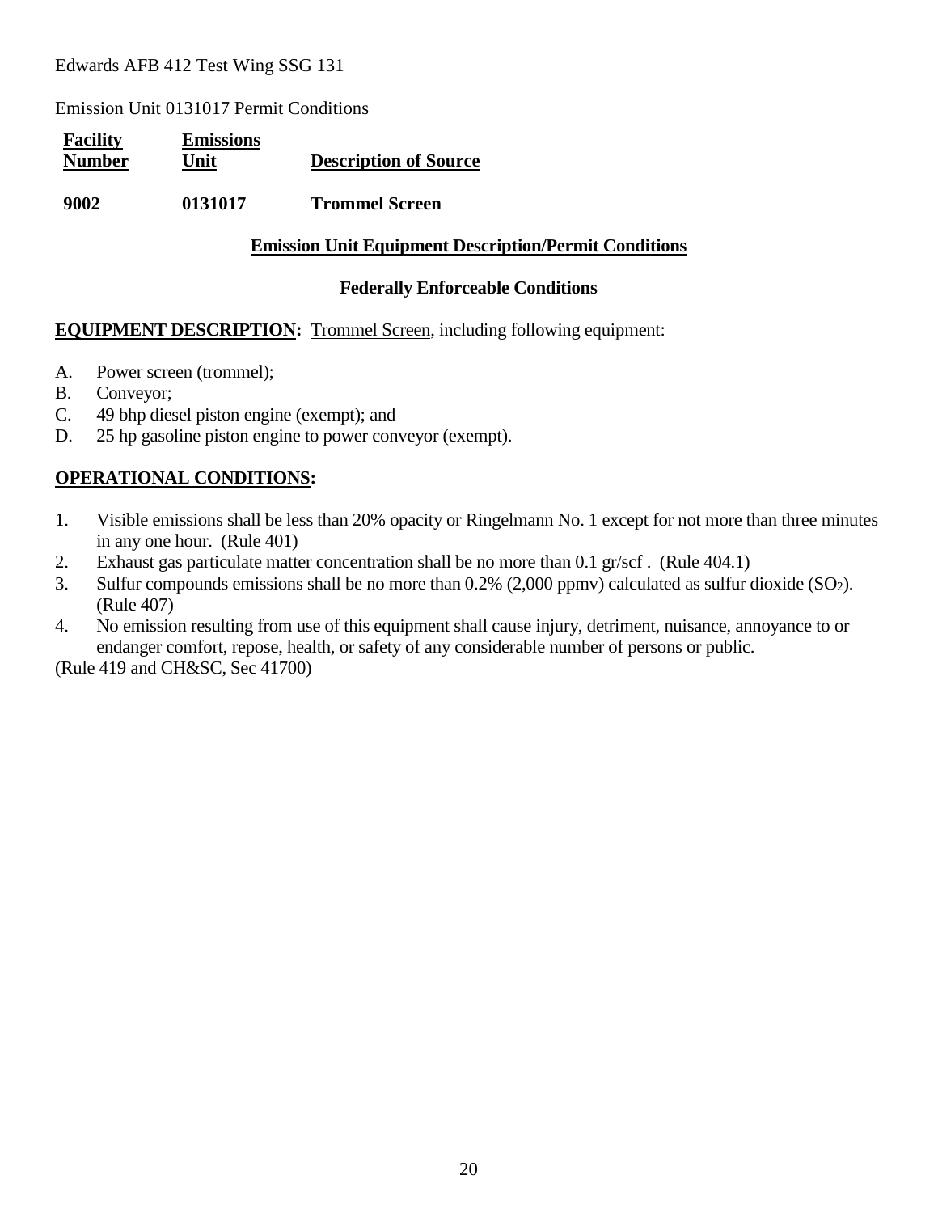Edwards AFB 412 Test Wing SSG 131

Emission Unit 0131017 Permit Conditions

| Facility Number | Emissions Unit | Description of Source |
| --- | --- | --- |
| **9002** | **0131017** | **Trommel Screen** |

**Emission Unit Equipment Description/Permit Conditions**

**Federally Enforceable Conditions**

**EQUIPMENT DESCRIPTION:** Trommel Screen, including following equipment:

A. Power screen (trommel);
B. Conveyor;
C. 49 bhp diesel piston engine (exempt); and
D. 25 hp gasoline piston engine to power conveyor (exempt).

**OPERATIONAL CONDITIONS:**

1. Visible emissions shall be less than 20% opacity or Ringelmann No. 1 except for not more than three minutes in any one hour. (Rule 401)
2. Exhaust gas particulate matter concentration shall be no more than 0.1 gr/scf . (Rule 404.1)
3. Sulfur compounds emissions shall be no more than 0.2% (2,000 ppmv) calculated as sulfur dioxide ($SO_2$). (Rule 407)
4. No emission resulting from use of this equipment shall cause injury, detriment, nuisance, annoyance to or endanger comfort, repose, health, or safety of any considerable number of persons or public.

(Rule 419 and CH&SC, Sec 41700)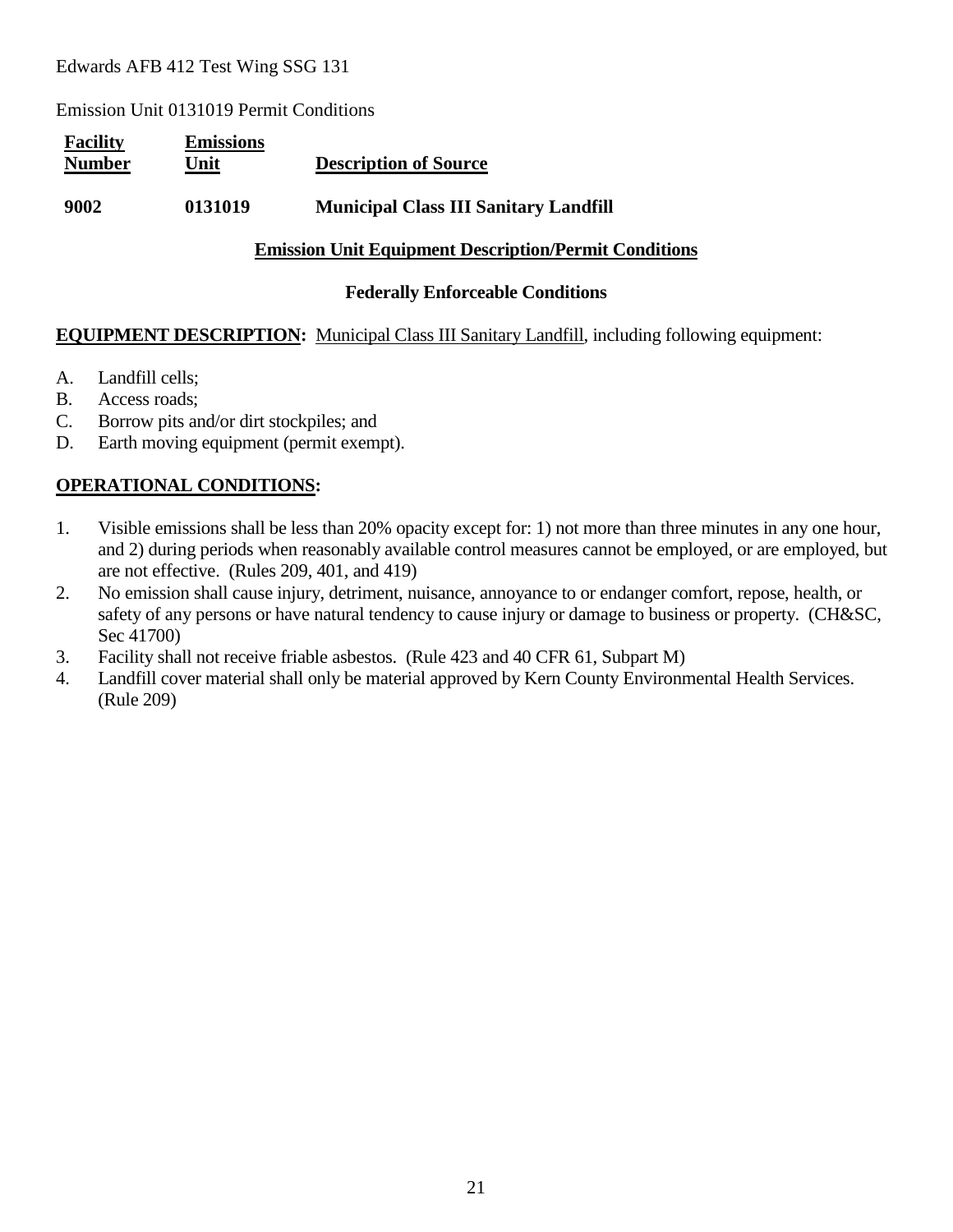Edwards AFB 412 Test Wing SSG 131

Emission Unit 0131019 Permit Conditions

| Facility Number | Emissions Unit | Description of Source |
|---|---|---|
| **9002** | **0131019** | **Municipal Class III Sanitary Landfill** |

**Emission Unit Equipment Description/Permit Conditions**

**Federally Enforceable Conditions**

**EQUIPMENT DESCRIPTION:** Municipal Class III Sanitary Landfill, including following equipment:

A. Landfill cells;
B. Access roads;
C. Borrow pits and/or dirt stockpiles; and
D. Earth moving equipment (permit exempt).

**OPERATIONAL CONDITIONS:**

1. Visible emissions shall be less than 20% opacity except for: 1) not more than three minutes in any one hour, and 2) during periods when reasonably available control measures cannot be employed, or are employed, but are not effective. (Rules 209, 401, and 419)
2. No emission shall cause injury, detriment, nuisance, annoyance to or endanger comfort, repose, health, or safety of any persons or have natural tendency to cause injury or damage to business or property. (CH&SC, Sec 41700)
3. Facility shall not receive friable asbestos. (Rule 423 and 40 CFR 61, Subpart M)
4. Landfill cover material shall only be material approved by Kern County Environmental Health Services. (Rule 209)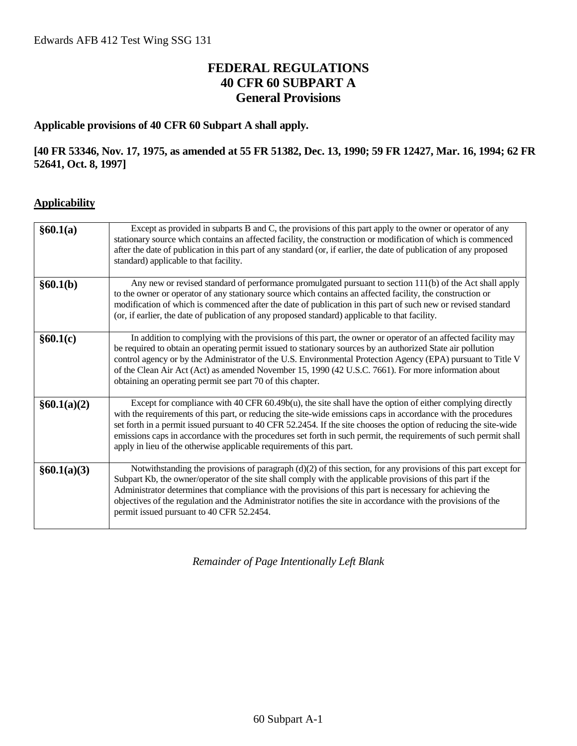# FEDERAL REGULATIONS
# 40 CFR 60 SUBPART A
# General Provisions

**Applicable provisions of 40 CFR 60 Subpart A shall apply.**

**[40 FR 53346, Nov. 17, 1975, as amended at 55 FR 51382, Dec. 13, 1990; 59 FR 12427, Mar. 16, 1994; 62 FR 52641, Oct. 8, 1997]**

## <u>Applicability</u>

| | |
|---|---|
| **§60.1(a)** | Except as provided in subparts B and C, the provisions of this part apply to the owner or operator of any stationary source which contains an affected facility, the construction or modification of which is commenced after the date of publication in this part of any standard (or, if earlier, the date of publication of any proposed standard) applicable to that facility. |
| **§60.1(b)** | Any new or revised standard of performance promulgated pursuant to section 111(b) of the Act shall apply to the owner or operator of any stationary source which contains an affected facility, the construction or modification of which is commenced after the date of publication in this part of such new or revised standard (or, if earlier, the date of publication of any proposed standard) applicable to that facility. |
| **§60.1(c)** | In addition to complying with the provisions of this part, the owner or operator of an affected facility may be required to obtain an operating permit issued to stationary sources by an authorized State air pollution control agency or by the Administrator of the U.S. Environmental Protection Agency (EPA) pursuant to Title V of the Clean Air Act (Act) as amended November 15, 1990 (42 U.S.C. 7661). For more information about obtaining an operating permit see part 70 of this chapter. |
| **§60.1(a)(2)** | Except for compliance with 40 CFR 60.49b(u), the site shall have the option of either complying directly with the requirements of this part, or reducing the site-wide emissions caps in accordance with the procedures set forth in a permit issued pursuant to 40 CFR 52.2454. If the site chooses the option of reducing the site-wide emissions caps in accordance with the procedures set forth in such permit, the requirements of such permit shall apply in lieu of the otherwise applicable requirements of this part. |
| **§60.1(a)(3)** | Notwithstanding the provisions of paragraph (d)(2) of this section, for any provisions of this part except for Subpart Kb, the owner/operator of the site shall comply with the applicable provisions of this part if the Administrator determines that compliance with the provisions of this part is necessary for achieving the objectives of the regulation and the Administrator notifies the site in accordance with the provisions of the permit issued pursuant to 40 CFR 52.2454. |

*Remainder of Page Intentionally Left Blank*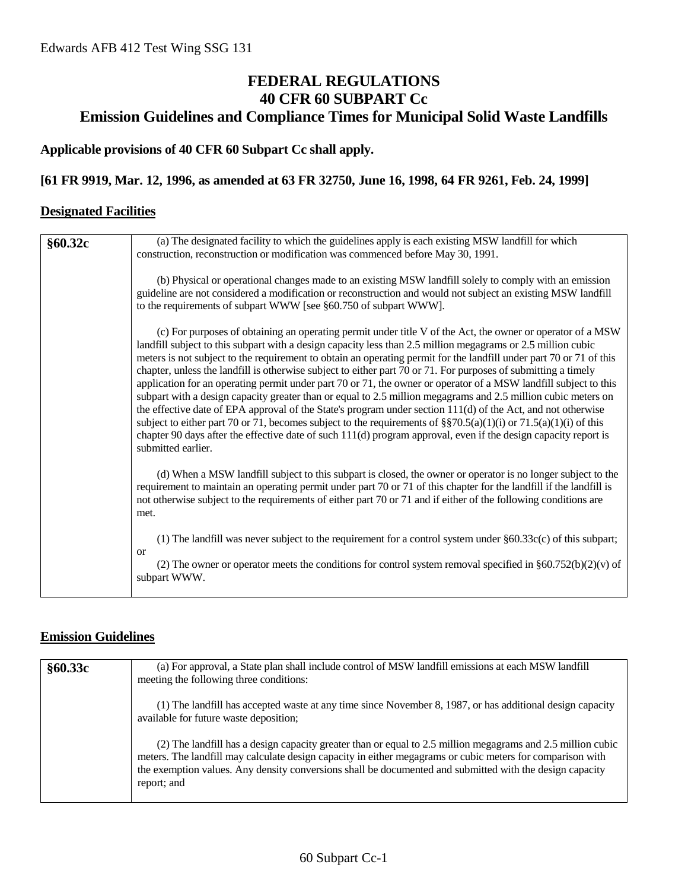# FEDERAL REGULATIONS
# 40 CFR 60 SUBPART Cc
# Emission Guidelines and Compliance Times for Municipal Solid Waste Landfills

**Applicable provisions of 40 CFR 60 Subpart Cc shall apply.**

**[61 FR 9919, Mar. 12, 1996, as amended at 63 FR 32750, June 16, 1998, 64 FR 9261, Feb. 24, 1999]**

## Designated Facilities

| | |
|---|---|
| **§60.32c** | (a) The designated facility to which the guidelines apply is each existing MSW landfill for which construction, reconstruction or modification was commenced before May 30, 1991.<br><br>(b) Physical or operational changes made to an existing MSW landfill solely to comply with an emission guideline are not considered a modification or reconstruction and would not subject an existing MSW landfill to the requirements of subpart WWW [see §60.750 of subpart WWW].<br><br>(c) For purposes of obtaining an operating permit under title V of the Act, the owner or operator of a MSW landfill subject to this subpart with a design capacity less than 2.5 million megagrams or 2.5 million cubic meters is not subject to the requirement to obtain an operating permit for the landfill under part 70 or 71 of this chapter, unless the landfill is otherwise subject to either part 70 or 71. For purposes of submitting a timely application for an operating permit under part 70 or 71, the owner or operator of a MSW landfill subject to this subpart with a design capacity greater than or equal to 2.5 million megagrams and 2.5 million cubic meters on the effective date of EPA approval of the State's program under section 111(d) of the Act, and not otherwise subject to either part 70 or 71, becomes subject to the requirements of §§70.5(a)(1)(i) or 71.5(a)(1)(i) of this chapter 90 days after the effective date of such 111(d) program approval, even if the design capacity report is submitted earlier.<br><br>(d) When a MSW landfill subject to this subpart is closed, the owner or operator is no longer subject to the requirement to maintain an operating permit under part 70 or 71 of this chapter for the landfill if the landfill is not otherwise subject to the requirements of either part 70 or 71 and if either of the following conditions are met.<br><br>(1) The landfill was never subject to the requirement for a control system under §60.33c(c) of this subpart; or<br>(2) The owner or operator meets the conditions for control system removal specified in §60.752(b)(2)(v) of subpart WWW. |

## Emission Guidelines

| | |
|---|---|
| **§60.33c** | (a) For approval, a State plan shall include control of MSW landfill emissions at each MSW landfill meeting the following three conditions:<br><br>(1) The landfill has accepted waste at any time since November 8, 1987, or has additional design capacity available for future waste deposition;<br><br>(2) The landfill has a design capacity greater than or equal to 2.5 million megagrams and 2.5 million cubic meters. The landfill may calculate design capacity in either megagrams or cubic meters for comparison with the exemption values. Any density conversions shall be documented and submitted with the design capacity report; and |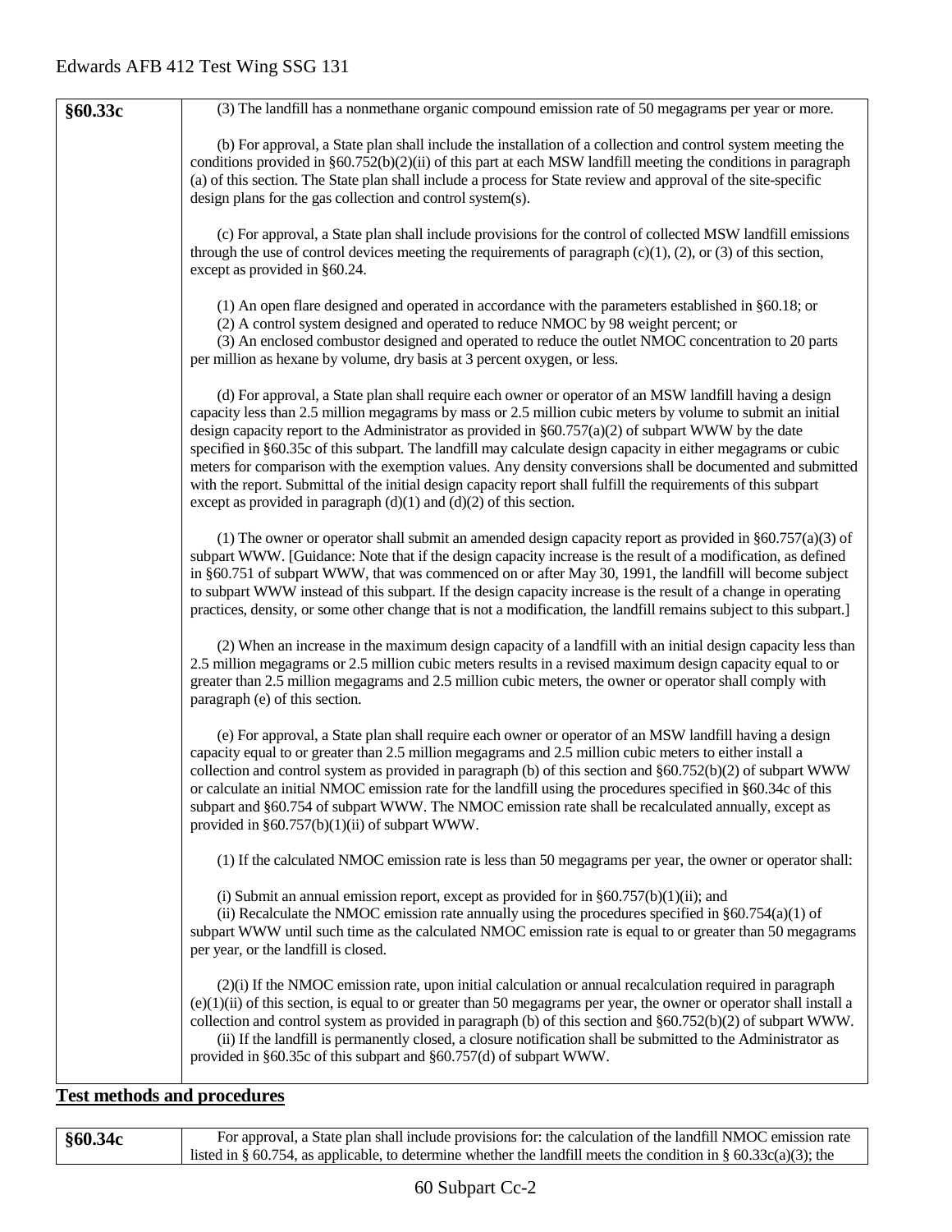| §60.33c | (3) The landfill has a nonmethane organic compound emission rate of 50 megagrams per year or more.<br><br>(b) For approval, a State plan shall include the installation of a collection and control system meeting the conditions provided in §60.752(b)(2)(ii) of this part at each MSW landfill meeting the conditions in paragraph (a) of this section. The State plan shall include a process for State review and approval of the site-specific design plans for the gas collection and control system(s).<br><br>(c) For approval, a State plan shall include provisions for the control of collected MSW landfill emissions through the use of control devices meeting the requirements of paragraph (c)(1), (2), or (3) of this section, except as provided in §60.24.<br><br>(1) An open flare designed and operated in accordance with the parameters established in §60.18; or<br>(2) A control system designed and operated to reduce NMOC by 98 weight percent; or<br>(3) An enclosed combustor designed and operated to reduce the outlet NMOC concentration to 20 parts per million as hexane by volume, dry basis at 3 percent oxygen, or less.<br><br>(d) For approval, a State plan shall require each owner or operator of an MSW landfill having a design capacity less than 2.5 million megagrams by mass or 2.5 million cubic meters by volume to submit an initial design capacity report to the Administrator as provided in §60.757(a)(2) of subpart WWW by the date specified in §60.35c of this subpart. The landfill may calculate design capacity in either megagrams or cubic meters for comparison with the exemption values. Any density conversions shall be documented and submitted with the report. Submittal of the initial design capacity report shall fulfill the requirements of this subpart except as provided in paragraph (d)(1) and (d)(2) of this section.<br><br>(1) The owner or operator shall submit an amended design capacity report as provided in §60.757(a)(3) of subpart WWW. [Guidance: Note that if the design capacity increase is the result of a modification, as defined in §60.751 of subpart WWW, that was commenced on or after May 30, 1991, the landfill will become subject to subpart WWW instead of this subpart. If the design capacity increase is the result of a change in operating practices, density, or some other change that is not a modification, the landfill remains subject to this subpart.]<br><br>(2) When an increase in the maximum design capacity of a landfill with an initial design capacity less than 2.5 million megagrams or 2.5 million cubic meters results in a revised maximum design capacity equal to or greater than 2.5 million megagrams and 2.5 million cubic meters, the owner or operator shall comply with paragraph (e) of this section.<br><br>(e) For approval, a State plan shall require each owner or operator of an MSW landfill having a design capacity equal to or greater than 2.5 million megagrams and 2.5 million cubic meters to either install a collection and control system as provided in paragraph (b) of this section and §60.752(b)(2) of subpart WWW or calculate an initial NMOC emission rate for the landfill using the procedures specified in §60.34c of this subpart and §60.754 of subpart WWW. The NMOC emission rate shall be recalculated annually, except as provided in §60.757(b)(1)(ii) of subpart WWW.<br><br>(1) If the calculated NMOC emission rate is less than 50 megagrams per year, the owner or operator shall:<br><br>(i) Submit an annual emission report, except as provided for in §60.757(b)(1)(ii); and<br>(ii) Recalculate the NMOC emission rate annually using the procedures specified in §60.754(a)(1) of subpart WWW until such time as the calculated NMOC emission rate is equal to or greater than 50 megagrams per year, or the landfill is closed.<br><br>(2)(i) If the NMOC emission rate, upon initial calculation or annual recalculation required in paragraph (e)(1)(ii) of this section, is equal to or greater than 50 megagrams per year, the owner or operator shall install a collection and control system as provided in paragraph (b) of this section and §60.752(b)(2) of subpart WWW.<br>(ii) If the landfill is permanently closed, a closure notification shall be submitted to the Administrator as provided in §60.35c of this subpart and §60.757(d) of subpart WWW. |
|---|---|

## Test methods and procedures

| §60.34c | For approval, a State plan shall include provisions for: the calculation of the landfill NMOC emission rate listed in § 60.754, as applicable, to determine whether the landfill meets the condition in § 60.33c(a)(3); the |
|---|---|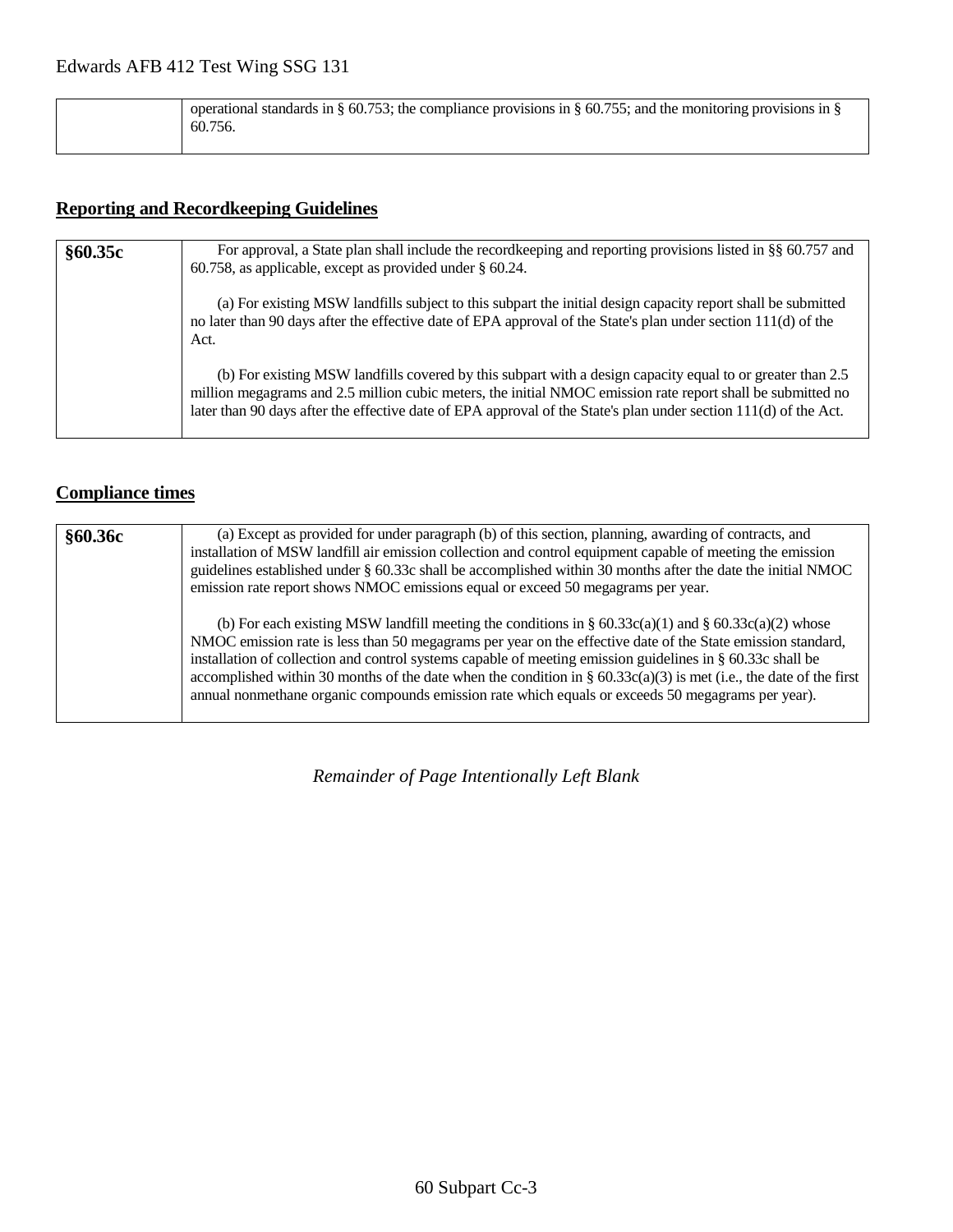| | |
|---|---|
| | operational standards in § 60.753; the compliance provisions in § 60.755; and the monitoring provisions in § 60.756. |

## Reporting and Recordkeeping Guidelines

| | |
|---|---|
| **§60.35c** | For approval, a State plan shall include the recordkeeping and reporting provisions listed in §§ 60.757 and 60.758, as applicable, except as provided under § 60.24.<br><br>(a) For existing MSW landfills subject to this subpart the initial design capacity report shall be submitted no later than 90 days after the effective date of EPA approval of the State's plan under section 111(d) of the Act.<br><br>(b) For existing MSW landfills covered by this subpart with a design capacity equal to or greater than 2.5 million megagrams and 2.5 million cubic meters, the initial NMOC emission rate report shall be submitted no later than 90 days after the effective date of EPA approval of the State's plan under section 111(d) of the Act. |

## Compliance times

| | |
|---|---|
| **§60.36c** | (a) Except as provided for under paragraph (b) of this section, planning, awarding of contracts, and installation of MSW landfill air emission collection and control equipment capable of meeting the emission guidelines established under § 60.33c shall be accomplished within 30 months after the date the initial NMOC emission rate report shows NMOC emissions equal or exceed 50 megagrams per year.<br><br>(b) For each existing MSW landfill meeting the conditions in § 60.33c(a)(1) and § 60.33c(a)(2) whose NMOC emission rate is less than 50 megagrams per year on the effective date of the State emission standard, installation of collection and control systems capable of meeting emission guidelines in § 60.33c shall be accomplished within 30 months of the date when the condition in § 60.33c(a)(3) is met (i.e., the date of the first annual nonmethane organic compounds emission rate which equals or exceeds 50 megagrams per year). |

*Remainder of Page Intentionally Left Blank*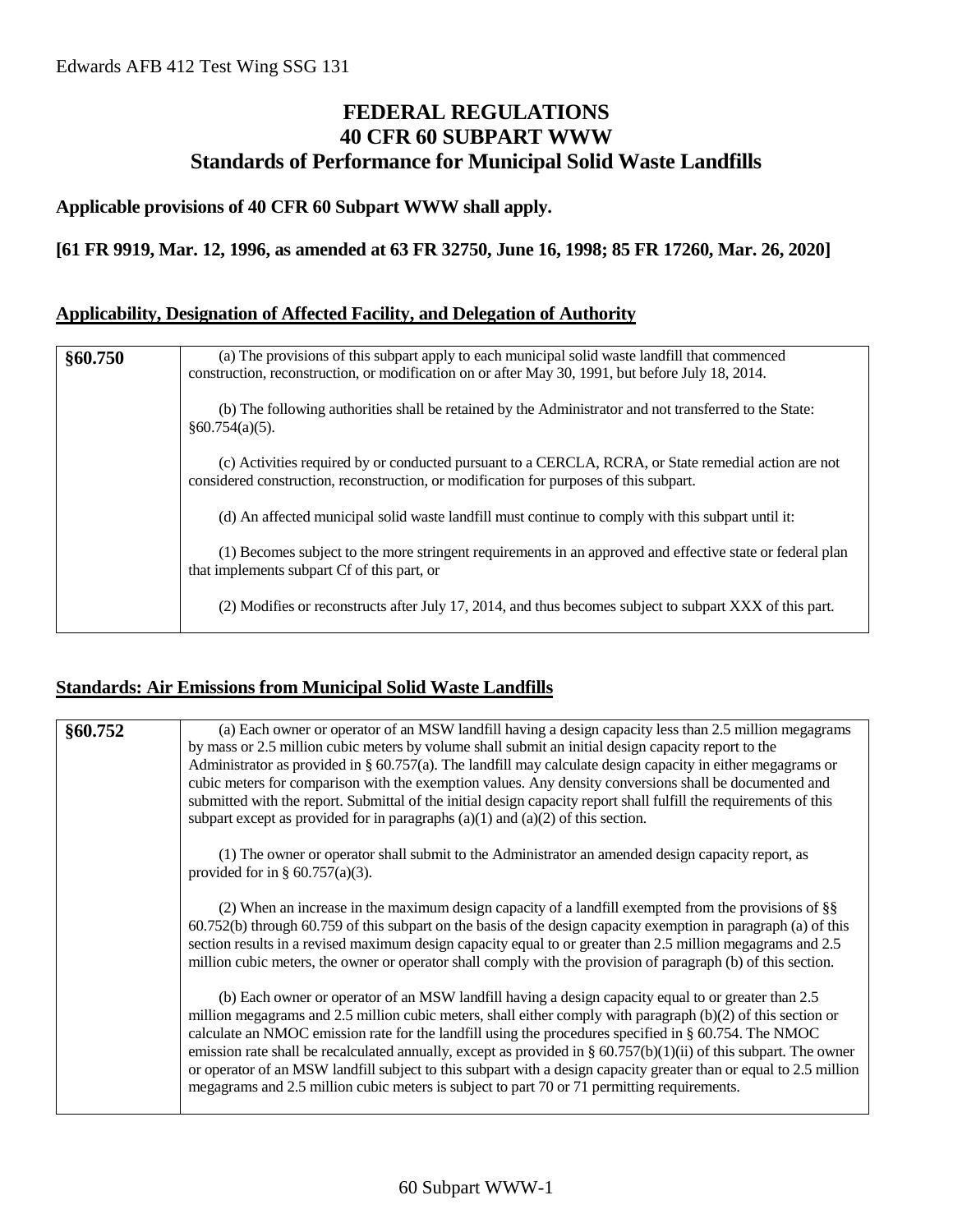# FEDERAL REGULATIONS
# 40 CFR 60 SUBPART WWW
# Standards of Performance for Municipal Solid Waste Landfills

**Applicable provisions of 40 CFR 60 Subpart WWW shall apply.**

**[61 FR 9919, Mar. 12, 1996, as amended at 63 FR 32750, June 16, 1998; 85 FR 17260, Mar. 26, 2020]**

## Applicability, Designation of Affected Facility, and Delegation of Authority

| | |
|---|---|
| **§60.750** | (a) The provisions of this subpart apply to each municipal solid waste landfill that commenced construction, reconstruction, or modification on or after May 30, 1991, but before July 18, 2014.<br><br>(b) The following authorities shall be retained by the Administrator and not transferred to the State: §60.754(a)(5).<br><br>(c) Activities required by or conducted pursuant to a CERCLA, RCRA, or State remedial action are not considered construction, reconstruction, or modification for purposes of this subpart.<br><br>(d) An affected municipal solid waste landfill must continue to comply with this subpart until it:<br><br>(1) Becomes subject to the more stringent requirements in an approved and effective state or federal plan that implements subpart Cf of this part, or<br><br>(2) Modifies or reconstructs after July 17, 2014, and thus becomes subject to subpart XXX of this part. |

## Standards: Air Emissions from Municipal Solid Waste Landfills

| | |
|---|---|
| **§60.752** | (a) Each owner or operator of an MSW landfill having a design capacity less than 2.5 million megagrams by mass or 2.5 million cubic meters by volume shall submit an initial design capacity report to the Administrator as provided in § 60.757(a). The landfill may calculate design capacity in either megagrams or cubic meters for comparison with the exemption values. Any density conversions shall be documented and submitted with the report. Submittal of the initial design capacity report shall fulfill the requirements of this subpart except as provided for in paragraphs (a)(1) and (a)(2) of this section.<br><br>(1) The owner or operator shall submit to the Administrator an amended design capacity report, as provided for in § 60.757(a)(3).<br><br>(2) When an increase in the maximum design capacity of a landfill exempted from the provisions of §§ 60.752(b) through 60.759 of this subpart on the basis of the design capacity exemption in paragraph (a) of this section results in a revised maximum design capacity equal to or greater than 2.5 million megagrams and 2.5 million cubic meters, the owner or operator shall comply with the provision of paragraph (b) of this section.<br><br>(b) Each owner or operator of an MSW landfill having a design capacity equal to or greater than 2.5 million megagrams and 2.5 million cubic meters, shall either comply with paragraph (b)(2) of this section or calculate an NMOC emission rate for the landfill using the procedures specified in § 60.754. The NMOC emission rate shall be recalculated annually, except as provided in § 60.757(b)(1)(ii) of this subpart. The owner or operator of an MSW landfill subject to this subpart with a design capacity greater than or equal to 2.5 million megagrams and 2.5 million cubic meters is subject to part 70 or 71 permitting requirements. |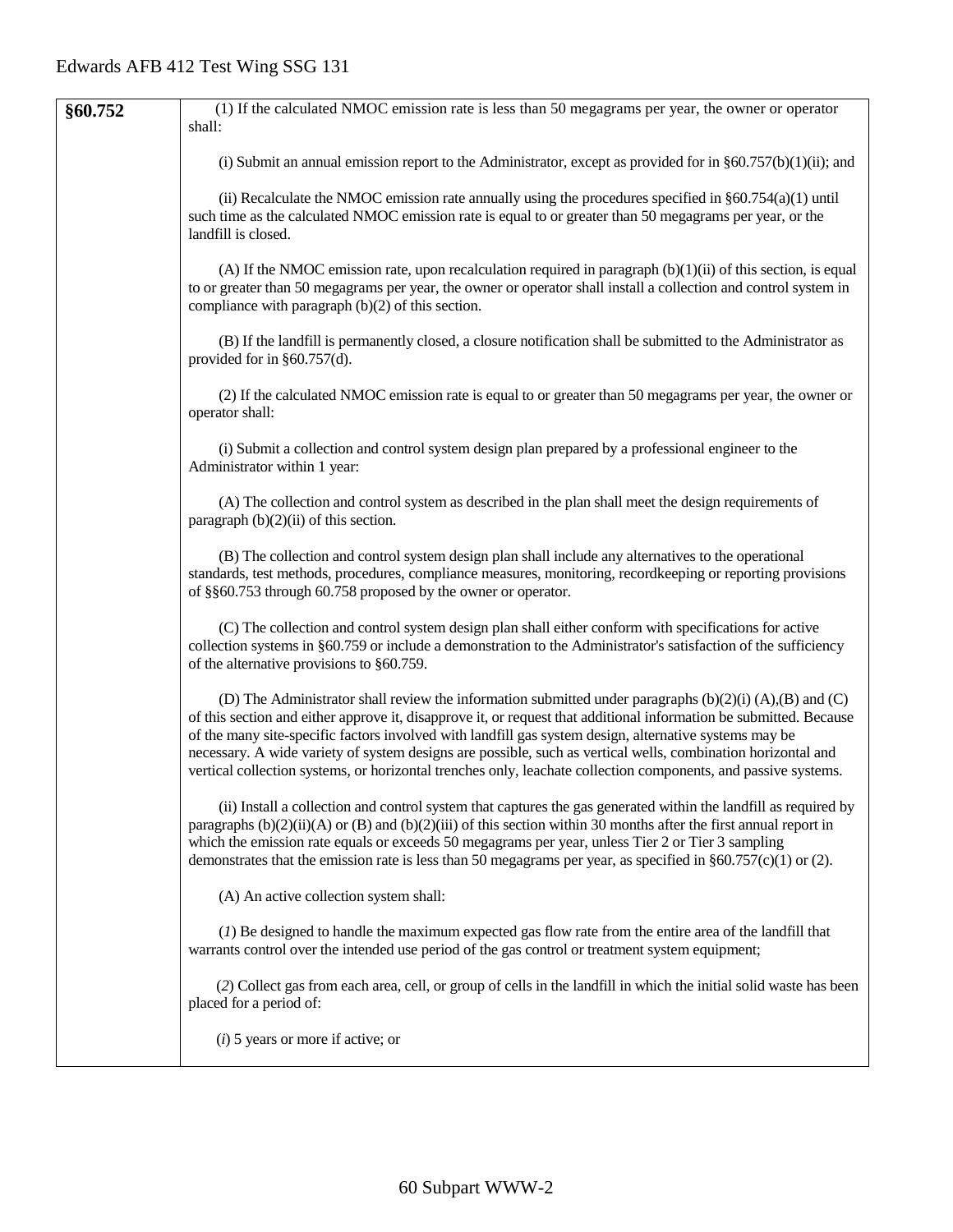| | |
|---|---|
| **§60.752** | (1) If the calculated NMOC emission rate is less than 50 megagrams per year, the owner or operator shall:<br><br>(i) Submit an annual emission report to the Administrator, except as provided for in §60.757(b)(1)(ii); and<br><br>(ii) Recalculate the NMOC emission rate annually using the procedures specified in §60.754(a)(1) until such time as the calculated NMOC emission rate is equal to or greater than 50 megagrams per year, or the landfill is closed.<br><br>(A) If the NMOC emission rate, upon recalculation required in paragraph (b)(1)(ii) of this section, is equal to or greater than 50 megagrams per year, the owner or operator shall install a collection and control system in compliance with paragraph (b)(2) of this section.<br><br>(B) If the landfill is permanently closed, a closure notification shall be submitted to the Administrator as provided for in §60.757(d).<br><br>(2) If the calculated NMOC emission rate is equal to or greater than 50 megagrams per year, the owner or operator shall:<br><br>(i) Submit a collection and control system design plan prepared by a professional engineer to the Administrator within 1 year:<br><br>(A) The collection and control system as described in the plan shall meet the design requirements of paragraph (b)(2)(ii) of this section.<br><br>(B) The collection and control system design plan shall include any alternatives to the operational standards, test methods, procedures, compliance measures, monitoring, recordkeeping or reporting provisions of §§60.753 through 60.758 proposed by the owner or operator.<br><br>(C) The collection and control system design plan shall either conform with specifications for active collection systems in §60.759 or include a demonstration to the Administrator's satisfaction of the sufficiency of the alternative provisions to §60.759.<br><br>(D) The Administrator shall review the information submitted under paragraphs (b)(2)(i) (A),(B) and (C) of this section and either approve it, disapprove it, or request that additional information be submitted. Because of the many site-specific factors involved with landfill gas system design, alternative systems may be necessary. A wide variety of system designs are possible, such as vertical wells, combination horizontal and vertical collection systems, or horizontal trenches only, leachate collection components, and passive systems.<br><br>(ii) Install a collection and control system that captures the gas generated within the landfill as required by paragraphs (b)(2)(ii)(A) or (B) and (b)(2)(iii) of this section within 30 months after the first annual report in which the emission rate equals or exceeds 50 megagrams per year, unless Tier 2 or Tier 3 sampling demonstrates that the emission rate is less than 50 megagrams per year, as specified in §60.757(c)(1) or (2).<br><br>(A) An active collection system shall:<br><br>(*1*) Be designed to handle the maximum expected gas flow rate from the entire area of the landfill that warrants control over the intended use period of the gas control or treatment system equipment;<br><br>(*2*) Collect gas from each area, cell, or group of cells in the landfill in which the initial solid waste has been placed for a period of:<br><br>(*i*) 5 years or more if active; or |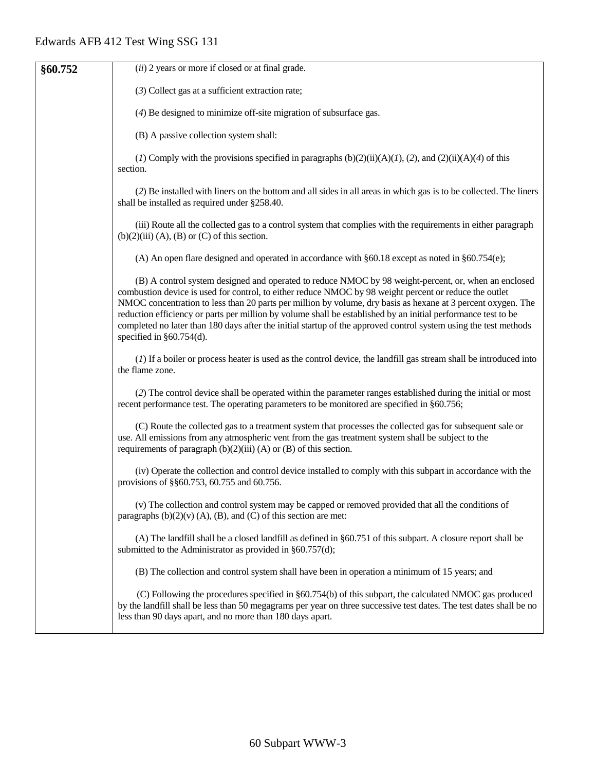| | |
|---|---|
| **§60.752** | (*ii*) 2 years or more if closed or at final grade.<br><br>(*3*) Collect gas at a sufficient extraction rate;<br><br>(*4*) Be designed to minimize off-site migration of subsurface gas.<br><br>(B) A passive collection system shall:<br><br>(*1*) Comply with the provisions specified in paragraphs (b)(2)(ii)(A)(*1*), (*2*), and (2)(ii)(A)(*4*) of this section.<br><br>(*2*) Be installed with liners on the bottom and all sides in all areas in which gas is to be collected. The liners shall be installed as required under §258.40.<br><br>(iii) Route all the collected gas to a control system that complies with the requirements in either paragraph (b)(2)(iii) (A), (B) or (C) of this section.<br><br>(A) An open flare designed and operated in accordance with §60.18 except as noted in §60.754(e);<br><br>(B) A control system designed and operated to reduce NMOC by 98 weight-percent, or, when an enclosed combustion device is used for control, to either reduce NMOC by 98 weight percent or reduce the outlet NMOC concentration to less than 20 parts per million by volume, dry basis as hexane at 3 percent oxygen. The reduction efficiency or parts per million by volume shall be established by an initial performance test to be completed no later than 180 days after the initial startup of the approved control system using the test methods specified in §60.754(d).<br><br>(*1*) If a boiler or process heater is used as the control device, the landfill gas stream shall be introduced into the flame zone.<br><br>(*2*) The control device shall be operated within the parameter ranges established during the initial or most recent performance test. The operating parameters to be monitored are specified in §60.756;<br><br>(C) Route the collected gas to a treatment system that processes the collected gas for subsequent sale or use. All emissions from any atmospheric vent from the gas treatment system shall be subject to the requirements of paragraph (b)(2)(iii) (A) or (B) of this section.<br><br>(iv) Operate the collection and control device installed to comply with this subpart in accordance with the provisions of §§60.753, 60.755 and 60.756.<br><br>(v) The collection and control system may be capped or removed provided that all the conditions of paragraphs (b)(2)(v) (A), (B), and (C) of this section are met:<br><br>(A) The landfill shall be a closed landfill as defined in §60.751 of this subpart. A closure report shall be submitted to the Administrator as provided in §60.757(d);<br><br>(B) The collection and control system shall have been in operation a minimum of 15 years; and<br><br>(C) Following the procedures specified in §60.754(b) of this subpart, the calculated NMOC gas produced by the landfill shall be less than 50 megagrams per year on three successive test dates. The test dates shall be no less than 90 days apart, and no more than 180 days apart. |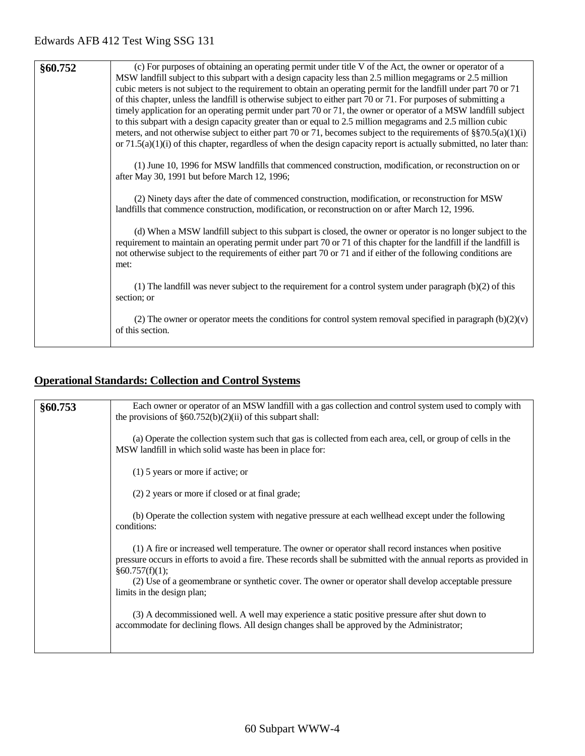| | |
|---|---|
| **§60.752** | (c) For purposes of obtaining an operating permit under title V of the Act, the owner or operator of a MSW landfill subject to this subpart with a design capacity less than 2.5 million megagrams or 2.5 million cubic meters is not subject to the requirement to obtain an operating permit for the landfill under part 70 or 71 of this chapter, unless the landfill is otherwise subject to either part 70 or 71. For purposes of submitting a timely application for an operating permit under part 70 or 71, the owner or operator of a MSW landfill subject to this subpart with a design capacity greater than or equal to 2.5 million megagrams and 2.5 million cubic meters, and not otherwise subject to either part 70 or 71, becomes subject to the requirements of §§70.5(a)(1)(i) or 71.5(a)(1)(i) of this chapter, regardless of when the design capacity report is actually submitted, no later than:<br><br>(1) June 10, 1996 for MSW landfills that commenced construction, modification, or reconstruction on or after May 30, 1991 but before March 12, 1996;<br><br>(2) Ninety days after the date of commenced construction, modification, or reconstruction for MSW landfills that commence construction, modification, or reconstruction on or after March 12, 1996.<br><br>(d) When a MSW landfill subject to this subpart is closed, the owner or operator is no longer subject to the requirement to maintain an operating permit under part 70 or 71 of this chapter for the landfill if the landfill is not otherwise subject to the requirements of either part 70 or 71 and if either of the following conditions are met:<br><br>(1) The landfill was never subject to the requirement for a control system under paragraph (b)(2) of this section; or<br><br>(2) The owner or operator meets the conditions for control system removal specified in paragraph (b)(2)(v) of this section. |

## Operational Standards: Collection and Control Systems

| | |
|---|---|
| **§60.753** | Each owner or operator of an MSW landfill with a gas collection and control system used to comply with the provisions of §60.752(b)(2)(ii) of this subpart shall:<br><br>(a) Operate the collection system such that gas is collected from each area, cell, or group of cells in the MSW landfill in which solid waste has been in place for:<br><br>(1) 5 years or more if active; or<br><br>(2) 2 years or more if closed or at final grade;<br><br>(b) Operate the collection system with negative pressure at each wellhead except under the following conditions:<br><br>(1) A fire or increased well temperature. The owner or operator shall record instances when positive pressure occurs in efforts to avoid a fire. These records shall be submitted with the annual reports as provided in §60.757(f)(1);<br>(2) Use of a geomembrane or synthetic cover. The owner or operator shall develop acceptable pressure limits in the design plan;<br><br>(3) A decommissioned well. A well may experience a static positive pressure after shut down to accommodate for declining flows. All design changes shall be approved by the Administrator; |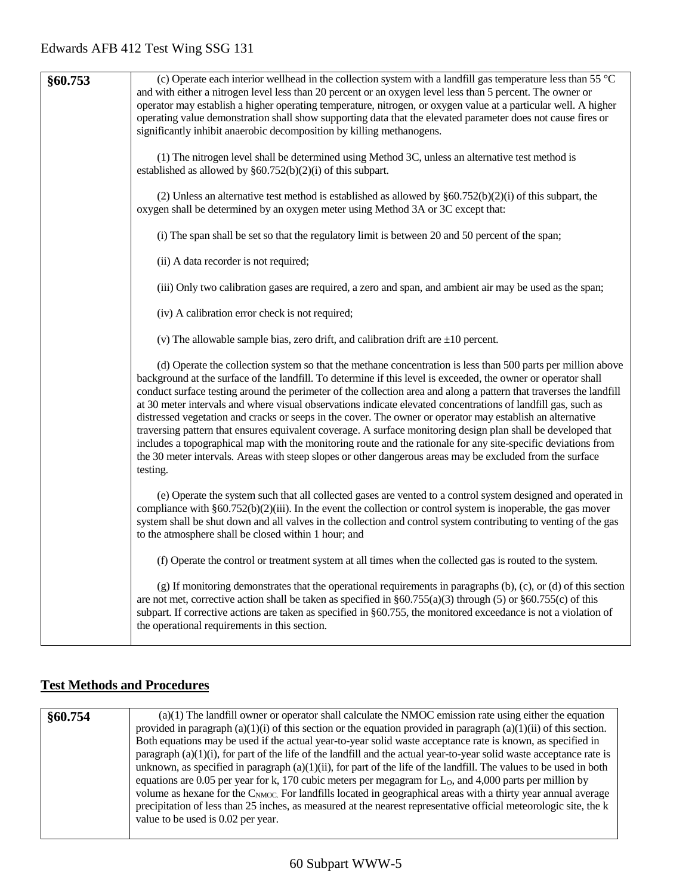| | |
|---|---|
| **§60.753** | (c) Operate each interior wellhead in the collection system with a landfill gas temperature less than 55 °C and with either a nitrogen level less than 20 percent or an oxygen level less than 5 percent. The owner or operator may establish a higher operating temperature, nitrogen, or oxygen value at a particular well. A higher operating value demonstration shall show supporting data that the elevated parameter does not cause fires or significantly inhibit anaerobic decomposition by killing methanogens.<br><br>(1) The nitrogen level shall be determined using Method 3C, unless an alternative test method is established as allowed by §60.752(b)(2)(i) of this subpart.<br><br>(2) Unless an alternative test method is established as allowed by §60.752(b)(2)(i) of this subpart, the oxygen shall be determined by an oxygen meter using Method 3A or 3C except that:<br><br>(i) The span shall be set so that the regulatory limit is between 20 and 50 percent of the span;<br><br>(ii) A data recorder is not required;<br><br>(iii) Only two calibration gases are required, a zero and span, and ambient air may be used as the span;<br><br>(iv) A calibration error check is not required;<br><br>(v) The allowable sample bias, zero drift, and calibration drift are ±10 percent.<br><br>(d) Operate the collection system so that the methane concentration is less than 500 parts per million above background at the surface of the landfill. To determine if this level is exceeded, the owner or operator shall conduct surface testing around the perimeter of the collection area and along a pattern that traverses the landfill at 30 meter intervals and where visual observations indicate elevated concentrations of landfill gas, such as distressed vegetation and cracks or seeps in the cover. The owner or operator may establish an alternative traversing pattern that ensures equivalent coverage. A surface monitoring design plan shall be developed that includes a topographical map with the monitoring route and the rationale for any site-specific deviations from the 30 meter intervals. Areas with steep slopes or other dangerous areas may be excluded from the surface testing.<br><br>(e) Operate the system such that all collected gases are vented to a control system designed and operated in compliance with §60.752(b)(2)(iii). In the event the collection or control system is inoperable, the gas mover system shall be shut down and all valves in the collection and control system contributing to venting of the gas to the atmosphere shall be closed within 1 hour; and<br><br>(f) Operate the control or treatment system at all times when the collected gas is routed to the system.<br><br>(g) If monitoring demonstrates that the operational requirements in paragraphs (b), (c), or (d) of this section are not met, corrective action shall be taken as specified in §60.755(a)(3) through (5) or §60.755(c) of this subpart. If corrective actions are taken as specified in §60.755, the monitored exceedance is not a violation of the operational requirements in this section. |

## Test Methods and Procedures

| | |
|---|---|
| **§60.754** | (a)(1) The landfill owner or operator shall calculate the NMOC emission rate using either the equation provided in paragraph (a)(1)(i) of this section or the equation provided in paragraph (a)(1)(ii) of this section. Both equations may be used if the actual year-to-year solid waste acceptance rate is known, as specified in paragraph (a)(1)(i), for part of the life of the landfill and the actual year-to-year solid waste acceptance rate is unknown, as specified in paragraph (a)(1)(ii), for part of the life of the landfill. The values to be used in both equations are 0.05 per year for k, 170 cubic meters per megagram for $L_O$, and 4,000 parts per million by volume as hexane for the $C_{NMOC}$. For landfills located in geographical areas with a thirty year annual average precipitation of less than 25 inches, as measured at the nearest representative official meteorologic site, the k value to be used is 0.02 per year. |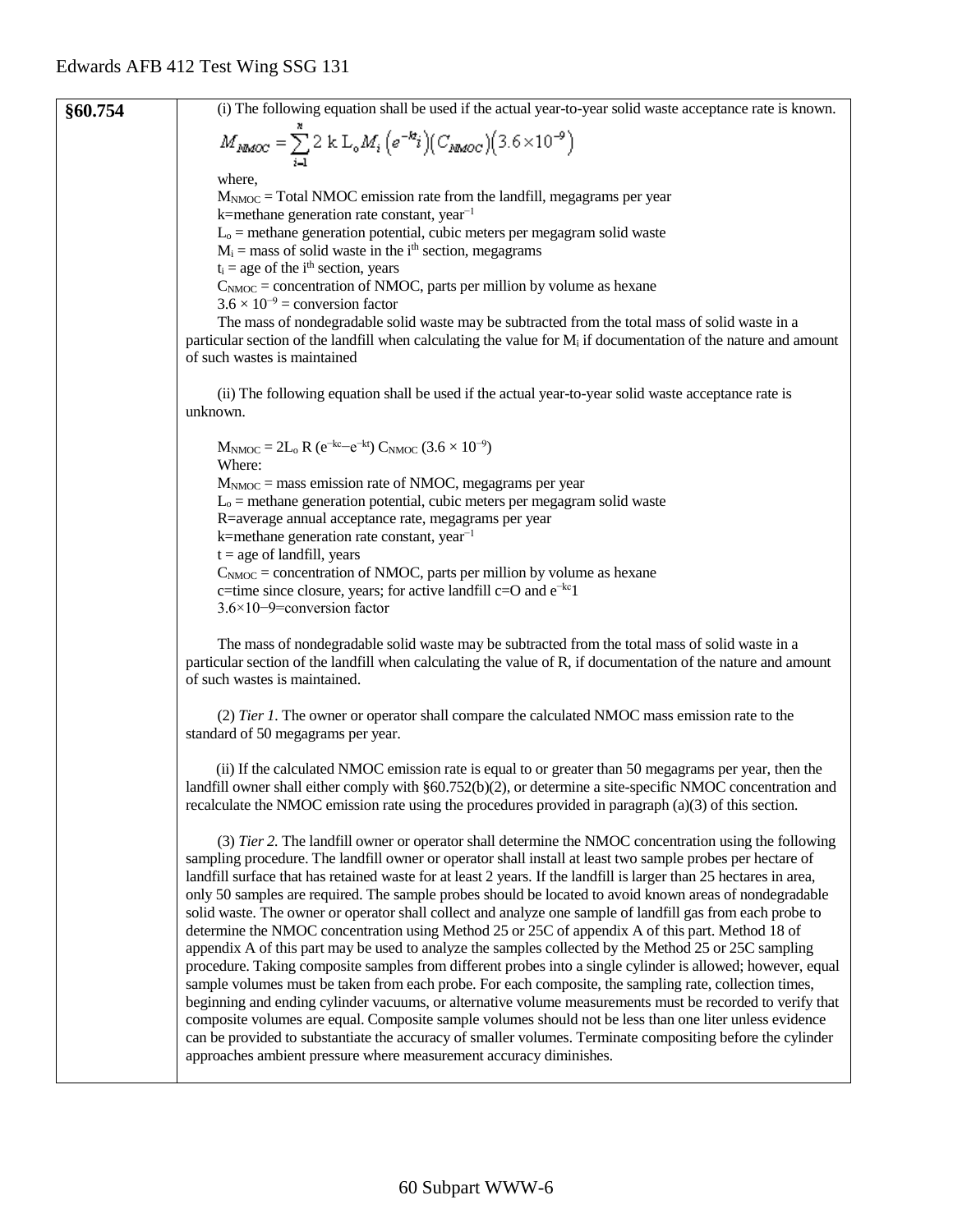| | |
|---|---|
| **§60.754** | (i) The following equation shall be used if the actual year-to-year solid waste acceptance rate is known. |

$$M_{NMOC} = \sum_{i=1}^{n} 2\, k\, L_o M_i \left(e^{-kt_i}\right)\left(C_{NMOC}\right)\left(3.6 \times 10^{-9}\right)$$

where,

$M_{NMOC}$ = Total NMOC emission rate from the landfill, megagrams per year

k=methane generation rate constant, $year^{-1}$

$L_o$ = methane generation potential, cubic meters per megagram solid waste

$M_i$ = mass of solid waste in the $i^{th}$ section, megagrams

$t_i$ = age of the $i^{th}$ section, years

$C_{NMOC}$ = concentration of NMOC, parts per million by volume as hexane

$3.6 \times 10^{-9}$ = conversion factor

The mass of nondegradable solid waste may be subtracted from the total mass of solid waste in a particular section of the landfill when calculating the value for $M_i$ if documentation of the nature and amount of such wastes is maintained

(ii) The following equation shall be used if the actual year-to-year solid waste acceptance rate is unknown.

$M_{NMOC} = 2L_o\, R\, (e^{-kc} - e^{-kt})\, C_{NMOC}\, (3.6 \times 10^{-9})$

Where:

$M_{NMOC}$ = mass emission rate of NMOC, megagrams per year

$L_o$ = methane generation potential, cubic meters per megagram solid waste

R=average annual acceptance rate, megagrams per year

k=methane generation rate constant, $year^{-1}$

t = age of landfill, years

$C_{NMOC}$ = concentration of NMOC, parts per million by volume as hexane

c=time since closure, years; for active landfill c=O and $e^{-kc}$1

3.6×10−9=conversion factor

The mass of nondegradable solid waste may be subtracted from the total mass of solid waste in a particular section of the landfill when calculating the value of R, if documentation of the nature and amount of such wastes is maintained.

(2) *Tier 1.* The owner or operator shall compare the calculated NMOC mass emission rate to the standard of 50 megagrams per year.

(ii) If the calculated NMOC emission rate is equal to or greater than 50 megagrams per year, then the landfill owner shall either comply with §60.752(b)(2), or determine a site-specific NMOC concentration and recalculate the NMOC emission rate using the procedures provided in paragraph (a)(3) of this section.

(3) *Tier 2.* The landfill owner or operator shall determine the NMOC concentration using the following sampling procedure. The landfill owner or operator shall install at least two sample probes per hectare of landfill surface that has retained waste for at least 2 years. If the landfill is larger than 25 hectares in area, only 50 samples are required. The sample probes should be located to avoid known areas of nondegradable solid waste. The owner or operator shall collect and analyze one sample of landfill gas from each probe to determine the NMOC concentration using Method 25 or 25C of appendix A of this part. Method 18 of appendix A of this part may be used to analyze the samples collected by the Method 25 or 25C sampling procedure. Taking composite samples from different probes into a single cylinder is allowed; however, equal sample volumes must be taken from each probe. For each composite, the sampling rate, collection times, beginning and ending cylinder vacuums, or alternative volume measurements must be recorded to verify that composite volumes are equal. Composite sample volumes should not be less than one liter unless evidence can be provided to substantiate the accuracy of smaller volumes. Terminate compositing before the cylinder approaches ambient pressure where measurement accuracy diminishes.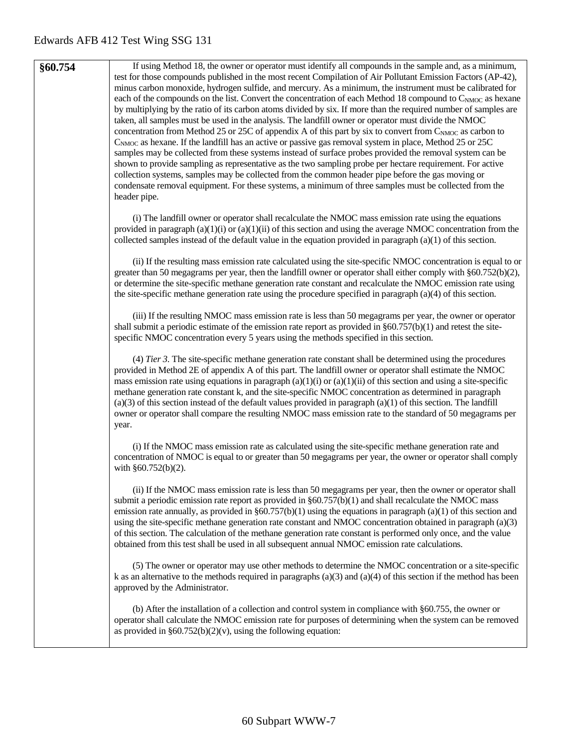| | |
|---|---|
| **§60.754** | If using Method 18, the owner or operator must identify all compounds in the sample and, as a minimum, test for those compounds published in the most recent Compilation of Air Pollutant Emission Factors (AP-42), minus carbon monoxide, hydrogen sulfide, and mercury. As a minimum, the instrument must be calibrated for each of the compounds on the list. Convert the concentration of each Method 18 compound to $C_{NMOC}$ as hexane by multiplying by the ratio of its carbon atoms divided by six. If more than the required number of samples are taken, all samples must be used in the analysis. The landfill owner or operator must divide the NMOC concentration from Method 25 or 25C of appendix A of this part by six to convert from $C_{NMOC}$ as carbon to $C_{NMOC}$ as hexane. If the landfill has an active or passive gas removal system in place, Method 25 or 25C samples may be collected from these systems instead of surface probes provided the removal system can be shown to provide sampling as representative as the two sampling probe per hectare requirement. For active collection systems, samples may be collected from the common header pipe before the gas moving or condensate removal equipment. For these systems, a minimum of three samples must be collected from the header pipe.<br><br>(i) The landfill owner or operator shall recalculate the NMOC mass emission rate using the equations provided in paragraph (a)(1)(i) or (a)(1)(ii) of this section and using the average NMOC concentration from the collected samples instead of the default value in the equation provided in paragraph (a)(1) of this section.<br><br>(ii) If the resulting mass emission rate calculated using the site-specific NMOC concentration is equal to or greater than 50 megagrams per year, then the landfill owner or operator shall either comply with §60.752(b)(2), or determine the site-specific methane generation rate constant and recalculate the NMOC emission rate using the site-specific methane generation rate using the procedure specified in paragraph (a)(4) of this section.<br><br>(iii) If the resulting NMOC mass emission rate is less than 50 megagrams per year, the owner or operator shall submit a periodic estimate of the emission rate report as provided in §60.757(b)(1) and retest the site-specific NMOC concentration every 5 years using the methods specified in this section.<br><br>(4) *Tier 3.* The site-specific methane generation rate constant shall be determined using the procedures provided in Method 2E of appendix A of this part. The landfill owner or operator shall estimate the NMOC mass emission rate using equations in paragraph (a)(1)(i) or (a)(1)(ii) of this section and using a site-specific methane generation rate constant k, and the site-specific NMOC concentration as determined in paragraph (a)(3) of this section instead of the default values provided in paragraph (a)(1) of this section. The landfill owner or operator shall compare the resulting NMOC mass emission rate to the standard of 50 megagrams per year.<br><br>(i) If the NMOC mass emission rate as calculated using the site-specific methane generation rate and concentration of NMOC is equal to or greater than 50 megagrams per year, the owner or operator shall comply with §60.752(b)(2).<br><br>(ii) If the NMOC mass emission rate is less than 50 megagrams per year, then the owner or operator shall submit a periodic emission rate report as provided in §60.757(b)(1) and shall recalculate the NMOC mass emission rate annually, as provided in §60.757(b)(1) using the equations in paragraph (a)(1) of this section and using the site-specific methane generation rate constant and NMOC concentration obtained in paragraph (a)(3) of this section. The calculation of the methane generation rate constant is performed only once, and the value obtained from this test shall be used in all subsequent annual NMOC emission rate calculations.<br><br>(5) The owner or operator may use other methods to determine the NMOC concentration or a site-specific k as an alternative to the methods required in paragraphs (a)(3) and (a)(4) of this section if the method has been approved by the Administrator.<br><br>(b) After the installation of a collection and control system in compliance with §60.755, the owner or operator shall calculate the NMOC emission rate for purposes of determining when the system can be removed as provided in §60.752(b)(2)(v), using the following equation: |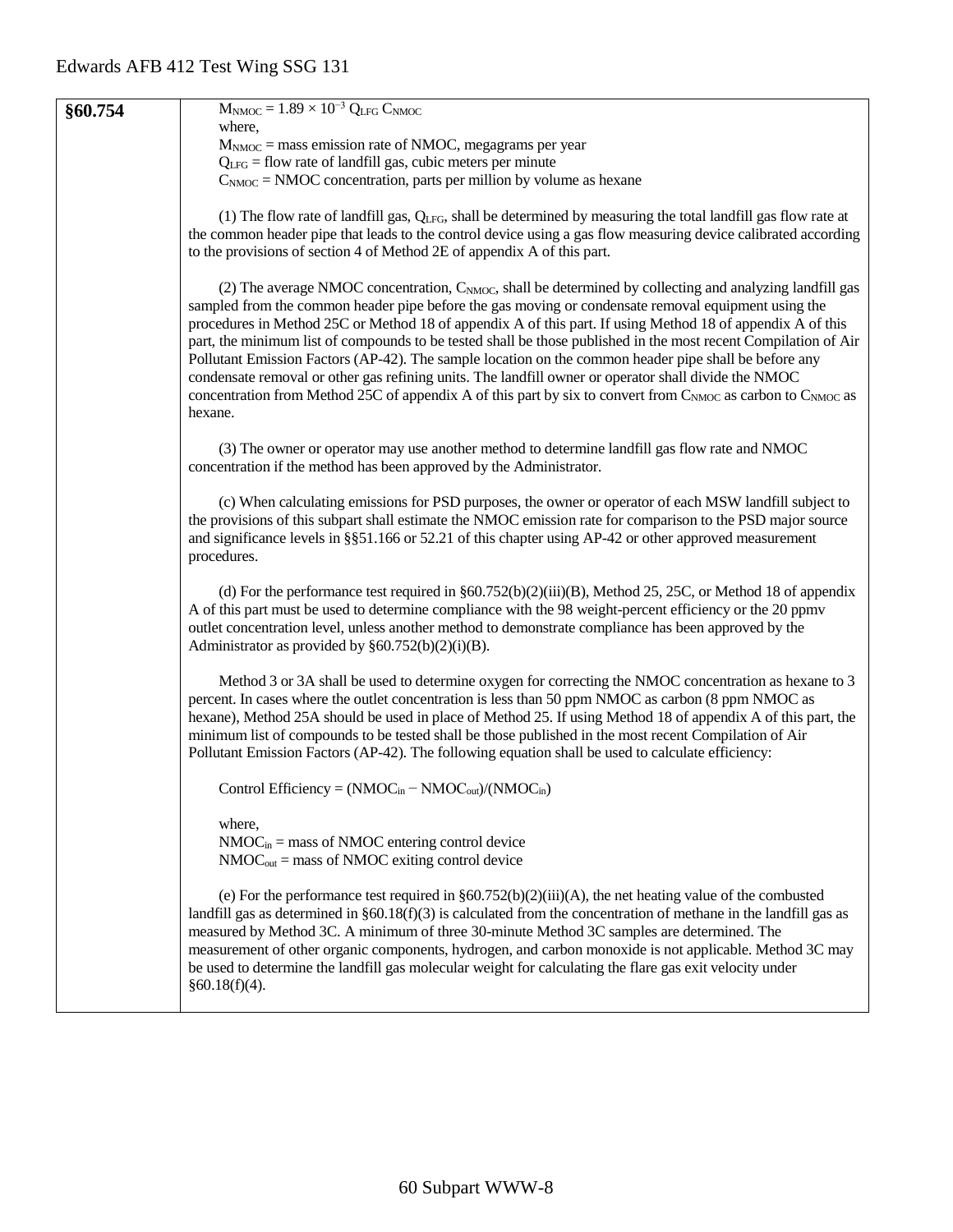| | |
|---|---|
| **§60.754** | $M_{NMOC} = 1.89 \times 10^{-3}\ Q_{LFG}\ C_{NMOC}$<br><br>where,<br>$M_{NMOC}$ = mass emission rate of NMOC, megagrams per year<br>$Q_{LFG}$ = flow rate of landfill gas, cubic meters per minute<br>$C_{NMOC}$ = NMOC concentration, parts per million by volume as hexane<br><br>(1) The flow rate of landfill gas, $Q_{LFG}$, shall be determined by measuring the total landfill gas flow rate at the common header pipe that leads to the control device using a gas flow measuring device calibrated according to the provisions of section 4 of Method 2E of appendix A of this part.<br><br>(2) The average NMOC concentration, $C_{NMOC}$, shall be determined by collecting and analyzing landfill gas sampled from the common header pipe before the gas moving or condensate removal equipment using the procedures in Method 25C or Method 18 of appendix A of this part. If using Method 18 of appendix A of this part, the minimum list of compounds to be tested shall be those published in the most recent Compilation of Air Pollutant Emission Factors (AP-42). The sample location on the common header pipe shall be before any condensate removal or other gas refining units. The landfill owner or operator shall divide the NMOC concentration from Method 25C of appendix A of this part by six to convert from $C_{NMOC}$ as carbon to $C_{NMOC}$ as hexane.<br><br>(3) The owner or operator may use another method to determine landfill gas flow rate and NMOC concentration if the method has been approved by the Administrator.<br><br>(c) When calculating emissions for PSD purposes, the owner or operator of each MSW landfill subject to the provisions of this subpart shall estimate the NMOC emission rate for comparison to the PSD major source and significance levels in §§51.166 or 52.21 of this chapter using AP-42 or other approved measurement procedures.<br><br>(d) For the performance test required in §60.752(b)(2)(iii)(B), Method 25, 25C, or Method 18 of appendix A of this part must be used to determine compliance with the 98 weight-percent efficiency or the 20 ppmv outlet concentration level, unless another method to demonstrate compliance has been approved by the Administrator as provided by §60.752(b)(2)(i)(B).<br><br>Method 3 or 3A shall be used to determine oxygen for correcting the NMOC concentration as hexane to 3 percent. In cases where the outlet concentration is less than 50 ppm NMOC as carbon (8 ppm NMOC as hexane), Method 25A should be used in place of Method 25. If using Method 18 of appendix A of this part, the minimum list of compounds to be tested shall be those published in the most recent Compilation of Air Pollutant Emission Factors (AP-42). The following equation shall be used to calculate efficiency:<br><br>Control Efficiency = $(NMOC_{in} - NMOC_{out})/(NMOC_{in})$<br><br>where,<br>$NMOC_{in}$ = mass of NMOC entering control device<br>$NMOC_{out}$ = mass of NMOC exiting control device<br><br>(e) For the performance test required in §60.752(b)(2)(iii)(A), the net heating value of the combusted landfill gas as determined in §60.18(f)(3) is calculated from the concentration of methane in the landfill gas as measured by Method 3C. A minimum of three 30-minute Method 3C samples are determined. The measurement of other organic components, hydrogen, and carbon monoxide is not applicable. Method 3C may be used to determine the landfill gas molecular weight for calculating the flare gas exit velocity under §60.18(f)(4). |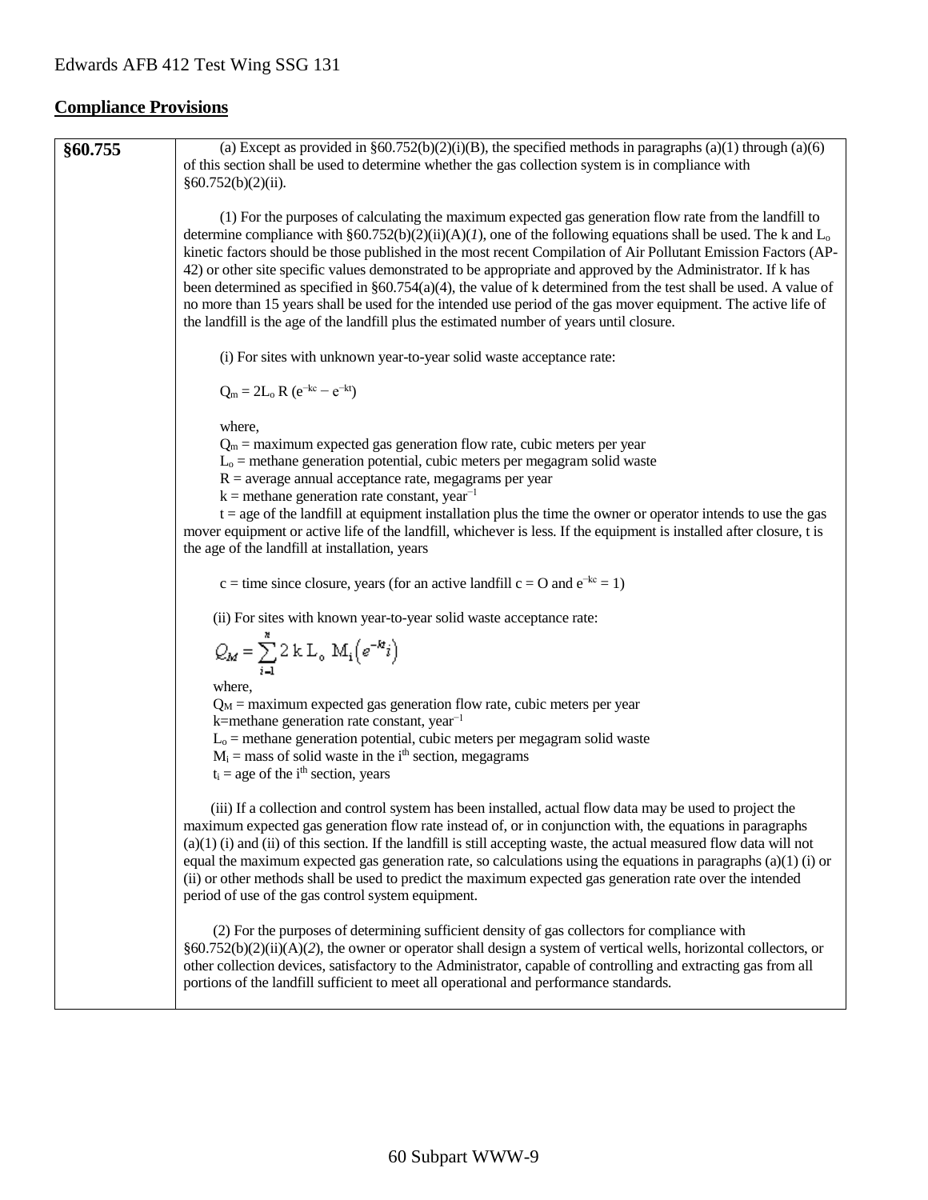Edwards AFB 412 Test Wing SSG 131

## Compliance Provisions

| | |
|---|---|
| **§60.755** | (a) Except as provided in §60.752(b)(2)(i)(B), the specified methods in paragraphs (a)(1) through (a)(6) of this section shall be used to determine whether the gas collection system is in compliance with §60.752(b)(2)(ii).<br><br>(1) For the purposes of calculating the maximum expected gas generation flow rate from the landfill to determine compliance with §60.752(b)(2)(ii)(A)(*1*), one of the following equations shall be used. The k and $L_o$ kinetic factors should be those published in the most recent Compilation of Air Pollutant Emission Factors (AP-42) or other site specific values demonstrated to be appropriate and approved by the Administrator. If k has been determined as specified in §60.754(a)(4), the value of k determined from the test shall be used. A value of no more than 15 years shall be used for the intended use period of the gas mover equipment. The active life of the landfill is the age of the landfill plus the estimated number of years until closure.<br><br>(i) For sites with unknown year-to-year solid waste acceptance rate:<br><br>$Q_m = 2L_o R (e^{-kc} - e^{-kt})$<br><br>where,<br>$Q_m$ = maximum expected gas generation flow rate, cubic meters per year<br>$L_o$ = methane generation potential, cubic meters per megagram solid waste<br>R = average annual acceptance rate, megagrams per year<br>k = methane generation rate constant, $year^{-1}$<br>t = age of the landfill at equipment installation plus the time the owner or operator intends to use the gas mover equipment or active life of the landfill, whichever is less. If the equipment is installed after closure, t is the age of the landfill at installation, years<br><br>c = time since closure, years (for an active landfill c = O and $e^{-kc} = 1$)<br><br>(ii) For sites with known year-to-year solid waste acceptance rate:<br><br>$Q_M = \sum_{i=1}^{n} 2\, k\, L_o\, M_i \left(e^{-kt_i}\right)$<br><br>where,<br>$Q_M$ = maximum expected gas generation flow rate, cubic meters per year<br>k=methane generation rate constant, $year^{-1}$<br>$L_o$ = methane generation potential, cubic meters per megagram solid waste<br>$M_i$ = mass of solid waste in the $i^{th}$ section, megagrams<br>$t_i$ = age of the $i^{th}$ section, years<br><br>(iii) If a collection and control system has been installed, actual flow data may be used to project the maximum expected gas generation flow rate instead of, or in conjunction with, the equations in paragraphs (a)(1) (i) and (ii) of this section. If the landfill is still accepting waste, the actual measured flow data will not equal the maximum expected gas generation rate, so calculations using the equations in paragraphs (a)(1) (i) or (ii) or other methods shall be used to predict the maximum expected gas generation rate over the intended period of use of the gas control system equipment.<br><br>(2) For the purposes of determining sufficient density of gas collectors for compliance with §60.752(b)(2)(ii)(A)(*2*), the owner or operator shall design a system of vertical wells, horizontal collectors, or other collection devices, satisfactory to the Administrator, capable of controlling and extracting gas from all portions of the landfill sufficient to meet all operational and performance standards. |

60 Subpart WWW-9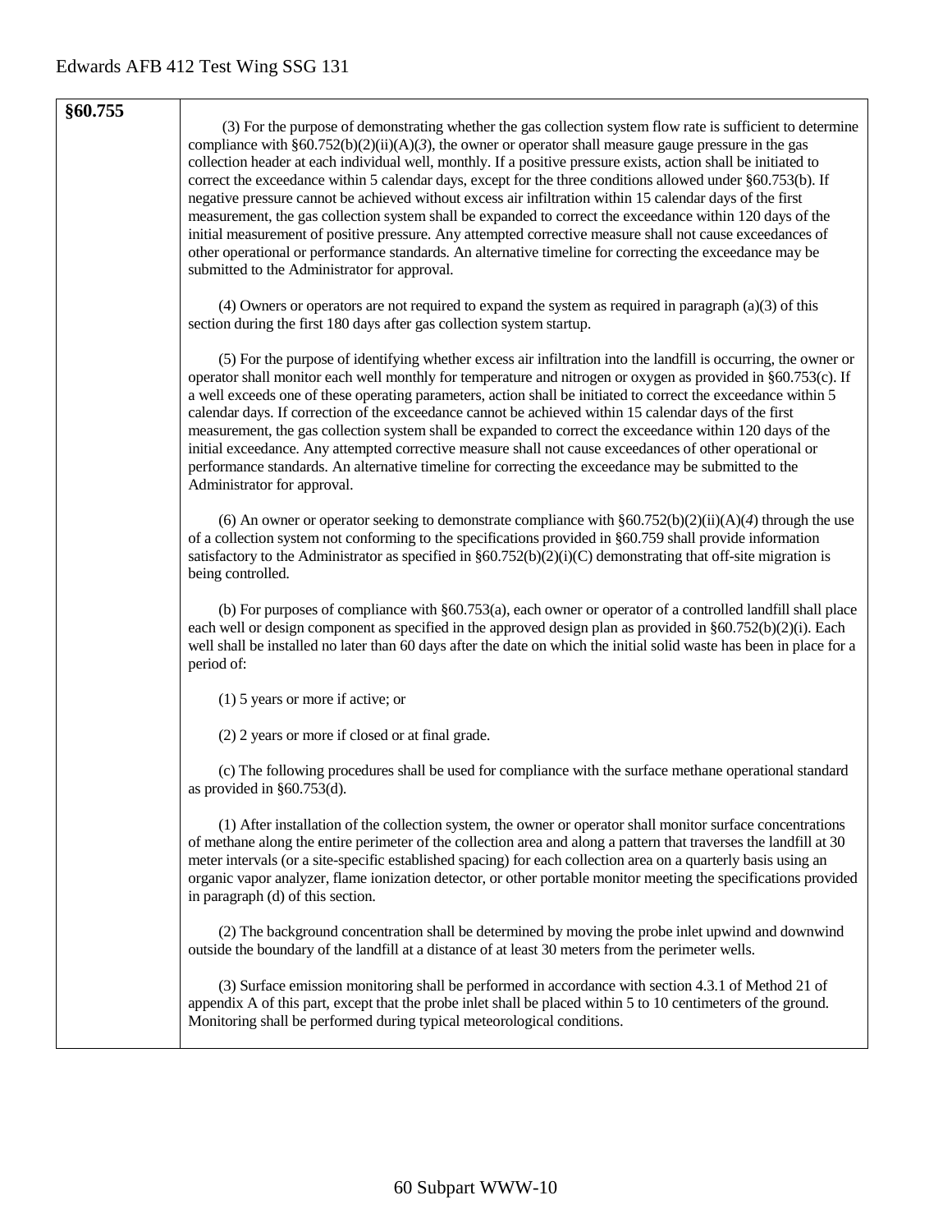| | |
|---|---|
| **§60.755** | (3) For the purpose of demonstrating whether the gas collection system flow rate is sufficient to determine compliance with §60.752(b)(2)(ii)(A)(*3*), the owner or operator shall measure gauge pressure in the gas collection header at each individual well, monthly. If a positive pressure exists, action shall be initiated to correct the exceedance within 5 calendar days, except for the three conditions allowed under §60.753(b). If negative pressure cannot be achieved without excess air infiltration within 15 calendar days of the first measurement, the gas collection system shall be expanded to correct the exceedance within 120 days of the initial measurement of positive pressure. Any attempted corrective measure shall not cause exceedances of other operational or performance standards. An alternative timeline for correcting the exceedance may be submitted to the Administrator for approval.<br><br>(4) Owners or operators are not required to expand the system as required in paragraph (a)(3) of this section during the first 180 days after gas collection system startup.<br><br>(5) For the purpose of identifying whether excess air infiltration into the landfill is occurring, the owner or operator shall monitor each well monthly for temperature and nitrogen or oxygen as provided in §60.753(c). If a well exceeds one of these operating parameters, action shall be initiated to correct the exceedance within 5 calendar days. If correction of the exceedance cannot be achieved within 15 calendar days of the first measurement, the gas collection system shall be expanded to correct the exceedance within 120 days of the initial exceedance. Any attempted corrective measure shall not cause exceedances of other operational or performance standards. An alternative timeline for correcting the exceedance may be submitted to the Administrator for approval.<br><br>(6) An owner or operator seeking to demonstrate compliance with §60.752(b)(2)(ii)(A)(*4*) through the use of a collection system not conforming to the specifications provided in §60.759 shall provide information satisfactory to the Administrator as specified in §60.752(b)(2)(i)(C) demonstrating that off-site migration is being controlled.<br><br>(b) For purposes of compliance with §60.753(a), each owner or operator of a controlled landfill shall place each well or design component as specified in the approved design plan as provided in §60.752(b)(2)(i). Each well shall be installed no later than 60 days after the date on which the initial solid waste has been in place for a period of:<br><br>(1) 5 years or more if active; or<br><br>(2) 2 years or more if closed or at final grade.<br><br>(c) The following procedures shall be used for compliance with the surface methane operational standard as provided in §60.753(d).<br><br>(1) After installation of the collection system, the owner or operator shall monitor surface concentrations of methane along the entire perimeter of the collection area and along a pattern that traverses the landfill at 30 meter intervals (or a site-specific established spacing) for each collection area on a quarterly basis using an organic vapor analyzer, flame ionization detector, or other portable monitor meeting the specifications provided in paragraph (d) of this section.<br><br>(2) The background concentration shall be determined by moving the probe inlet upwind and downwind outside the boundary of the landfill at a distance of at least 30 meters from the perimeter wells.<br><br>(3) Surface emission monitoring shall be performed in accordance with section 4.3.1 of Method 21 of appendix A of this part, except that the probe inlet shall be placed within 5 to 10 centimeters of the ground. Monitoring shall be performed during typical meteorological conditions. |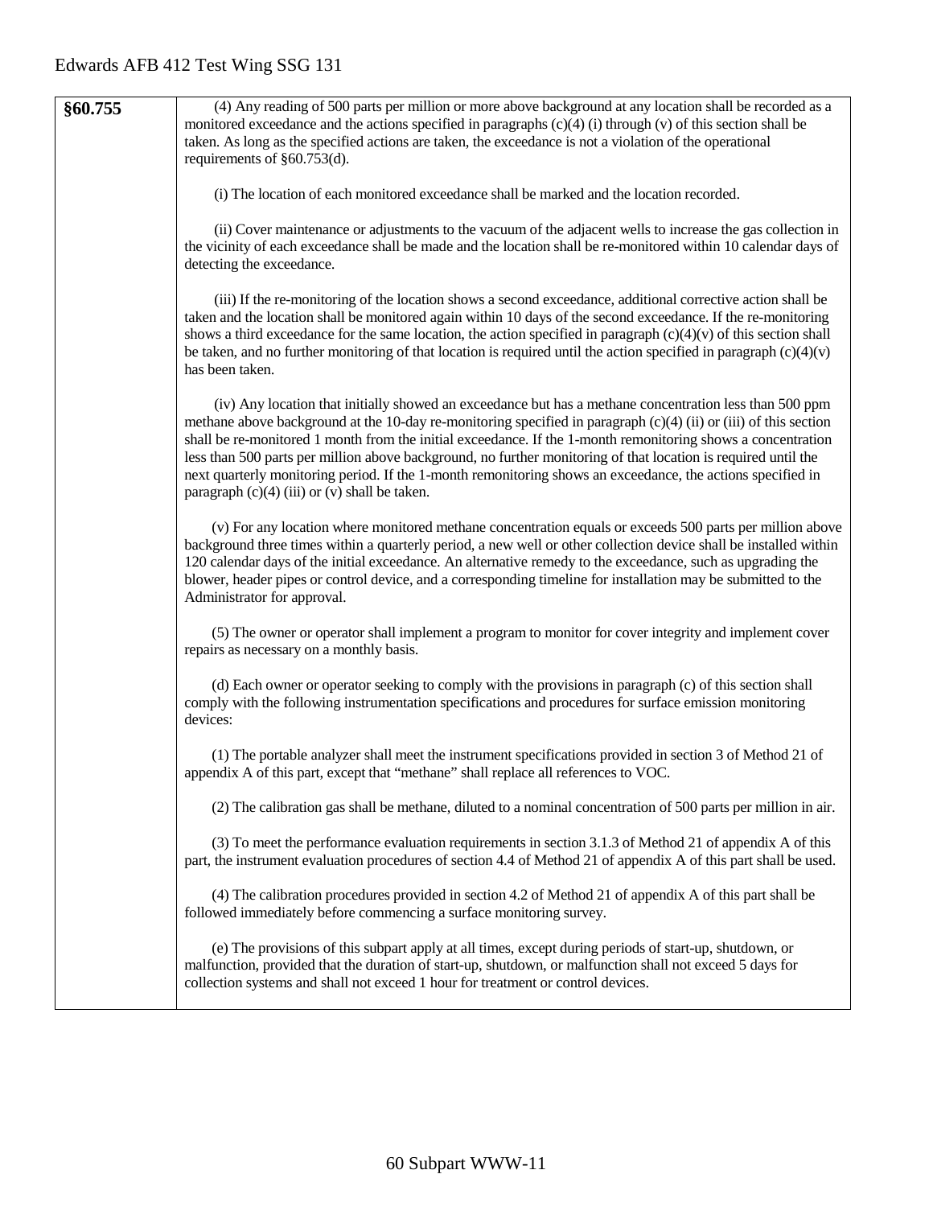| | |
|---|---|
| **§60.755** | (4) Any reading of 500 parts per million or more above background at any location shall be recorded as a monitored exceedance and the actions specified in paragraphs (c)(4) (i) through (v) of this section shall be taken. As long as the specified actions are taken, the exceedance is not a violation of the operational requirements of §60.753(d).<br><br>(i) The location of each monitored exceedance shall be marked and the location recorded.<br><br>(ii) Cover maintenance or adjustments to the vacuum of the adjacent wells to increase the gas collection in the vicinity of each exceedance shall be made and the location shall be re-monitored within 10 calendar days of detecting the exceedance.<br><br>(iii) If the re-monitoring of the location shows a second exceedance, additional corrective action shall be taken and the location shall be monitored again within 10 days of the second exceedance. If the re-monitoring shows a third exceedance for the same location, the action specified in paragraph (c)(4)(v) of this section shall be taken, and no further monitoring of that location is required until the action specified in paragraph (c)(4)(v) has been taken.<br><br>(iv) Any location that initially showed an exceedance but has a methane concentration less than 500 ppm methane above background at the 10-day re-monitoring specified in paragraph (c)(4) (ii) or (iii) of this section shall be re-monitored 1 month from the initial exceedance. If the 1-month remonitoring shows a concentration less than 500 parts per million above background, no further monitoring of that location is required until the next quarterly monitoring period. If the 1-month remonitoring shows an exceedance, the actions specified in paragraph (c)(4) (iii) or (v) shall be taken.<br><br>(v) For any location where monitored methane concentration equals or exceeds 500 parts per million above background three times within a quarterly period, a new well or other collection device shall be installed within 120 calendar days of the initial exceedance. An alternative remedy to the exceedance, such as upgrading the blower, header pipes or control device, and a corresponding timeline for installation may be submitted to the Administrator for approval.<br><br>(5) The owner or operator shall implement a program to monitor for cover integrity and implement cover repairs as necessary on a monthly basis.<br><br>(d) Each owner or operator seeking to comply with the provisions in paragraph (c) of this section shall comply with the following instrumentation specifications and procedures for surface emission monitoring devices:<br><br>(1) The portable analyzer shall meet the instrument specifications provided in section 3 of Method 21 of appendix A of this part, except that "methane" shall replace all references to VOC.<br><br>(2) The calibration gas shall be methane, diluted to a nominal concentration of 500 parts per million in air.<br><br>(3) To meet the performance evaluation requirements in section 3.1.3 of Method 21 of appendix A of this part, the instrument evaluation procedures of section 4.4 of Method 21 of appendix A of this part shall be used.<br><br>(4) The calibration procedures provided in section 4.2 of Method 21 of appendix A of this part shall be followed immediately before commencing a surface monitoring survey.<br><br>(e) The provisions of this subpart apply at all times, except during periods of start-up, shutdown, or malfunction, provided that the duration of start-up, shutdown, or malfunction shall not exceed 5 days for collection systems and shall not exceed 1 hour for treatment or control devices. |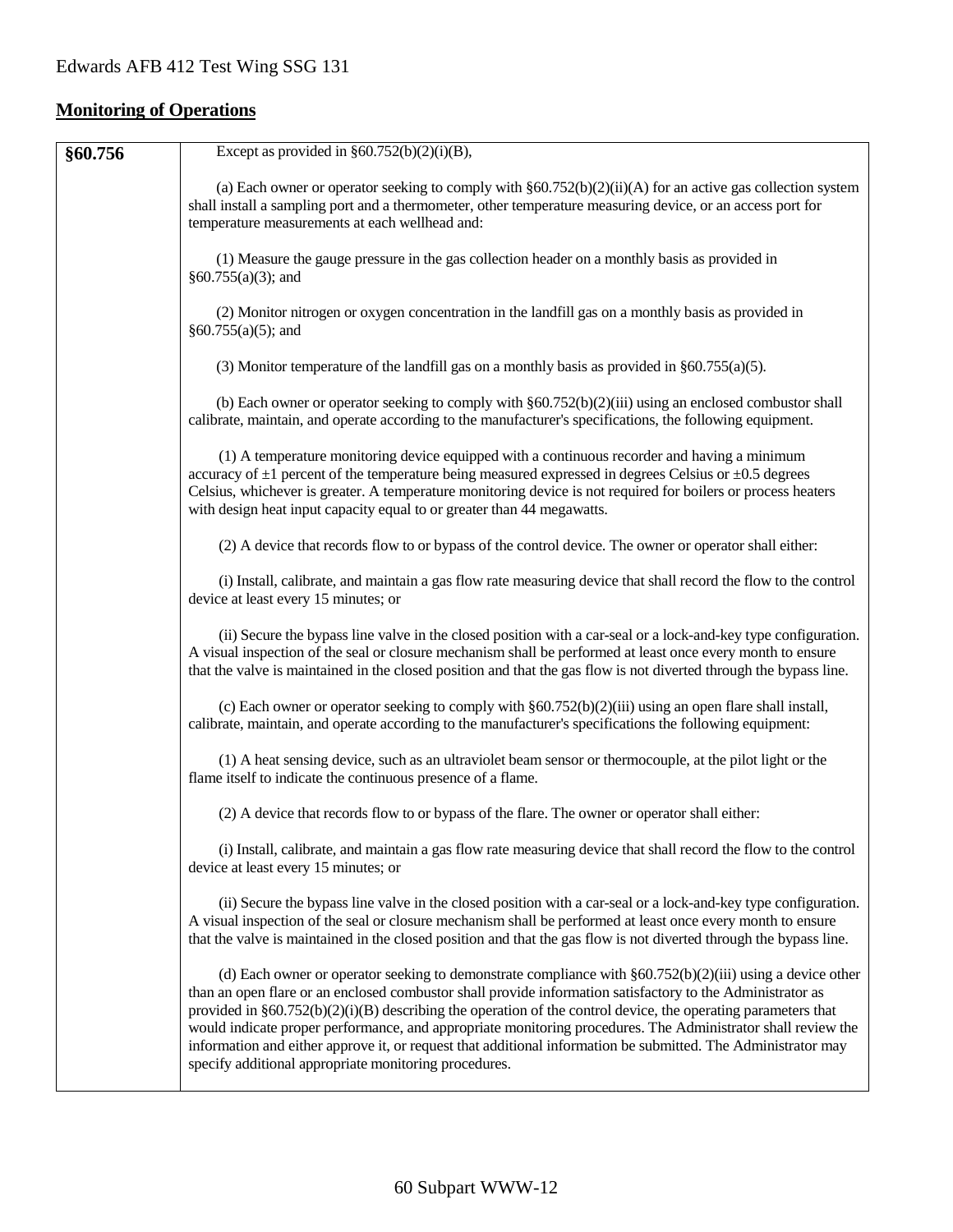## Monitoring of Operations

| | |
|---|---|
| **§60.756** | Except as provided in §60.752(b)(2)(i)(B),<br><br>(a) Each owner or operator seeking to comply with §60.752(b)(2)(ii)(A) for an active gas collection system shall install a sampling port and a thermometer, other temperature measuring device, or an access port for temperature measurements at each wellhead and:<br><br>(1) Measure the gauge pressure in the gas collection header on a monthly basis as provided in §60.755(a)(3); and<br><br>(2) Monitor nitrogen or oxygen concentration in the landfill gas on a monthly basis as provided in §60.755(a)(5); and<br><br>(3) Monitor temperature of the landfill gas on a monthly basis as provided in §60.755(a)(5).<br><br>(b) Each owner or operator seeking to comply with §60.752(b)(2)(iii) using an enclosed combustor shall calibrate, maintain, and operate according to the manufacturer's specifications, the following equipment.<br><br>(1) A temperature monitoring device equipped with a continuous recorder and having a minimum accuracy of ±1 percent of the temperature being measured expressed in degrees Celsius or ±0.5 degrees Celsius, whichever is greater. A temperature monitoring device is not required for boilers or process heaters with design heat input capacity equal to or greater than 44 megawatts.<br><br>(2) A device that records flow to or bypass of the control device. The owner or operator shall either:<br><br>(i) Install, calibrate, and maintain a gas flow rate measuring device that shall record the flow to the control device at least every 15 minutes; or<br><br>(ii) Secure the bypass line valve in the closed position with a car-seal or a lock-and-key type configuration. A visual inspection of the seal or closure mechanism shall be performed at least once every month to ensure that the valve is maintained in the closed position and that the gas flow is not diverted through the bypass line.<br><br>(c) Each owner or operator seeking to comply with §60.752(b)(2)(iii) using an open flare shall install, calibrate, maintain, and operate according to the manufacturer's specifications the following equipment:<br><br>(1) A heat sensing device, such as an ultraviolet beam sensor or thermocouple, at the pilot light or the flame itself to indicate the continuous presence of a flame.<br><br>(2) A device that records flow to or bypass of the flare. The owner or operator shall either:<br><br>(i) Install, calibrate, and maintain a gas flow rate measuring device that shall record the flow to the control device at least every 15 minutes; or<br><br>(ii) Secure the bypass line valve in the closed position with a car-seal or a lock-and-key type configuration. A visual inspection of the seal or closure mechanism shall be performed at least once every month to ensure that the valve is maintained in the closed position and that the gas flow is not diverted through the bypass line.<br><br>(d) Each owner or operator seeking to demonstrate compliance with §60.752(b)(2)(iii) using a device other than an open flare or an enclosed combustor shall provide information satisfactory to the Administrator as provided in §60.752(b)(2)(i)(B) describing the operation of the control device, the operating parameters that would indicate proper performance, and appropriate monitoring procedures. The Administrator shall review the information and either approve it, or request that additional information be submitted. The Administrator may specify additional appropriate monitoring procedures. |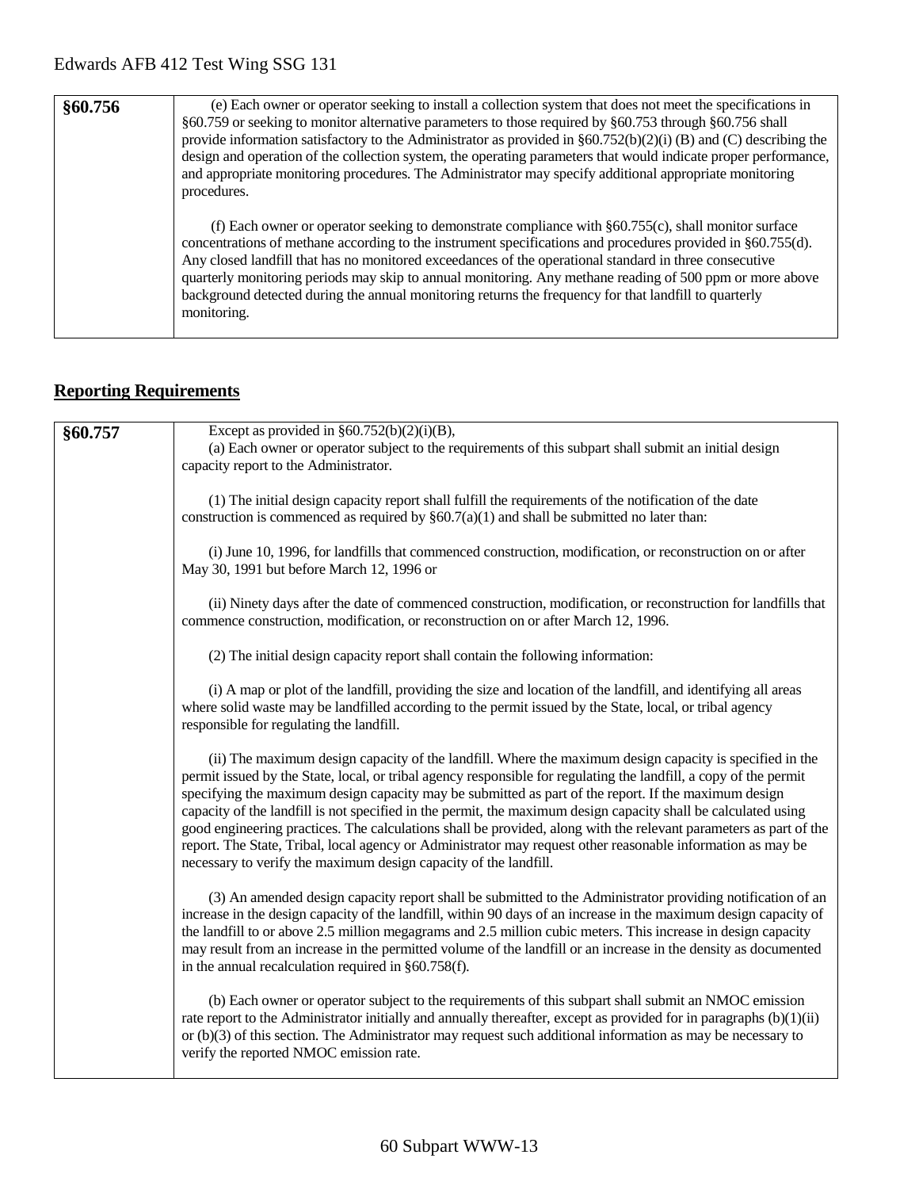| | |
|---|---|
| **§60.756** | (e) Each owner or operator seeking to install a collection system that does not meet the specifications in §60.759 or seeking to monitor alternative parameters to those required by §60.753 through §60.756 shall provide information satisfactory to the Administrator as provided in §60.752(b)(2)(i) (B) and (C) describing the design and operation of the collection system, the operating parameters that would indicate proper performance, and appropriate monitoring procedures. The Administrator may specify additional appropriate monitoring procedures.<br><br>(f) Each owner or operator seeking to demonstrate compliance with §60.755(c), shall monitor surface concentrations of methane according to the instrument specifications and procedures provided in §60.755(d). Any closed landfill that has no monitored exceedances of the operational standard in three consecutive quarterly monitoring periods may skip to annual monitoring. Any methane reading of 500 ppm or more above background detected during the annual monitoring returns the frequency for that landfill to quarterly monitoring. |

## Reporting Requirements

| | |
|---|---|
| **§60.757** | Except as provided in §60.752(b)(2)(i)(B),<br>(a) Each owner or operator subject to the requirements of this subpart shall submit an initial design capacity report to the Administrator.<br><br>(1) The initial design capacity report shall fulfill the requirements of the notification of the date construction is commenced as required by §60.7(a)(1) and shall be submitted no later than:<br><br>(i) June 10, 1996, for landfills that commenced construction, modification, or reconstruction on or after May 30, 1991 but before March 12, 1996 or<br><br>(ii) Ninety days after the date of commenced construction, modification, or reconstruction for landfills that commence construction, modification, or reconstruction on or after March 12, 1996.<br><br>(2) The initial design capacity report shall contain the following information:<br><br>(i) A map or plot of the landfill, providing the size and location of the landfill, and identifying all areas where solid waste may be landfilled according to the permit issued by the State, local, or tribal agency responsible for regulating the landfill.<br><br>(ii) The maximum design capacity of the landfill. Where the maximum design capacity is specified in the permit issued by the State, local, or tribal agency responsible for regulating the landfill, a copy of the permit specifying the maximum design capacity may be submitted as part of the report. If the maximum design capacity of the landfill is not specified in the permit, the maximum design capacity shall be calculated using good engineering practices. The calculations shall be provided, along with the relevant parameters as part of the report. The State, Tribal, local agency or Administrator may request other reasonable information as may be necessary to verify the maximum design capacity of the landfill.<br><br>(3) An amended design capacity report shall be submitted to the Administrator providing notification of an increase in the design capacity of the landfill, within 90 days of an increase in the maximum design capacity of the landfill to or above 2.5 million megagrams and 2.5 million cubic meters. This increase in design capacity may result from an increase in the permitted volume of the landfill or an increase in the density as documented in the annual recalculation required in §60.758(f).<br><br>(b) Each owner or operator subject to the requirements of this subpart shall submit an NMOC emission rate report to the Administrator initially and annually thereafter, except as provided for in paragraphs (b)(1)(ii) or (b)(3) of this section. The Administrator may request such additional information as may be necessary to verify the reported NMOC emission rate. |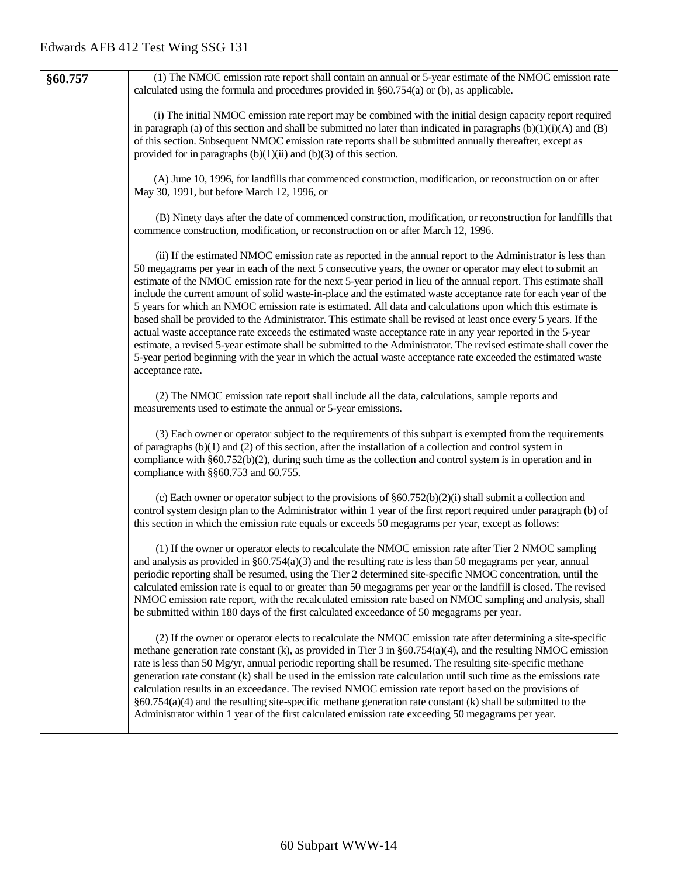| | |
|---|---|
| **§60.757** | (1) The NMOC emission rate report shall contain an annual or 5-year estimate of the NMOC emission rate calculated using the formula and procedures provided in §60.754(a) or (b), as applicable.<br><br>(i) The initial NMOC emission rate report may be combined with the initial design capacity report required in paragraph (a) of this section and shall be submitted no later than indicated in paragraphs (b)(1)(i)(A) and (B) of this section. Subsequent NMOC emission rate reports shall be submitted annually thereafter, except as provided for in paragraphs (b)(1)(ii) and (b)(3) of this section.<br><br>(A) June 10, 1996, for landfills that commenced construction, modification, or reconstruction on or after May 30, 1991, but before March 12, 1996, or<br><br>(B) Ninety days after the date of commenced construction, modification, or reconstruction for landfills that commence construction, modification, or reconstruction on or after March 12, 1996.<br><br>(ii) If the estimated NMOC emission rate as reported in the annual report to the Administrator is less than 50 megagrams per year in each of the next 5 consecutive years, the owner or operator may elect to submit an estimate of the NMOC emission rate for the next 5-year period in lieu of the annual report. This estimate shall include the current amount of solid waste-in-place and the estimated waste acceptance rate for each year of the 5 years for which an NMOC emission rate is estimated. All data and calculations upon which this estimate is based shall be provided to the Administrator. This estimate shall be revised at least once every 5 years. If the actual waste acceptance rate exceeds the estimated waste acceptance rate in any year reported in the 5-year estimate, a revised 5-year estimate shall be submitted to the Administrator. The revised estimate shall cover the 5-year period beginning with the year in which the actual waste acceptance rate exceeded the estimated waste acceptance rate.<br><br>(2) The NMOC emission rate report shall include all the data, calculations, sample reports and measurements used to estimate the annual or 5-year emissions.<br><br>(3) Each owner or operator subject to the requirements of this subpart is exempted from the requirements of paragraphs (b)(1) and (2) of this section, after the installation of a collection and control system in compliance with §60.752(b)(2), during such time as the collection and control system is in operation and in compliance with §§60.753 and 60.755.<br><br>(c) Each owner or operator subject to the provisions of §60.752(b)(2)(i) shall submit a collection and control system design plan to the Administrator within 1 year of the first report required under paragraph (b) of this section in which the emission rate equals or exceeds 50 megagrams per year, except as follows:<br><br>(1) If the owner or operator elects to recalculate the NMOC emission rate after Tier 2 NMOC sampling and analysis as provided in §60.754(a)(3) and the resulting rate is less than 50 megagrams per year, annual periodic reporting shall be resumed, using the Tier 2 determined site-specific NMOC concentration, until the calculated emission rate is equal to or greater than 50 megagrams per year or the landfill is closed. The revised NMOC emission rate report, with the recalculated emission rate based on NMOC sampling and analysis, shall be submitted within 180 days of the first calculated exceedance of 50 megagrams per year.<br><br>(2) If the owner or operator elects to recalculate the NMOC emission rate after determining a site-specific methane generation rate constant (k), as provided in Tier 3 in §60.754(a)(4), and the resulting NMOC emission rate is less than 50 Mg/yr, annual periodic reporting shall be resumed. The resulting site-specific methane generation rate constant (k) shall be used in the emission rate calculation until such time as the emissions rate calculation results in an exceedance. The revised NMOC emission rate report based on the provisions of §60.754(a)(4) and the resulting site-specific methane generation rate constant (k) shall be submitted to the Administrator within 1 year of the first calculated emission rate exceeding 50 megagrams per year. |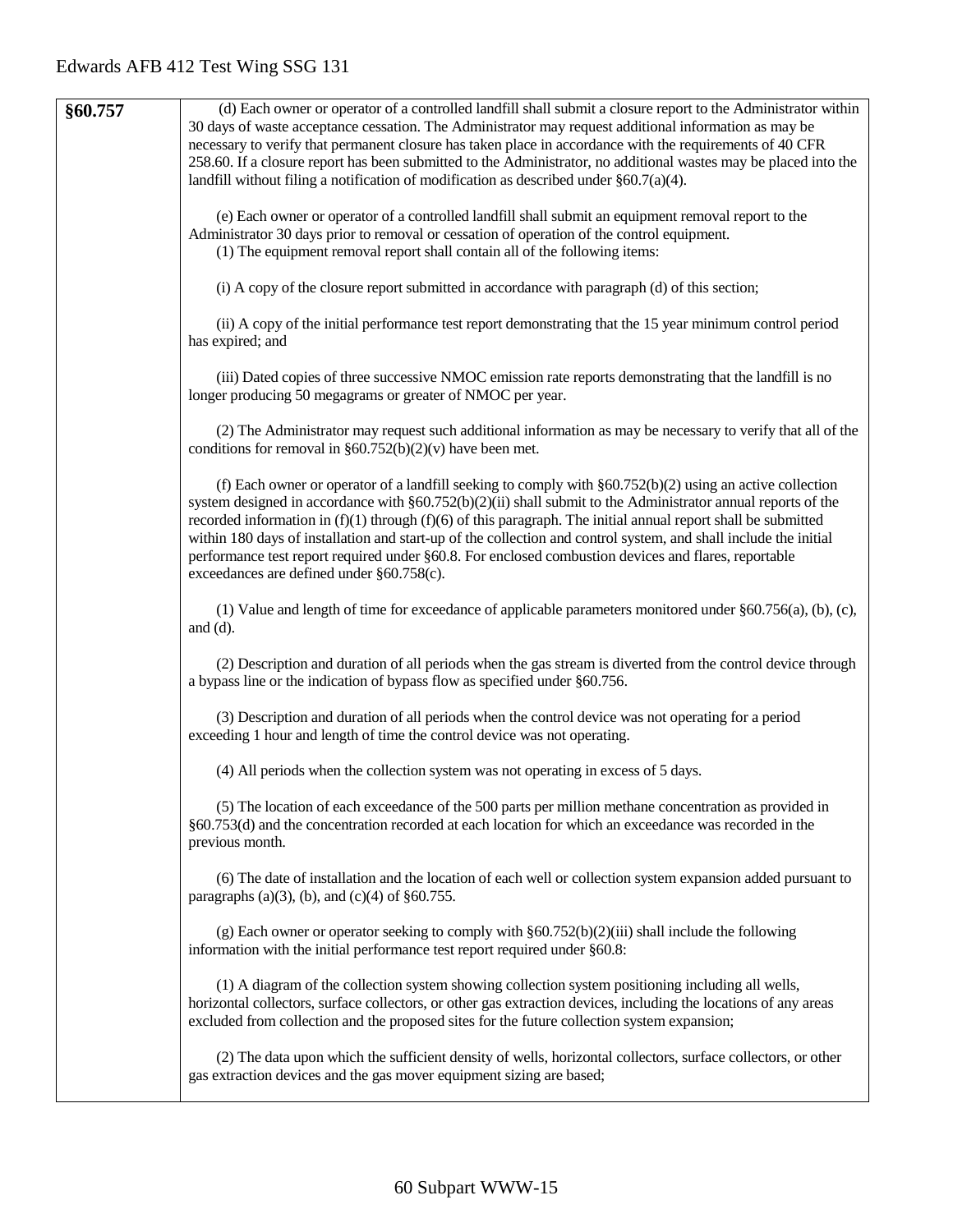| | |
|---|---|
| **§60.757** | (d) Each owner or operator of a controlled landfill shall submit a closure report to the Administrator within 30 days of waste acceptance cessation. The Administrator may request additional information as may be necessary to verify that permanent closure has taken place in accordance with the requirements of 40 CFR 258.60. If a closure report has been submitted to the Administrator, no additional wastes may be placed into the landfill without filing a notification of modification as described under §60.7(a)(4).<br><br>(e) Each owner or operator of a controlled landfill shall submit an equipment removal report to the Administrator 30 days prior to removal or cessation of operation of the control equipment.<br>(1) The equipment removal report shall contain all of the following items:<br><br>(i) A copy of the closure report submitted in accordance with paragraph (d) of this section;<br><br>(ii) A copy of the initial performance test report demonstrating that the 15 year minimum control period has expired; and<br><br>(iii) Dated copies of three successive NMOC emission rate reports demonstrating that the landfill is no longer producing 50 megagrams or greater of NMOC per year.<br><br>(2) The Administrator may request such additional information as may be necessary to verify that all of the conditions for removal in §60.752(b)(2)(v) have been met.<br><br>(f) Each owner or operator of a landfill seeking to comply with §60.752(b)(2) using an active collection system designed in accordance with §60.752(b)(2)(ii) shall submit to the Administrator annual reports of the recorded information in (f)(1) through (f)(6) of this paragraph. The initial annual report shall be submitted within 180 days of installation and start-up of the collection and control system, and shall include the initial performance test report required under §60.8. For enclosed combustion devices and flares, reportable exceedances are defined under §60.758(c).<br><br>(1) Value and length of time for exceedance of applicable parameters monitored under §60.756(a), (b), (c), and (d).<br><br>(2) Description and duration of all periods when the gas stream is diverted from the control device through a bypass line or the indication of bypass flow as specified under §60.756.<br><br>(3) Description and duration of all periods when the control device was not operating for a period exceeding 1 hour and length of time the control device was not operating.<br><br>(4) All periods when the collection system was not operating in excess of 5 days.<br><br>(5) The location of each exceedance of the 500 parts per million methane concentration as provided in §60.753(d) and the concentration recorded at each location for which an exceedance was recorded in the previous month.<br><br>(6) The date of installation and the location of each well or collection system expansion added pursuant to paragraphs (a)(3), (b), and (c)(4) of §60.755.<br><br>(g) Each owner or operator seeking to comply with §60.752(b)(2)(iii) shall include the following information with the initial performance test report required under §60.8:<br><br>(1) A diagram of the collection system showing collection system positioning including all wells, horizontal collectors, surface collectors, or other gas extraction devices, including the locations of any areas excluded from collection and the proposed sites for the future collection system expansion;<br><br>(2) The data upon which the sufficient density of wells, horizontal collectors, surface collectors, or other gas extraction devices and the gas mover equipment sizing are based; |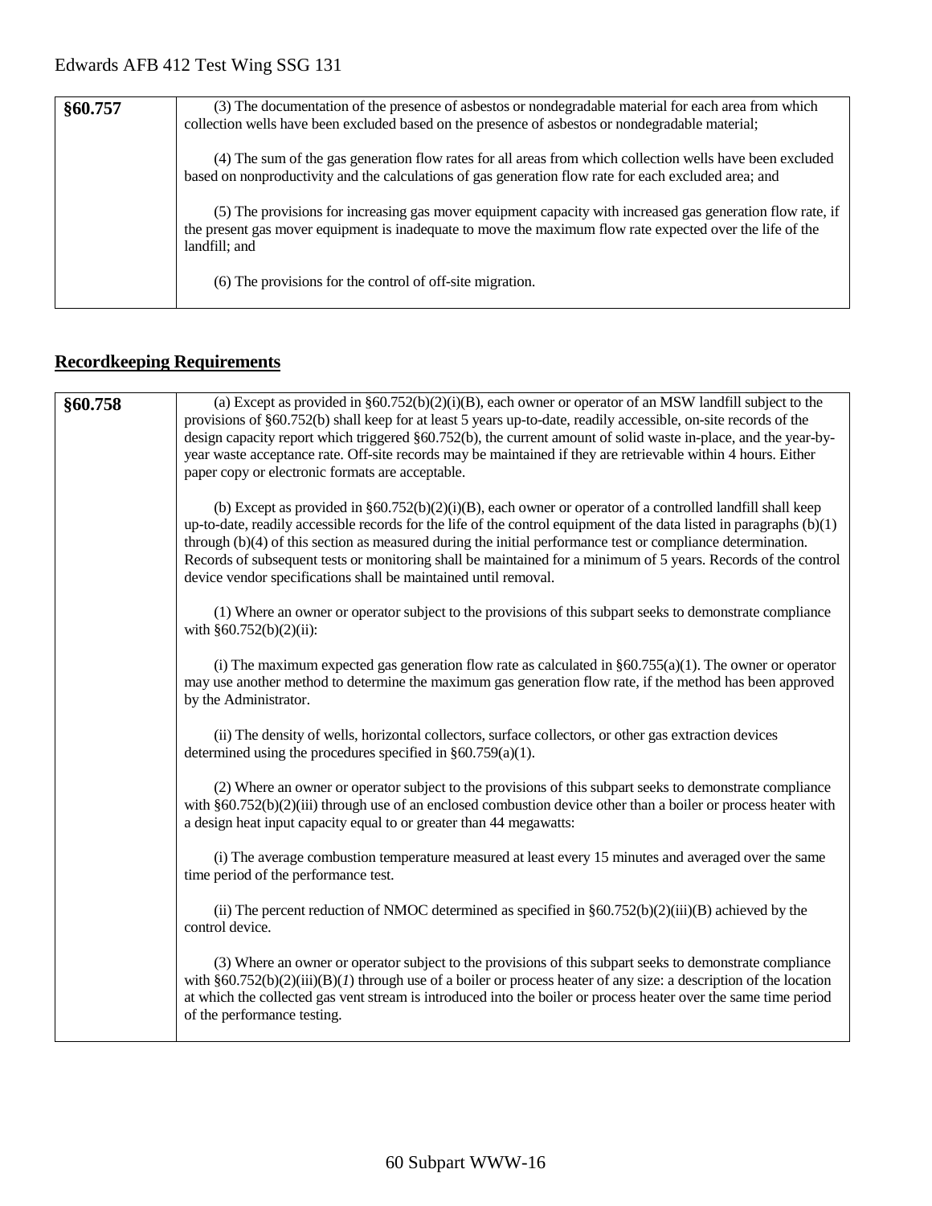| | |
|---|---|
| **§60.757** | (3) The documentation of the presence of asbestos or nondegradable material for each area from which collection wells have been excluded based on the presence of asbestos or nondegradable material;<br><br>(4) The sum of the gas generation flow rates for all areas from which collection wells have been excluded based on nonproductivity and the calculations of gas generation flow rate for each excluded area; and<br><br>(5) The provisions for increasing gas mover equipment capacity with increased gas generation flow rate, if the present gas mover equipment is inadequate to move the maximum flow rate expected over the life of the landfill; and<br><br>(6) The provisions for the control of off-site migration. |

## Recordkeeping Requirements

| | |
|---|---|
| **§60.758** | (a) Except as provided in §60.752(b)(2)(i)(B), each owner or operator of an MSW landfill subject to the provisions of §60.752(b) shall keep for at least 5 years up-to-date, readily accessible, on-site records of the design capacity report which triggered §60.752(b), the current amount of solid waste in-place, and the year-by-year waste acceptance rate. Off-site records may be maintained if they are retrievable within 4 hours. Either paper copy or electronic formats are acceptable.<br><br>(b) Except as provided in §60.752(b)(2)(i)(B), each owner or operator of a controlled landfill shall keep up-to-date, readily accessible records for the life of the control equipment of the data listed in paragraphs (b)(1) through (b)(4) of this section as measured during the initial performance test or compliance determination. Records of subsequent tests or monitoring shall be maintained for a minimum of 5 years. Records of the control device vendor specifications shall be maintained until removal.<br><br>(1) Where an owner or operator subject to the provisions of this subpart seeks to demonstrate compliance with §60.752(b)(2)(ii):<br><br>(i) The maximum expected gas generation flow rate as calculated in §60.755(a)(1). The owner or operator may use another method to determine the maximum gas generation flow rate, if the method has been approved by the Administrator.<br><br>(ii) The density of wells, horizontal collectors, surface collectors, or other gas extraction devices determined using the procedures specified in §60.759(a)(1).<br><br>(2) Where an owner or operator subject to the provisions of this subpart seeks to demonstrate compliance with §60.752(b)(2)(iii) through use of an enclosed combustion device other than a boiler or process heater with a design heat input capacity equal to or greater than 44 megawatts:<br><br>(i) The average combustion temperature measured at least every 15 minutes and averaged over the same time period of the performance test.<br><br>(ii) The percent reduction of NMOC determined as specified in §60.752(b)(2)(iii)(B) achieved by the control device.<br><br>(3) Where an owner or operator subject to the provisions of this subpart seeks to demonstrate compliance with §60.752(b)(2)(iii)(B)(*1*) through use of a boiler or process heater of any size: a description of the location at which the collected gas vent stream is introduced into the boiler or process heater over the same time period of the performance testing. |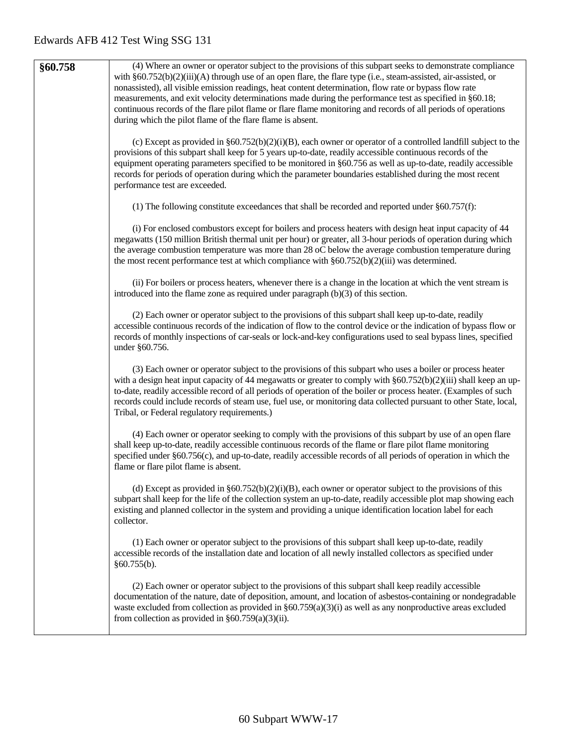| | |
|---|---|
| **§60.758** | (4) Where an owner or operator subject to the provisions of this subpart seeks to demonstrate compliance with §60.752(b)(2)(iii)(A) through use of an open flare, the flare type (i.e., steam-assisted, air-assisted, or nonassisted), all visible emission readings, heat content determination, flow rate or bypass flow rate measurements, and exit velocity determinations made during the performance test as specified in §60.18; continuous records of the flare pilot flame or flare flame monitoring and records of all periods of operations during which the pilot flame of the flare flame is absent.<br><br>(c) Except as provided in §60.752(b)(2)(i)(B), each owner or operator of a controlled landfill subject to the provisions of this subpart shall keep for 5 years up-to-date, readily accessible continuous records of the equipment operating parameters specified to be monitored in §60.756 as well as up-to-date, readily accessible records for periods of operation during which the parameter boundaries established during the most recent performance test are exceeded.<br><br>(1) The following constitute exceedances that shall be recorded and reported under §60.757(f):<br><br>(i) For enclosed combustors except for boilers and process heaters with design heat input capacity of 44 megawatts (150 million British thermal unit per hour) or greater, all 3-hour periods of operation during which the average combustion temperature was more than 28 oC below the average combustion temperature during the most recent performance test at which compliance with §60.752(b)(2)(iii) was determined.<br><br>(ii) For boilers or process heaters, whenever there is a change in the location at which the vent stream is introduced into the flame zone as required under paragraph (b)(3) of this section.<br><br>(2) Each owner or operator subject to the provisions of this subpart shall keep up-to-date, readily accessible continuous records of the indication of flow to the control device or the indication of bypass flow or records of monthly inspections of car-seals or lock-and-key configurations used to seal bypass lines, specified under §60.756.<br><br>(3) Each owner or operator subject to the provisions of this subpart who uses a boiler or process heater with a design heat input capacity of 44 megawatts or greater to comply with §60.752(b)(2)(iii) shall keep an up-to-date, readily accessible record of all periods of operation of the boiler or process heater. (Examples of such records could include records of steam use, fuel use, or monitoring data collected pursuant to other State, local, Tribal, or Federal regulatory requirements.)<br><br>(4) Each owner or operator seeking to comply with the provisions of this subpart by use of an open flare shall keep up-to-date, readily accessible continuous records of the flame or flare pilot flame monitoring specified under §60.756(c), and up-to-date, readily accessible records of all periods of operation in which the flame or flare pilot flame is absent.<br><br>(d) Except as provided in §60.752(b)(2)(i)(B), each owner or operator subject to the provisions of this subpart shall keep for the life of the collection system an up-to-date, readily accessible plot map showing each existing and planned collector in the system and providing a unique identification location label for each collector.<br><br>(1) Each owner or operator subject to the provisions of this subpart shall keep up-to-date, readily accessible records of the installation date and location of all newly installed collectors as specified under §60.755(b).<br><br>(2) Each owner or operator subject to the provisions of this subpart shall keep readily accessible documentation of the nature, date of deposition, amount, and location of asbestos-containing or nondegradable waste excluded from collection as provided in §60.759(a)(3)(i) as well as any nonproductive areas excluded from collection as provided in §60.759(a)(3)(ii). |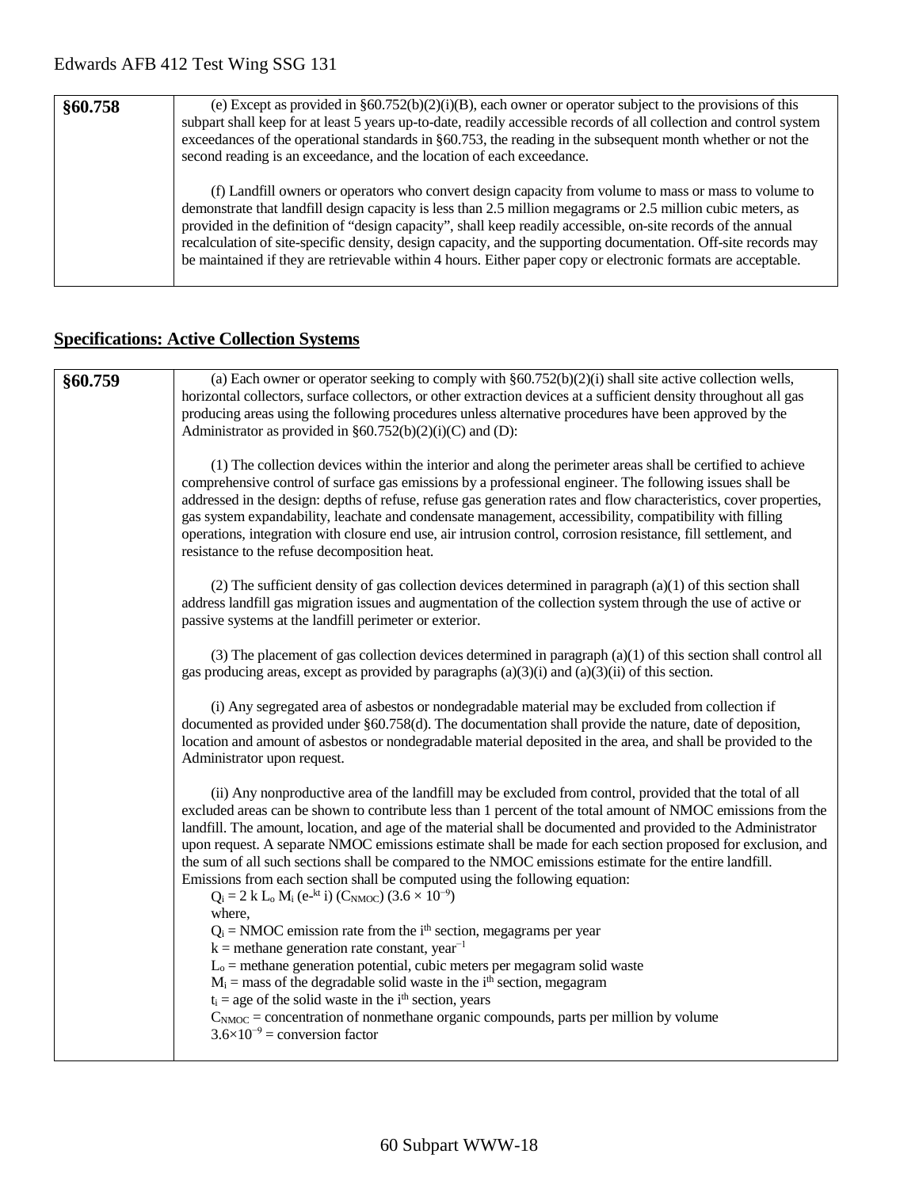| | |
|---|---|
| **§60.758** | (e) Except as provided in §60.752(b)(2)(i)(B), each owner or operator subject to the provisions of this subpart shall keep for at least 5 years up-to-date, readily accessible records of all collection and control system exceedances of the operational standards in §60.753, the reading in the subsequent month whether or not the second reading is an exceedance, and the location of each exceedance.<br><br>(f) Landfill owners or operators who convert design capacity from volume to mass or mass to volume to demonstrate that landfill design capacity is less than 2.5 million megagrams or 2.5 million cubic meters, as provided in the definition of "design capacity", shall keep readily accessible, on-site records of the annual recalculation of site-specific density, design capacity, and the supporting documentation. Off-site records may be maintained if they are retrievable within 4 hours. Either paper copy or electronic formats are acceptable. |

## Specifications: Active Collection Systems

| | |
|---|---|
| **§60.759** | (a) Each owner or operator seeking to comply with §60.752(b)(2)(i) shall site active collection wells, horizontal collectors, surface collectors, or other extraction devices at a sufficient density throughout all gas producing areas using the following procedures unless alternative procedures have been approved by the Administrator as provided in §60.752(b)(2)(i)(C) and (D):<br><br>(1) The collection devices within the interior and along the perimeter areas shall be certified to achieve comprehensive control of surface gas emissions by a professional engineer. The following issues shall be addressed in the design: depths of refuse, refuse gas generation rates and flow characteristics, cover properties, gas system expandability, leachate and condensate management, accessibility, compatibility with filling operations, integration with closure end use, air intrusion control, corrosion resistance, fill settlement, and resistance to the refuse decomposition heat.<br><br>(2) The sufficient density of gas collection devices determined in paragraph (a)(1) of this section shall address landfill gas migration issues and augmentation of the collection system through the use of active or passive systems at the landfill perimeter or exterior.<br><br>(3) The placement of gas collection devices determined in paragraph (a)(1) of this section shall control all gas producing areas, except as provided by paragraphs (a)(3)(i) and (a)(3)(ii) of this section.<br><br>(i) Any segregated area of asbestos or nondegradable material may be excluded from collection if documented as provided under §60.758(d). The documentation shall provide the nature, date of deposition, location and amount of asbestos or nondegradable material deposited in the area, and shall be provided to the Administrator upon request.<br><br>(ii) Any nonproductive area of the landfill may be excluded from control, provided that the total of all excluded areas can be shown to contribute less than 1 percent of the total amount of NMOC emissions from the landfill. The amount, location, and age of the material shall be documented and provided to the Administrator upon request. A separate NMOC emissions estimate shall be made for each section proposed for exclusion, and the sum of all such sections shall be compared to the NMOC emissions estimate for the entire landfill. Emissions from each section shall be computed using the following equation:<br>$Q_i = 2\ k\ L_o\ M_i\ (e^{-kt_i})\ (C_{NMOC})\ (3.6 \times 10^{-9})$<br>where,<br>$Q_i$ = NMOC emission rate from the $i^{th}$ section, megagrams per year<br>$k$ = methane generation rate constant, year$^{-1}$<br>$L_o$ = methane generation potential, cubic meters per megagram solid waste<br>$M_i$ = mass of the degradable solid waste in the $i^{th}$ section, megagram<br>$t_i$ = age of the solid waste in the $i^{th}$ section, years<br>$C_{NMOC}$ = concentration of nonmethane organic compounds, parts per million by volume<br>$3.6\times10^{-9}$ = conversion factor |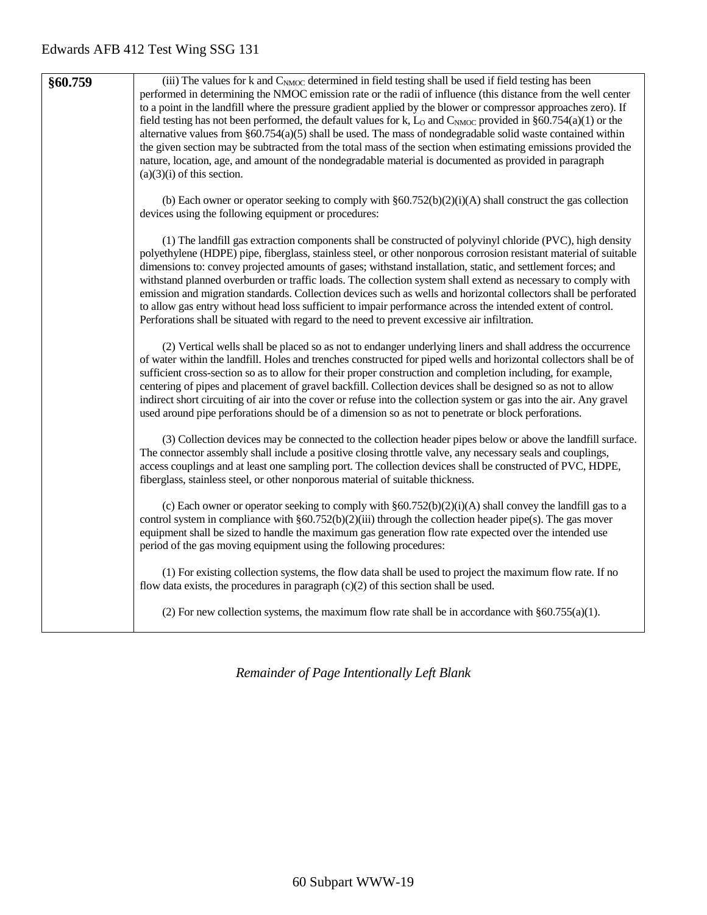| | |
|---|---|
| **§60.759** | (iii) The values for k and $C_{NMOC}$ determined in field testing shall be used if field testing has been performed in determining the NMOC emission rate or the radii of influence (this distance from the well center to a point in the landfill where the pressure gradient applied by the blower or compressor approaches zero). If field testing has not been performed, the default values for k, $L_O$ and $C_{NMOC}$ provided in §60.754(a)(1) or the alternative values from §60.754(a)(5) shall be used. The mass of nondegradable solid waste contained within the given section may be subtracted from the total mass of the section when estimating emissions provided the nature, location, age, and amount of the nondegradable material is documented as provided in paragraph (a)(3)(i) of this section.<br><br>(b) Each owner or operator seeking to comply with §60.752(b)(2)(i)(A) shall construct the gas collection devices using the following equipment or procedures:<br><br>(1) The landfill gas extraction components shall be constructed of polyvinyl chloride (PVC), high density polyethylene (HDPE) pipe, fiberglass, stainless steel, or other nonporous corrosion resistant material of suitable dimensions to: convey projected amounts of gases; withstand installation, static, and settlement forces; and withstand planned overburden or traffic loads. The collection system shall extend as necessary to comply with emission and migration standards. Collection devices such as wells and horizontal collectors shall be perforated to allow gas entry without head loss sufficient to impair performance across the intended extent of control. Perforations shall be situated with regard to the need to prevent excessive air infiltration.<br><br>(2) Vertical wells shall be placed so as not to endanger underlying liners and shall address the occurrence of water within the landfill. Holes and trenches constructed for piped wells and horizontal collectors shall be of sufficient cross-section so as to allow for their proper construction and completion including, for example, centering of pipes and placement of gravel backfill. Collection devices shall be designed so as not to allow indirect short circuiting of air into the cover or refuse into the collection system or gas into the air. Any gravel used around pipe perforations should be of a dimension so as not to penetrate or block perforations.<br><br>(3) Collection devices may be connected to the collection header pipes below or above the landfill surface. The connector assembly shall include a positive closing throttle valve, any necessary seals and couplings, access couplings and at least one sampling port. The collection devices shall be constructed of PVC, HDPE, fiberglass, stainless steel, or other nonporous material of suitable thickness.<br><br>(c) Each owner or operator seeking to comply with §60.752(b)(2)(i)(A) shall convey the landfill gas to a control system in compliance with §60.752(b)(2)(iii) through the collection header pipe(s). The gas mover equipment shall be sized to handle the maximum gas generation flow rate expected over the intended use period of the gas moving equipment using the following procedures:<br><br>(1) For existing collection systems, the flow data shall be used to project the maximum flow rate. If no flow data exists, the procedures in paragraph (c)(2) of this section shall be used.<br><br>(2) For new collection systems, the maximum flow rate shall be in accordance with §60.755(a)(1). |

*Remainder of Page Intentionally Left Blank*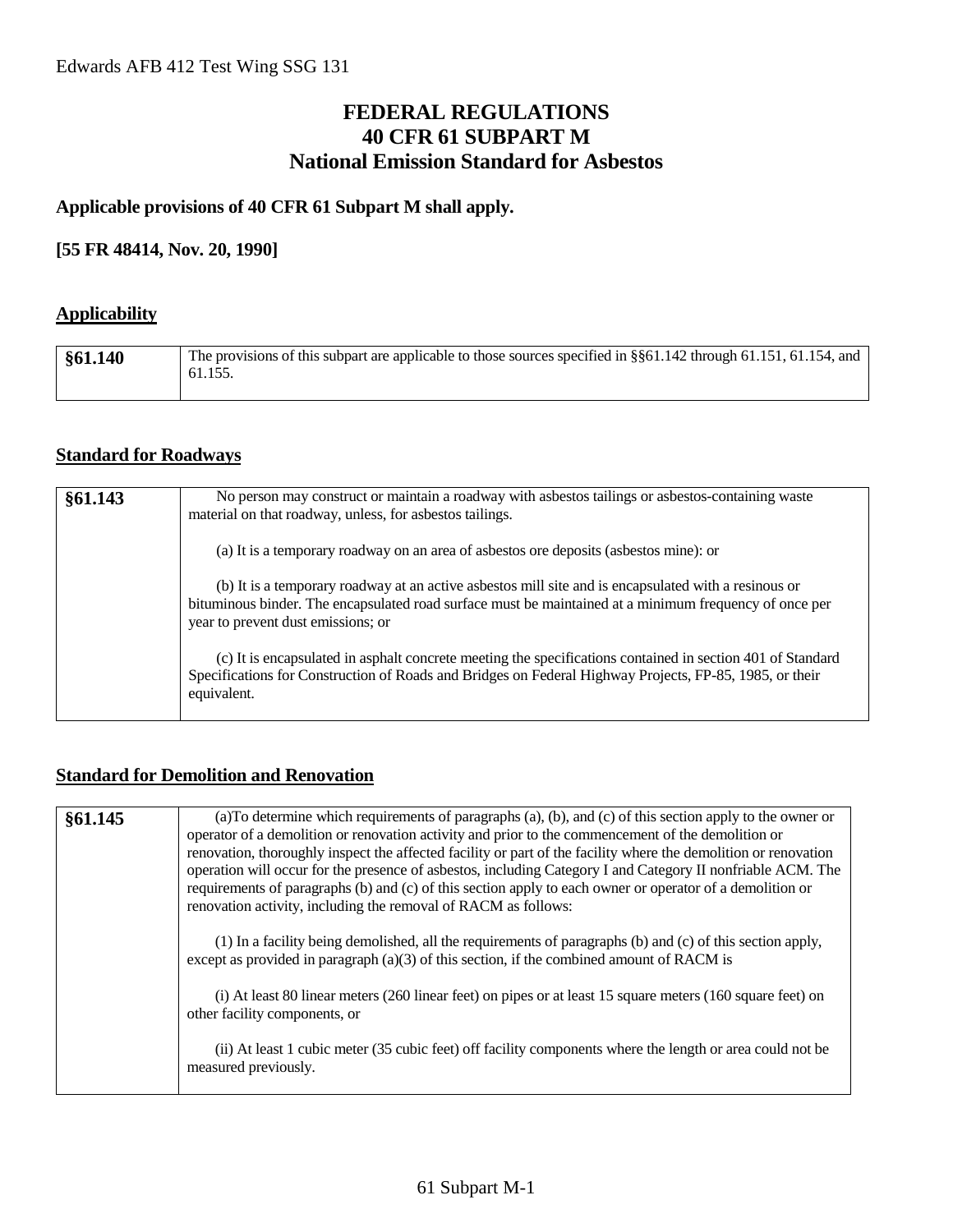# FEDERAL REGULATIONS
# 40 CFR 61 SUBPART M
# National Emission Standard for Asbestos

**Applicable provisions of 40 CFR 61 Subpart M shall apply.**

**[55 FR 48414, Nov. 20, 1990]**

## Applicability

| | |
|---|---|
| **§61.140** | The provisions of this subpart are applicable to those sources specified in §§61.142 through 61.151, 61.154, and 61.155. |

## Standard for Roadways

| | |
|---|---|
| **§61.143** | No person may construct or maintain a roadway with asbestos tailings or asbestos-containing waste material on that roadway, unless, for asbestos tailings.<br><br>(a) It is a temporary roadway on an area of asbestos ore deposits (asbestos mine): or<br><br>(b) It is a temporary roadway at an active asbestos mill site and is encapsulated with a resinous or bituminous binder. The encapsulated road surface must be maintained at a minimum frequency of once per year to prevent dust emissions; or<br><br>(c) It is encapsulated in asphalt concrete meeting the specifications contained in section 401 of Standard Specifications for Construction of Roads and Bridges on Federal Highway Projects, FP-85, 1985, or their equivalent. |

## Standard for Demolition and Renovation

| | |
|---|---|
| **§61.145** | (a)To determine which requirements of paragraphs (a), (b), and (c) of this section apply to the owner or operator of a demolition or renovation activity and prior to the commencement of the demolition or renovation, thoroughly inspect the affected facility or part of the facility where the demolition or renovation operation will occur for the presence of asbestos, including Category I and Category II nonfriable ACM. The requirements of paragraphs (b) and (c) of this section apply to each owner or operator of a demolition or renovation activity, including the removal of RACM as follows:<br><br>(1) In a facility being demolished, all the requirements of paragraphs (b) and (c) of this section apply, except as provided in paragraph (a)(3) of this section, if the combined amount of RACM is<br><br>(i) At least 80 linear meters (260 linear feet) on pipes or at least 15 square meters (160 square feet) on other facility components, or<br><br>(ii) At least 1 cubic meter (35 cubic feet) off facility components where the length or area could not be measured previously. |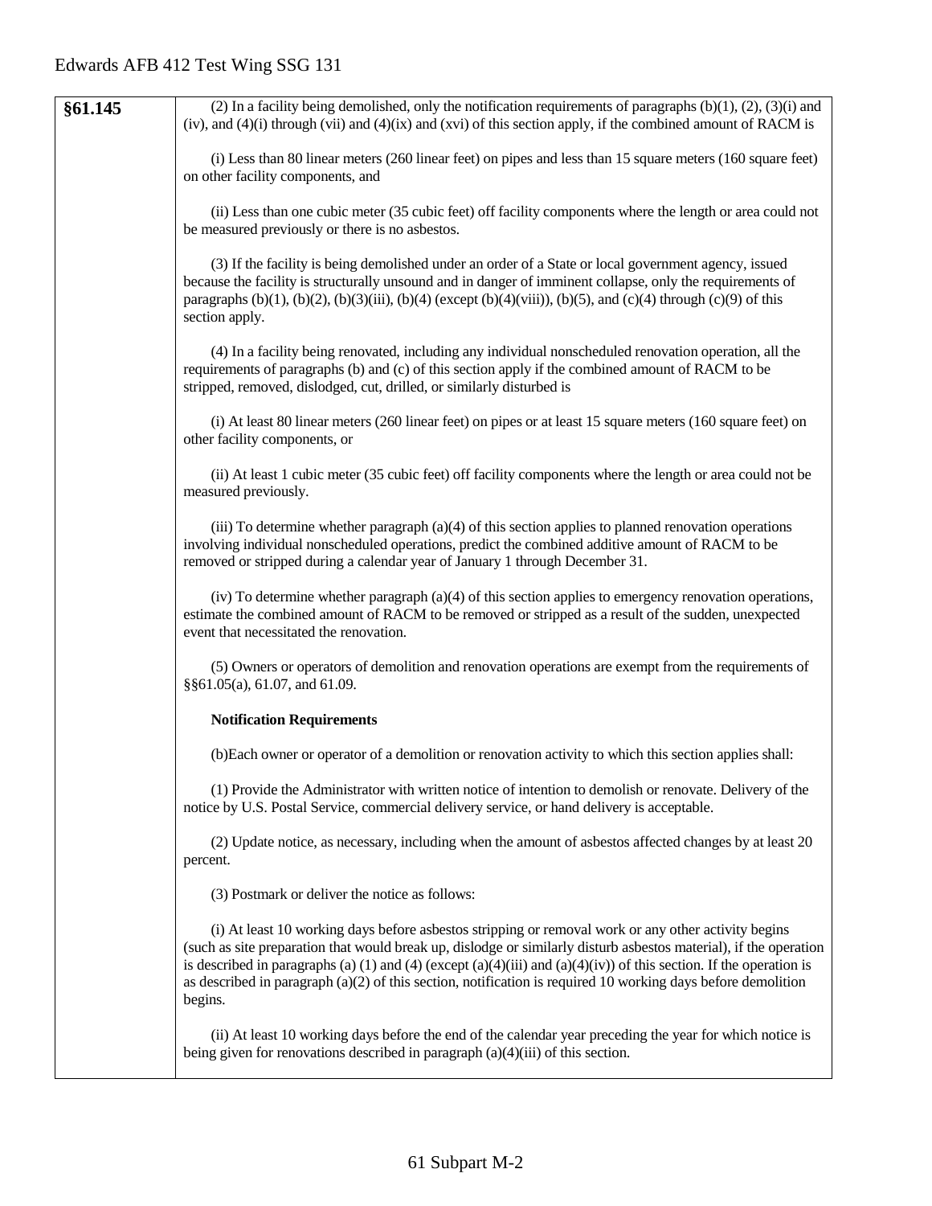| §61.145 | (2) In a facility being demolished, only the notification requirements of paragraphs (b)(1), (2), (3)(i) and (iv), and (4)(i) through (vii) and (4)(ix) and (xvi) of this section apply, if the combined amount of RACM is<br><br>(i) Less than 80 linear meters (260 linear feet) on pipes and less than 15 square meters (160 square feet) on other facility components, and<br><br>(ii) Less than one cubic meter (35 cubic feet) off facility components where the length or area could not be measured previously or there is no asbestos.<br><br>(3) If the facility is being demolished under an order of a State or local government agency, issued because the facility is structurally unsound and in danger of imminent collapse, only the requirements of paragraphs (b)(1), (b)(2), (b)(3)(iii), (b)(4) (except (b)(4)(viii)), (b)(5), and (c)(4) through (c)(9) of this section apply.<br><br>(4) In a facility being renovated, including any individual nonscheduled renovation operation, all the requirements of paragraphs (b) and (c) of this section apply if the combined amount of RACM to be stripped, removed, dislodged, cut, drilled, or similarly disturbed is<br><br>(i) At least 80 linear meters (260 linear feet) on pipes or at least 15 square meters (160 square feet) on other facility components, or<br><br>(ii) At least 1 cubic meter (35 cubic feet) off facility components where the length or area could not be measured previously.<br><br>(iii) To determine whether paragraph (a)(4) of this section applies to planned renovation operations involving individual nonscheduled operations, predict the combined additive amount of RACM to be removed or stripped during a calendar year of January 1 through December 31.<br><br>(iv) To determine whether paragraph (a)(4) of this section applies to emergency renovation operations, estimate the combined amount of RACM to be removed or stripped as a result of the sudden, unexpected event that necessitated the renovation.<br><br>(5) Owners or operators of demolition and renovation operations are exempt from the requirements of §§61.05(a), 61.07, and 61.09.<br><br>**Notification Requirements**<br><br>(b)Each owner or operator of a demolition or renovation activity to which this section applies shall:<br><br>(1) Provide the Administrator with written notice of intention to demolish or renovate. Delivery of the notice by U.S. Postal Service, commercial delivery service, or hand delivery is acceptable.<br><br>(2) Update notice, as necessary, including when the amount of asbestos affected changes by at least 20 percent.<br><br>(3) Postmark or deliver the notice as follows:<br><br>(i) At least 10 working days before asbestos stripping or removal work or any other activity begins (such as site preparation that would break up, dislodge or similarly disturb asbestos material), if the operation is described in paragraphs (a) (1) and (4) (except (a)(4)(iii) and (a)(4)(iv)) of this section. If the operation is as described in paragraph (a)(2) of this section, notification is required 10 working days before demolition begins.<br><br>(ii) At least 10 working days before the end of the calendar year preceding the year for which notice is being given for renovations described in paragraph (a)(4)(iii) of this section. |
|---|---|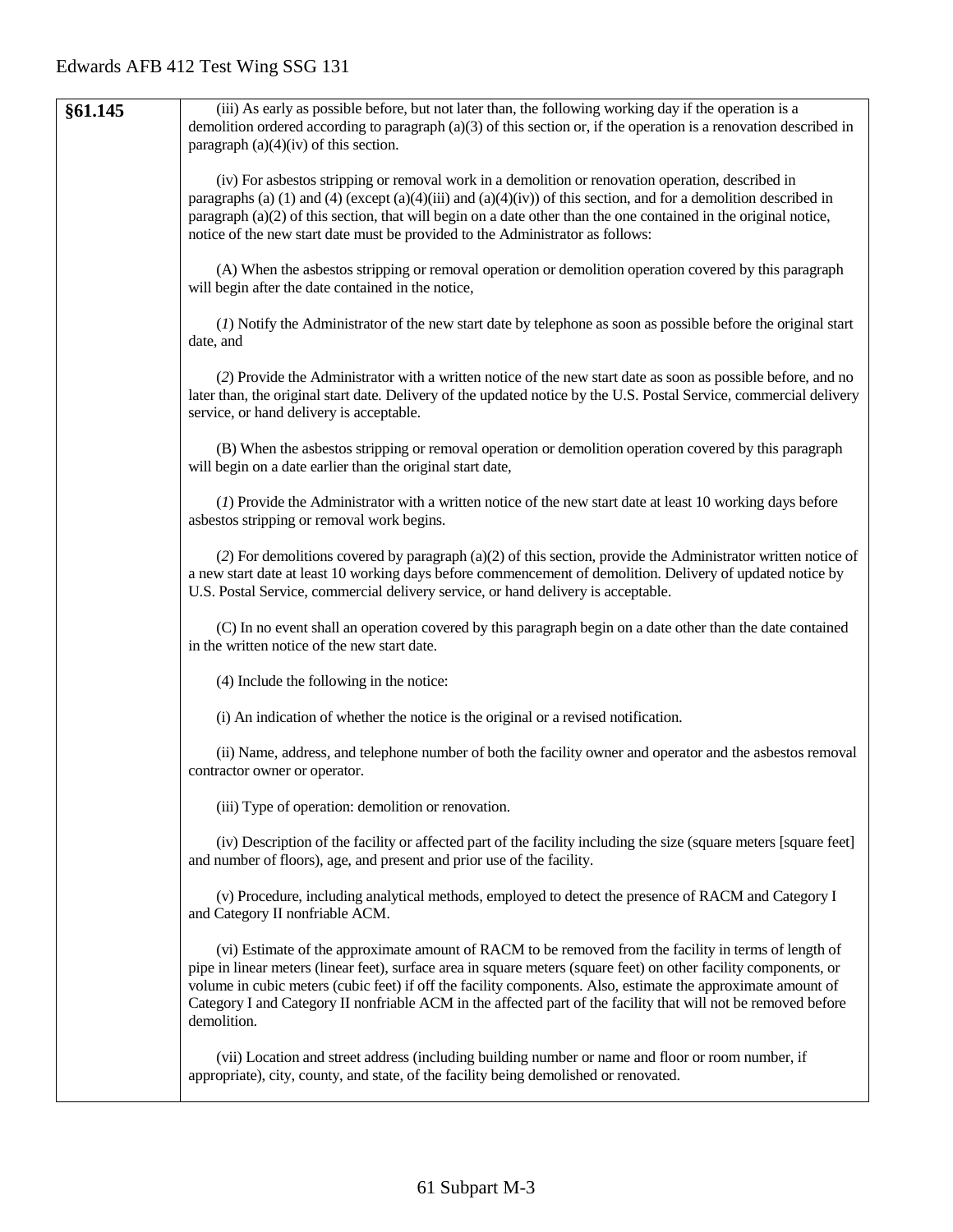| | |
|---|---|
| **§61.145** | (iii) As early as possible before, but not later than, the following working day if the operation is a demolition ordered according to paragraph (a)(3) of this section or, if the operation is a renovation described in paragraph (a)(4)(iv) of this section.<br><br>(iv) For asbestos stripping or removal work in a demolition or renovation operation, described in paragraphs (a) (1) and (4) (except (a)(4)(iii) and (a)(4)(iv)) of this section, and for a demolition described in paragraph (a)(2) of this section, that will begin on a date other than the one contained in the original notice, notice of the new start date must be provided to the Administrator as follows:<br><br>(A) When the asbestos stripping or removal operation or demolition operation covered by this paragraph will begin after the date contained in the notice,<br><br>(*1*) Notify the Administrator of the new start date by telephone as soon as possible before the original start date, and<br><br>(*2*) Provide the Administrator with a written notice of the new start date as soon as possible before, and no later than, the original start date. Delivery of the updated notice by the U.S. Postal Service, commercial delivery service, or hand delivery is acceptable.<br><br>(B) When the asbestos stripping or removal operation or demolition operation covered by this paragraph will begin on a date earlier than the original start date,<br><br>(*1*) Provide the Administrator with a written notice of the new start date at least 10 working days before asbestos stripping or removal work begins.<br><br>(*2*) For demolitions covered by paragraph (a)(2) of this section, provide the Administrator written notice of a new start date at least 10 working days before commencement of demolition. Delivery of updated notice by U.S. Postal Service, commercial delivery service, or hand delivery is acceptable.<br><br>(C) In no event shall an operation covered by this paragraph begin on a date other than the date contained in the written notice of the new start date.<br><br>(4) Include the following in the notice:<br><br>(i) An indication of whether the notice is the original or a revised notification.<br><br>(ii) Name, address, and telephone number of both the facility owner and operator and the asbestos removal contractor owner or operator.<br><br>(iii) Type of operation: demolition or renovation.<br><br>(iv) Description of the facility or affected part of the facility including the size (square meters [square feet] and number of floors), age, and present and prior use of the facility.<br><br>(v) Procedure, including analytical methods, employed to detect the presence of RACM and Category I and Category II nonfriable ACM.<br><br>(vi) Estimate of the approximate amount of RACM to be removed from the facility in terms of length of pipe in linear meters (linear feet), surface area in square meters (square feet) on other facility components, or volume in cubic meters (cubic feet) if off the facility components. Also, estimate the approximate amount of Category I and Category II nonfriable ACM in the affected part of the facility that will not be removed before demolition.<br><br>(vii) Location and street address (including building number or name and floor or room number, if appropriate), city, county, and state, of the facility being demolished or renovated. |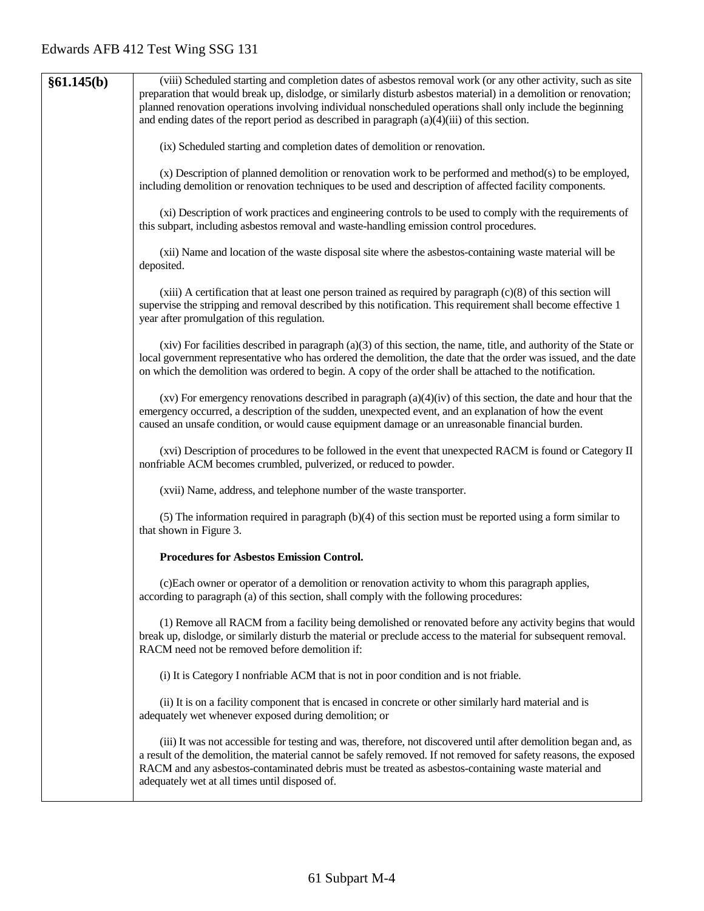| §61.145(b) | (viii) Scheduled starting and completion dates of asbestos removal work (or any other activity, such as site preparation that would break up, dislodge, or similarly disturb asbestos material) in a demolition or renovation; planned renovation operations involving individual nonscheduled operations shall only include the beginning and ending dates of the report period as described in paragraph (a)(4)(iii) of this section.<br><br>(ix) Scheduled starting and completion dates of demolition or renovation.<br><br>(x) Description of planned demolition or renovation work to be performed and method(s) to be employed, including demolition or renovation techniques to be used and description of affected facility components.<br><br>(xi) Description of work practices and engineering controls to be used to comply with the requirements of this subpart, including asbestos removal and waste-handling emission control procedures.<br><br>(xii) Name and location of the waste disposal site where the asbestos-containing waste material will be deposited.<br><br>(xiii) A certification that at least one person trained as required by paragraph (c)(8) of this section will supervise the stripping and removal described by this notification. This requirement shall become effective 1 year after promulgation of this regulation.<br><br>(xiv) For facilities described in paragraph (a)(3) of this section, the name, title, and authority of the State or local government representative who has ordered the demolition, the date that the order was issued, and the date on which the demolition was ordered to begin. A copy of the order shall be attached to the notification.<br><br>(xv) For emergency renovations described in paragraph (a)(4)(iv) of this section, the date and hour that the emergency occurred, a description of the sudden, unexpected event, and an explanation of how the event caused an unsafe condition, or would cause equipment damage or an unreasonable financial burden.<br><br>(xvi) Description of procedures to be followed in the event that unexpected RACM is found or Category II nonfriable ACM becomes crumbled, pulverized, or reduced to powder.<br><br>(xvii) Name, address, and telephone number of the waste transporter.<br><br>(5) The information required in paragraph (b)(4) of this section must be reported using a form similar to that shown in Figure 3.<br><br>**Procedures for Asbestos Emission Control.**<br><br>(c)Each owner or operator of a demolition or renovation activity to whom this paragraph applies, according to paragraph (a) of this section, shall comply with the following procedures:<br><br>(1) Remove all RACM from a facility being demolished or renovated before any activity begins that would break up, dislodge, or similarly disturb the material or preclude access to the material for subsequent removal. RACM need not be removed before demolition if:<br><br>(i) It is Category I nonfriable ACM that is not in poor condition and is not friable.<br><br>(ii) It is on a facility component that is encased in concrete or other similarly hard material and is adequately wet whenever exposed during demolition; or<br><br>(iii) It was not accessible for testing and was, therefore, not discovered until after demolition began and, as a result of the demolition, the material cannot be safely removed. If not removed for safety reasons, the exposed RACM and any asbestos-contaminated debris must be treated as asbestos-containing waste material and adequately wet at all times until disposed of. |
|---|---|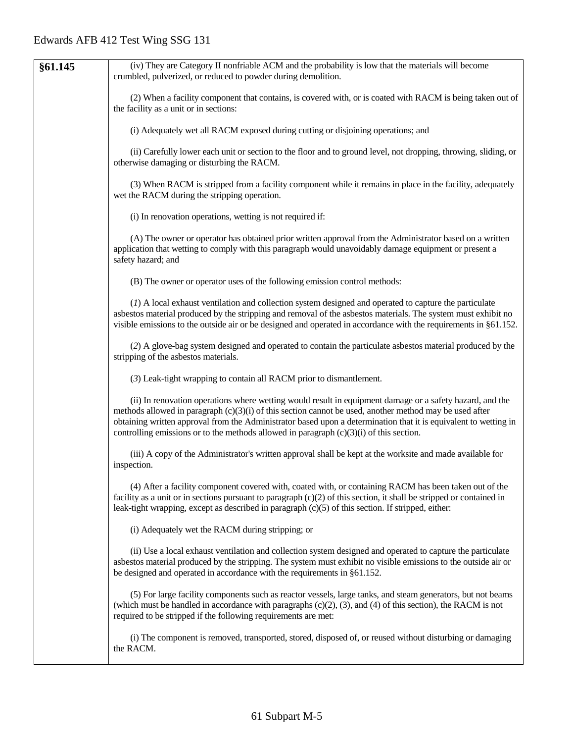| | |
|---|---|
| **§61.145** | (iv) They are Category II nonfriable ACM and the probability is low that the materials will become crumbled, pulverized, or reduced to powder during demolition.<br><br>(2) When a facility component that contains, is covered with, or is coated with RACM is being taken out of the facility as a unit or in sections:<br><br>(i) Adequately wet all RACM exposed during cutting or disjoining operations; and<br><br>(ii) Carefully lower each unit or section to the floor and to ground level, not dropping, throwing, sliding, or otherwise damaging or disturbing the RACM.<br><br>(3) When RACM is stripped from a facility component while it remains in place in the facility, adequately wet the RACM during the stripping operation.<br><br>(i) In renovation operations, wetting is not required if:<br><br>(A) The owner or operator has obtained prior written approval from the Administrator based on a written application that wetting to comply with this paragraph would unavoidably damage equipment or present a safety hazard; and<br><br>(B) The owner or operator uses of the following emission control methods:<br><br>(*1*) A local exhaust ventilation and collection system designed and operated to capture the particulate asbestos material produced by the stripping and removal of the asbestos materials. The system must exhibit no visible emissions to the outside air or be designed and operated in accordance with the requirements in §61.152.<br><br>(*2*) A glove-bag system designed and operated to contain the particulate asbestos material produced by the stripping of the asbestos materials.<br><br>(*3*) Leak-tight wrapping to contain all RACM prior to dismantlement.<br><br>(ii) In renovation operations where wetting would result in equipment damage or a safety hazard, and the methods allowed in paragraph (c)(3)(i) of this section cannot be used, another method may be used after obtaining written approval from the Administrator based upon a determination that it is equivalent to wetting in controlling emissions or to the methods allowed in paragraph (c)(3)(i) of this section.<br><br>(iii) A copy of the Administrator's written approval shall be kept at the worksite and made available for inspection.<br><br>(4) After a facility component covered with, coated with, or containing RACM has been taken out of the facility as a unit or in sections pursuant to paragraph (c)(2) of this section, it shall be stripped or contained in leak-tight wrapping, except as described in paragraph (c)(5) of this section. If stripped, either:<br><br>(i) Adequately wet the RACM during stripping; or<br><br>(ii) Use a local exhaust ventilation and collection system designed and operated to capture the particulate asbestos material produced by the stripping. The system must exhibit no visible emissions to the outside air or be designed and operated in accordance with the requirements in §61.152.<br><br>(5) For large facility components such as reactor vessels, large tanks, and steam generators, but not beams (which must be handled in accordance with paragraphs (c)(2), (3), and (4) of this section), the RACM is not required to be stripped if the following requirements are met:<br><br>(i) The component is removed, transported, stored, disposed of, or reused without disturbing or damaging the RACM. |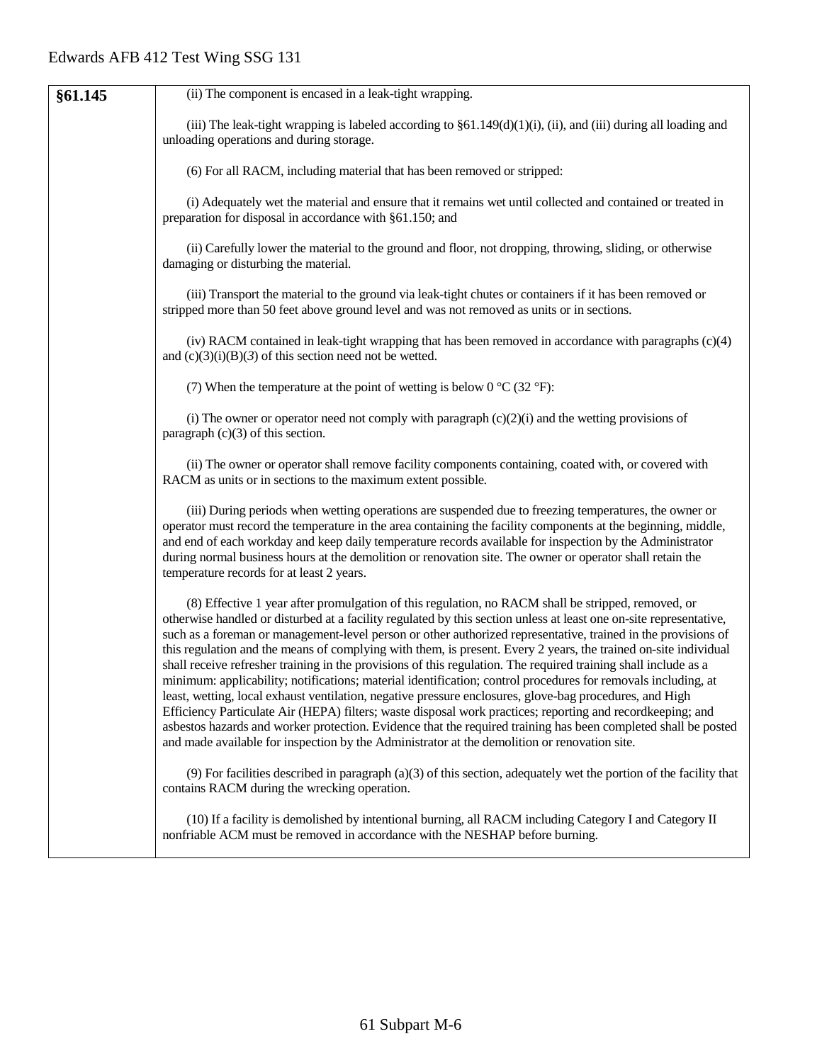| | |
|---|---|
| **§61.145** | (ii) The component is encased in a leak-tight wrapping.<br><br>(iii) The leak-tight wrapping is labeled according to §61.149(d)(1)(i), (ii), and (iii) during all loading and unloading operations and during storage.<br><br>(6) For all RACM, including material that has been removed or stripped:<br><br>(i) Adequately wet the material and ensure that it remains wet until collected and contained or treated in preparation for disposal in accordance with §61.150; and<br><br>(ii) Carefully lower the material to the ground and floor, not dropping, throwing, sliding, or otherwise damaging or disturbing the material.<br><br>(iii) Transport the material to the ground via leak-tight chutes or containers if it has been removed or stripped more than 50 feet above ground level and was not removed as units or in sections.<br><br>(iv) RACM contained in leak-tight wrapping that has been removed in accordance with paragraphs (c)(4) and (c)(3)(i)(B)(*3*) of this section need not be wetted.<br><br>(7) When the temperature at the point of wetting is below 0 °C (32 °F):<br><br>(i) The owner or operator need not comply with paragraph (c)(2)(i) and the wetting provisions of paragraph (c)(3) of this section.<br><br>(ii) The owner or operator shall remove facility components containing, coated with, or covered with RACM as units or in sections to the maximum extent possible.<br><br>(iii) During periods when wetting operations are suspended due to freezing temperatures, the owner or operator must record the temperature in the area containing the facility components at the beginning, middle, and end of each workday and keep daily temperature records available for inspection by the Administrator during normal business hours at the demolition or renovation site. The owner or operator shall retain the temperature records for at least 2 years.<br><br>(8) Effective 1 year after promulgation of this regulation, no RACM shall be stripped, removed, or otherwise handled or disturbed at a facility regulated by this section unless at least one on-site representative, such as a foreman or management-level person or other authorized representative, trained in the provisions of this regulation and the means of complying with them, is present. Every 2 years, the trained on-site individual shall receive refresher training in the provisions of this regulation. The required training shall include as a minimum: applicability; notifications; material identification; control procedures for removals including, at least, wetting, local exhaust ventilation, negative pressure enclosures, glove-bag procedures, and High Efficiency Particulate Air (HEPA) filters; waste disposal work practices; reporting and recordkeeping; and asbestos hazards and worker protection. Evidence that the required training has been completed shall be posted and made available for inspection by the Administrator at the demolition or renovation site.<br><br>(9) For facilities described in paragraph (a)(3) of this section, adequately wet the portion of the facility that contains RACM during the wrecking operation.<br><br>(10) If a facility is demolished by intentional burning, all RACM including Category I and Category II nonfriable ACM must be removed in accordance with the NESHAP before burning. |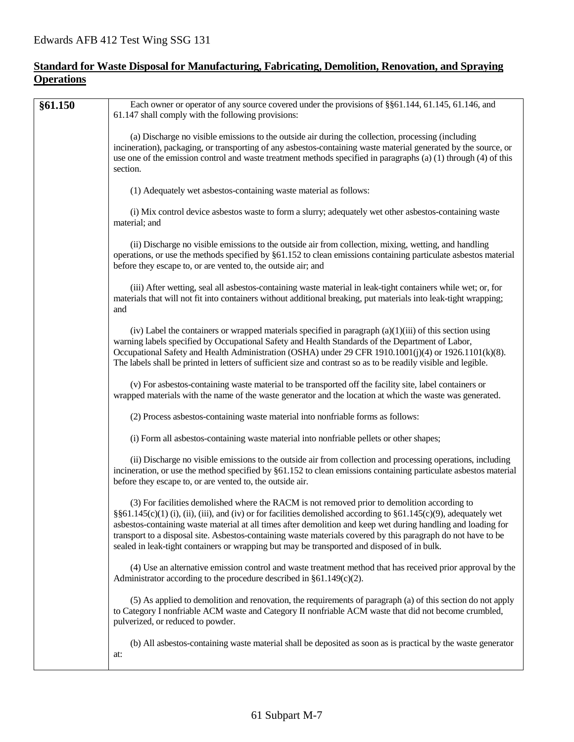## Standard for Waste Disposal for Manufacturing, Fabricating, Demolition, Renovation, and Spraying Operations

| | |
|---|---|
| **§61.150** | Each owner or operator of any source covered under the provisions of §§61.144, 61.145, 61.146, and 61.147 shall comply with the following provisions:<br><br>(a) Discharge no visible emissions to the outside air during the collection, processing (including incineration), packaging, or transporting of any asbestos-containing waste material generated by the source, or use one of the emission control and waste treatment methods specified in paragraphs (a) (1) through (4) of this section.<br><br>(1) Adequately wet asbestos-containing waste material as follows:<br><br>(i) Mix control device asbestos waste to form a slurry; adequately wet other asbestos-containing waste material; and<br><br>(ii) Discharge no visible emissions to the outside air from collection, mixing, wetting, and handling operations, or use the methods specified by §61.152 to clean emissions containing particulate asbestos material before they escape to, or are vented to, the outside air; and<br><br>(iii) After wetting, seal all asbestos-containing waste material in leak-tight containers while wet; or, for materials that will not fit into containers without additional breaking, put materials into leak-tight wrapping; and<br><br>(iv) Label the containers or wrapped materials specified in paragraph (a)(1)(iii) of this section using warning labels specified by Occupational Safety and Health Standards of the Department of Labor, Occupational Safety and Health Administration (OSHA) under 29 CFR 1910.1001(j)(4) or 1926.1101(k)(8). The labels shall be printed in letters of sufficient size and contrast so as to be readily visible and legible.<br><br>(v) For asbestos-containing waste material to be transported off the facility site, label containers or wrapped materials with the name of the waste generator and the location at which the waste was generated.<br><br>(2) Process asbestos-containing waste material into nonfriable forms as follows:<br><br>(i) Form all asbestos-containing waste material into nonfriable pellets or other shapes;<br><br>(ii) Discharge no visible emissions to the outside air from collection and processing operations, including incineration, or use the method specified by §61.152 to clean emissions containing particulate asbestos material before they escape to, or are vented to, the outside air.<br><br>(3) For facilities demolished where the RACM is not removed prior to demolition according to §§61.145(c)(1) (i), (ii), (iii), and (iv) or for facilities demolished according to §61.145(c)(9), adequately wet asbestos-containing waste material at all times after demolition and keep wet during handling and loading for transport to a disposal site. Asbestos-containing waste materials covered by this paragraph do not have to be sealed in leak-tight containers or wrapping but may be transported and disposed of in bulk.<br><br>(4) Use an alternative emission control and waste treatment method that has received prior approval by the Administrator according to the procedure described in §61.149(c)(2).<br><br>(5) As applied to demolition and renovation, the requirements of paragraph (a) of this section do not apply to Category I nonfriable ACM waste and Category II nonfriable ACM waste that did not become crumbled, pulverized, or reduced to powder.<br><br>(b) All asbestos-containing waste material shall be deposited as soon as is practical by the waste generator at: |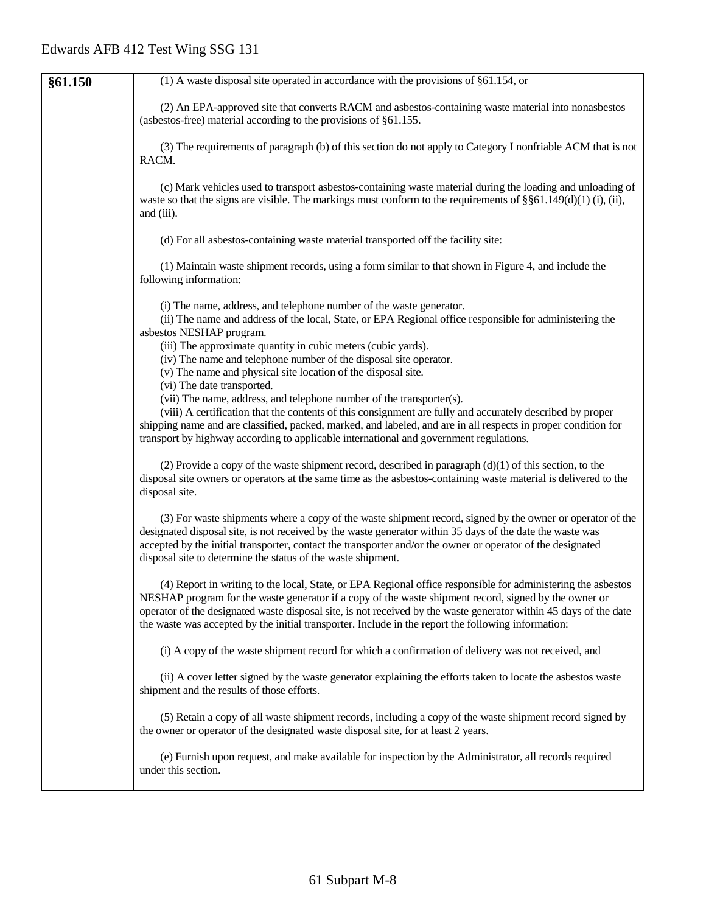| §61.150 | (1) A waste disposal site operated in accordance with the provisions of §61.154, or<br><br>(2) An EPA-approved site that converts RACM and asbestos-containing waste material into nonasbestos (asbestos-free) material according to the provisions of §61.155.<br><br>(3) The requirements of paragraph (b) of this section do not apply to Category I nonfriable ACM that is not RACM.<br><br>(c) Mark vehicles used to transport asbestos-containing waste material during the loading and unloading of waste so that the signs are visible. The markings must conform to the requirements of §§61.149(d)(1) (i), (ii), and (iii).<br><br>(d) For all asbestos-containing waste material transported off the facility site:<br><br>(1) Maintain waste shipment records, using a form similar to that shown in Figure 4, and include the following information:<br><br>(i) The name, address, and telephone number of the waste generator.<br>(ii) The name and address of the local, State, or EPA Regional office responsible for administering the asbestos NESHAP program.<br>(iii) The approximate quantity in cubic meters (cubic yards).<br>(iv) The name and telephone number of the disposal site operator.<br>(v) The name and physical site location of the disposal site.<br>(vi) The date transported.<br>(vii) The name, address, and telephone number of the transporter(s).<br>(viii) A certification that the contents of this consignment are fully and accurately described by proper shipping name and are classified, packed, marked, and labeled, and are in all respects in proper condition for transport by highway according to applicable international and government regulations.<br><br>(2) Provide a copy of the waste shipment record, described in paragraph (d)(1) of this section, to the disposal site owners or operators at the same time as the asbestos-containing waste material is delivered to the disposal site.<br><br>(3) For waste shipments where a copy of the waste shipment record, signed by the owner or operator of the designated disposal site, is not received by the waste generator within 35 days of the date the waste was accepted by the initial transporter, contact the transporter and/or the owner or operator of the designated disposal site to determine the status of the waste shipment.<br><br>(4) Report in writing to the local, State, or EPA Regional office responsible for administering the asbestos NESHAP program for the waste generator if a copy of the waste shipment record, signed by the owner or operator of the designated waste disposal site, is not received by the waste generator within 45 days of the date the waste was accepted by the initial transporter. Include in the report the following information:<br><br>(i) A copy of the waste shipment record for which a confirmation of delivery was not received, and<br><br>(ii) A cover letter signed by the waste generator explaining the efforts taken to locate the asbestos waste shipment and the results of those efforts.<br><br>(5) Retain a copy of all waste shipment records, including a copy of the waste shipment record signed by the owner or operator of the designated waste disposal site, for at least 2 years.<br><br>(e) Furnish upon request, and make available for inspection by the Administrator, all records required under this section. |
|---|---|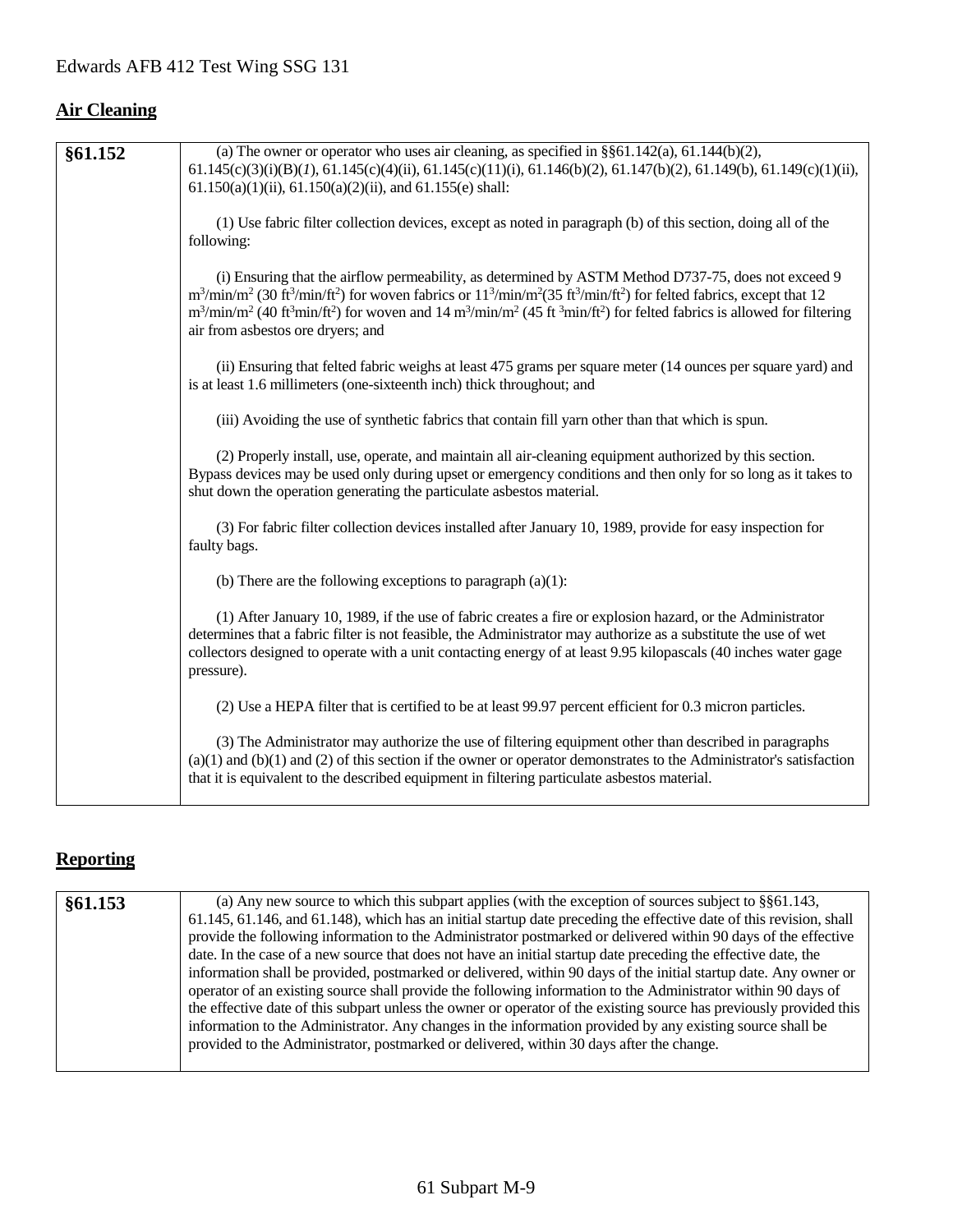## Air Cleaning

| | |
|---|---|
| **§61.152** | (a) The owner or operator who uses air cleaning, as specified in §§61.142(a), 61.144(b)(2), 61.145(c)(3)(i)(B)(*1*), 61.145(c)(4)(ii), 61.145(c)(11)(i), 61.146(b)(2), 61.147(b)(2), 61.149(b), 61.149(c)(1)(ii), 61.150(a)(1)(ii), 61.150(a)(2)(ii), and 61.155(e) shall:<br><br>(1) Use fabric filter collection devices, except as noted in paragraph (b) of this section, doing all of the following:<br><br>(i) Ensuring that the airflow permeability, as determined by ASTM Method D737-75, does not exceed 9 $m^3/min/m^2$ (30 $ft^3/min/ft^2$) for woven fabrics or $11^3/min/m^2$(35 $ft^3/min/ft^2$) for felted fabrics, except that 12 $m^3/min/m^2$ (40 $ft^3min/ft^2$) for woven and 14 $m^3/min/m^2$ (45 ft $^3min/ft^2$) for felted fabrics is allowed for filtering air from asbestos ore dryers; and<br><br>(ii) Ensuring that felted fabric weighs at least 475 grams per square meter (14 ounces per square yard) and is at least 1.6 millimeters (one-sixteenth inch) thick throughout; and<br><br>(iii) Avoiding the use of synthetic fabrics that contain fill yarn other than that which is spun.<br><br>(2) Properly install, use, operate, and maintain all air-cleaning equipment authorized by this section. Bypass devices may be used only during upset or emergency conditions and then only for so long as it takes to shut down the operation generating the particulate asbestos material.<br><br>(3) For fabric filter collection devices installed after January 10, 1989, provide for easy inspection for faulty bags.<br><br>(b) There are the following exceptions to paragraph (a)(1):<br><br>(1) After January 10, 1989, if the use of fabric creates a fire or explosion hazard, or the Administrator determines that a fabric filter is not feasible, the Administrator may authorize as a substitute the use of wet collectors designed to operate with a unit contacting energy of at least 9.95 kilopascals (40 inches water gage pressure).<br><br>(2) Use a HEPA filter that is certified to be at least 99.97 percent efficient for 0.3 micron particles.<br><br>(3) The Administrator may authorize the use of filtering equipment other than described in paragraphs (a)(1) and (b)(1) and (2) of this section if the owner or operator demonstrates to the Administrator's satisfaction that it is equivalent to the described equipment in filtering particulate asbestos material. |

## Reporting

| | |
|---|---|
| **§61.153** | (a) Any new source to which this subpart applies (with the exception of sources subject to §§61.143, 61.145, 61.146, and 61.148), which has an initial startup date preceding the effective date of this revision, shall provide the following information to the Administrator postmarked or delivered within 90 days of the effective date. In the case of a new source that does not have an initial startup date preceding the effective date, the information shall be provided, postmarked or delivered, within 90 days of the initial startup date. Any owner or operator of an existing source shall provide the following information to the Administrator within 90 days of the effective date of this subpart unless the owner or operator of the existing source has previously provided this information to the Administrator. Any changes in the information provided by any existing source shall be provided to the Administrator, postmarked or delivered, within 30 days after the change. |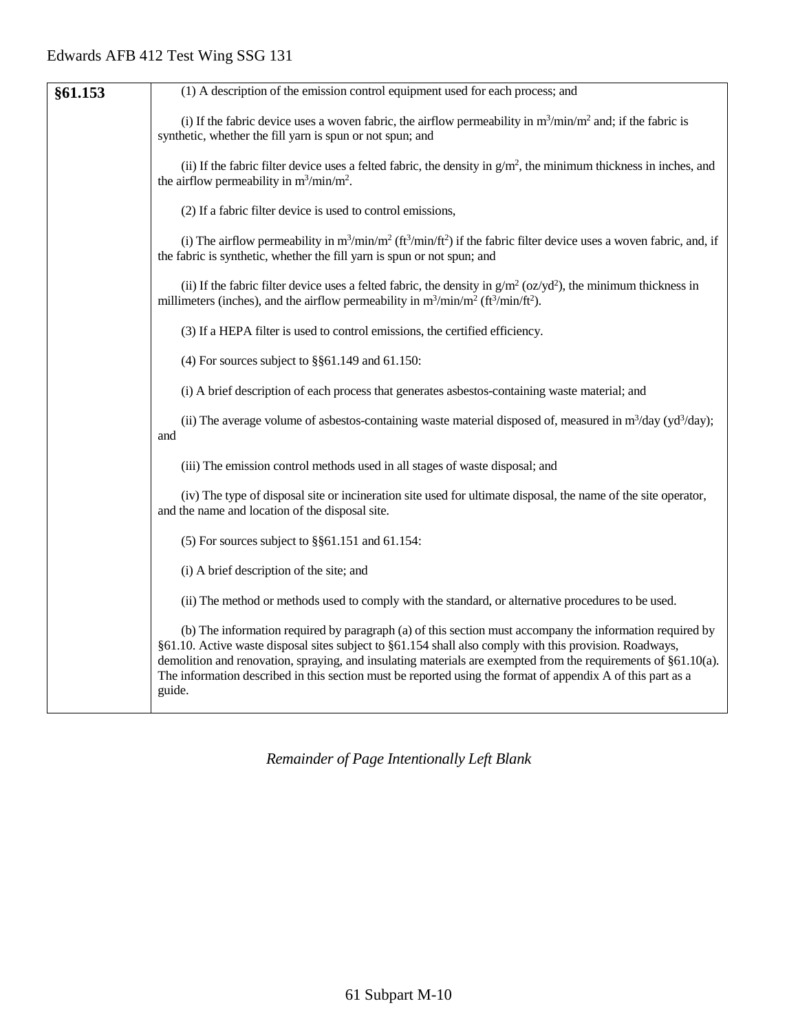| | |
|---|---|
| **§61.153** | (1) A description of the emission control equipment used for each process; and<br><br>(i) If the fabric device uses a woven fabric, the airflow permeability in $m^3/min/m^2$ and; if the fabric is synthetic, whether the fill yarn is spun or not spun; and<br><br>(ii) If the fabric filter device uses a felted fabric, the density in $g/m^2$, the minimum thickness in inches, and the airflow permeability in $m^3/min/m^2$.<br><br>(2) If a fabric filter device is used to control emissions,<br><br>(i) The airflow permeability in $m^3/min/m^2$ ($ft^3/min/ft^2$) if the fabric filter device uses a woven fabric, and, if the fabric is synthetic, whether the fill yarn is spun or not spun; and<br><br>(ii) If the fabric filter device uses a felted fabric, the density in $g/m^2$ ($oz/yd^2$), the minimum thickness in millimeters (inches), and the airflow permeability in $m^3/min/m^2$ ($ft^3/min/ft^2$).<br><br>(3) If a HEPA filter is used to control emissions, the certified efficiency.<br><br>(4) For sources subject to §§61.149 and 61.150:<br><br>(i) A brief description of each process that generates asbestos-containing waste material; and<br><br>(ii) The average volume of asbestos-containing waste material disposed of, measured in $m^3/day$ ($yd^3/day$); and<br><br>(iii) The emission control methods used in all stages of waste disposal; and<br><br>(iv) The type of disposal site or incineration site used for ultimate disposal, the name of the site operator, and the name and location of the disposal site.<br><br>(5) For sources subject to §§61.151 and 61.154:<br><br>(i) A brief description of the site; and<br><br>(ii) The method or methods used to comply with the standard, or alternative procedures to be used.<br><br>(b) The information required by paragraph (a) of this section must accompany the information required by §61.10. Active waste disposal sites subject to §61.154 shall also comply with this provision. Roadways, demolition and renovation, spraying, and insulating materials are exempted from the requirements of §61.10(a). The information described in this section must be reported using the format of appendix A of this part as a guide. |

*Remainder of Page Intentionally Left Blank*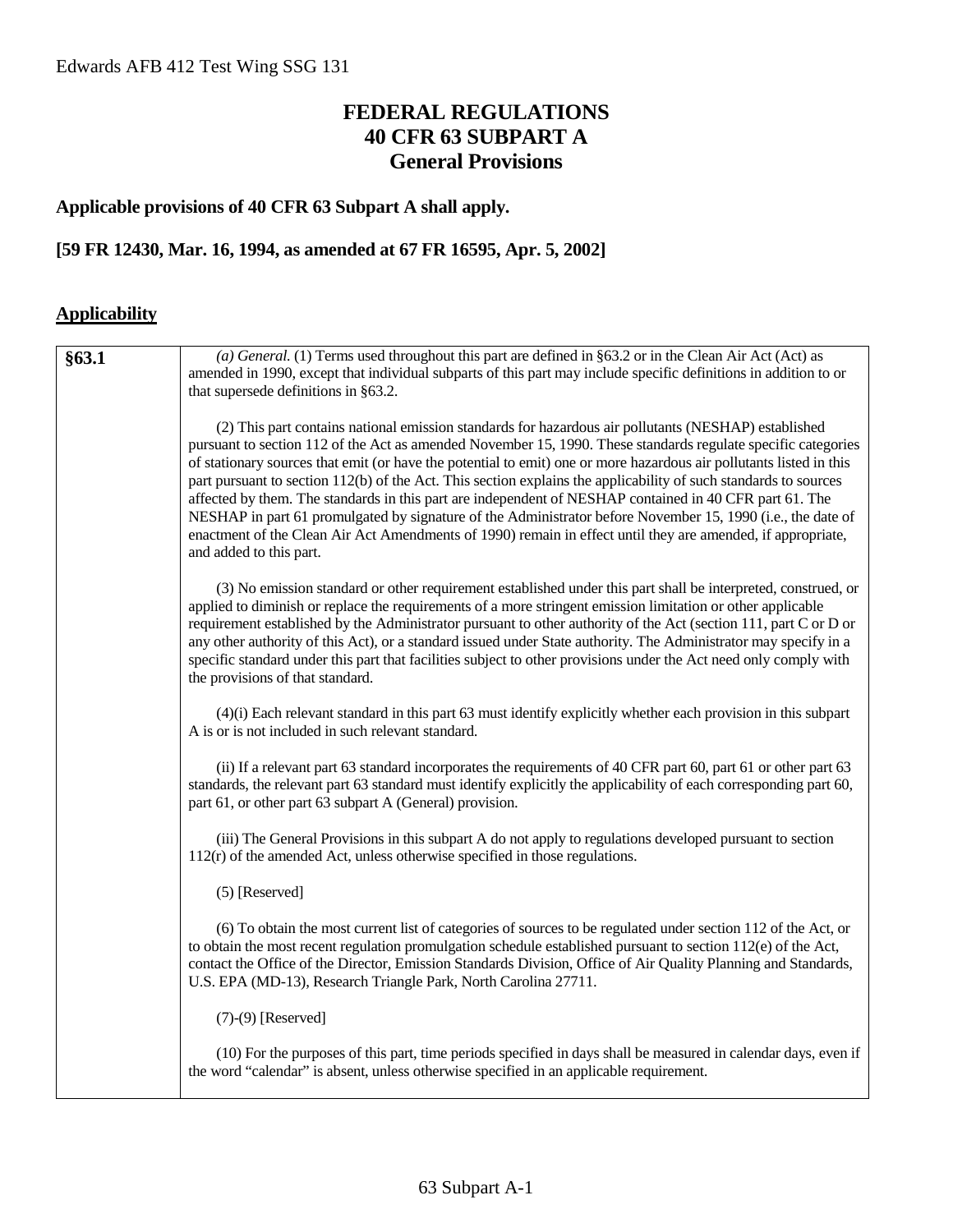# FEDERAL REGULATIONS
# 40 CFR 63 SUBPART A
# General Provisions

**Applicable provisions of 40 CFR 63 Subpart A shall apply.**

**[59 FR 12430, Mar. 16, 1994, as amended at 67 FR 16595, Apr. 5, 2002]**

## Applicability

| | |
|---|---|
| **§63.1** | *(a) General.* (1) Terms used throughout this part are defined in §63.2 or in the Clean Air Act (Act) as amended in 1990, except that individual subparts of this part may include specific definitions in addition to or that supersede definitions in §63.2.<br><br>(2) This part contains national emission standards for hazardous air pollutants (NESHAP) established pursuant to section 112 of the Act as amended November 15, 1990. These standards regulate specific categories of stationary sources that emit (or have the potential to emit) one or more hazardous air pollutants listed in this part pursuant to section 112(b) of the Act. This section explains the applicability of such standards to sources affected by them. The standards in this part are independent of NESHAP contained in 40 CFR part 61. The NESHAP in part 61 promulgated by signature of the Administrator before November 15, 1990 (i.e., the date of enactment of the Clean Air Act Amendments of 1990) remain in effect until they are amended, if appropriate, and added to this part.<br><br>(3) No emission standard or other requirement established under this part shall be interpreted, construed, or applied to diminish or replace the requirements of a more stringent emission limitation or other applicable requirement established by the Administrator pursuant to other authority of the Act (section 111, part C or D or any other authority of this Act), or a standard issued under State authority. The Administrator may specify in a specific standard under this part that facilities subject to other provisions under the Act need only comply with the provisions of that standard.<br><br>(4)(i) Each relevant standard in this part 63 must identify explicitly whether each provision in this subpart A is or is not included in such relevant standard.<br><br>(ii) If a relevant part 63 standard incorporates the requirements of 40 CFR part 60, part 61 or other part 63 standards, the relevant part 63 standard must identify explicitly the applicability of each corresponding part 60, part 61, or other part 63 subpart A (General) provision.<br><br>(iii) The General Provisions in this subpart A do not apply to regulations developed pursuant to section 112(r) of the amended Act, unless otherwise specified in those regulations.<br><br>(5) [Reserved]<br><br>(6) To obtain the most current list of categories of sources to be regulated under section 112 of the Act, or to obtain the most recent regulation promulgation schedule established pursuant to section 112(e) of the Act, contact the Office of the Director, Emission Standards Division, Office of Air Quality Planning and Standards, U.S. EPA (MD-13), Research Triangle Park, North Carolina 27711.<br><br>(7)-(9) [Reserved]<br><br>(10) For the purposes of this part, time periods specified in days shall be measured in calendar days, even if the word "calendar" is absent, unless otherwise specified in an applicable requirement. |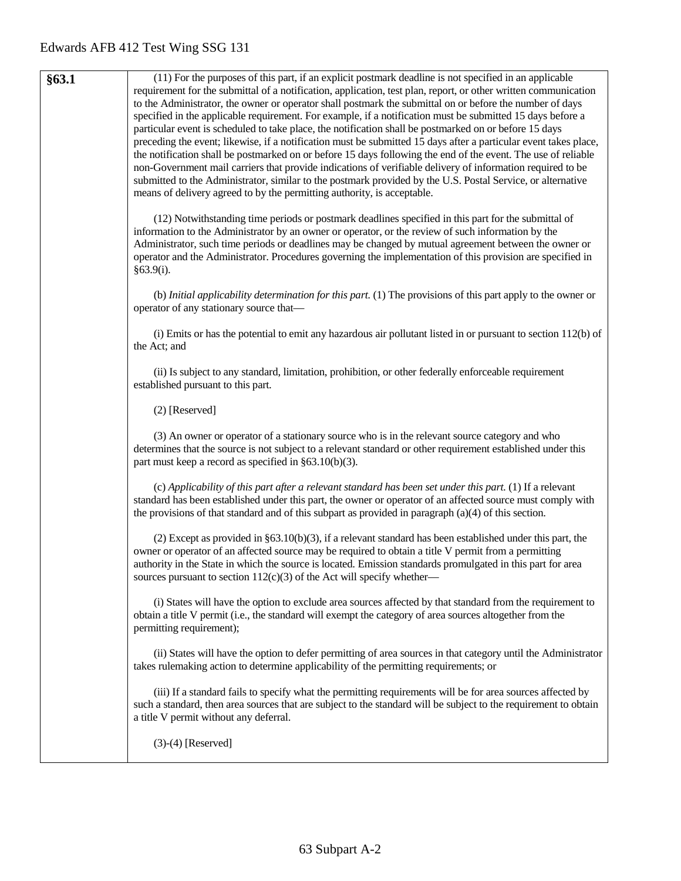| | |
|---|---|
| **§63.1** | (11) For the purposes of this part, if an explicit postmark deadline is not specified in an applicable requirement for the submittal of a notification, application, test plan, report, or other written communication to the Administrator, the owner or operator shall postmark the submittal on or before the number of days specified in the applicable requirement. For example, if a notification must be submitted 15 days before a particular event is scheduled to take place, the notification shall be postmarked on or before 15 days preceding the event; likewise, if a notification must be submitted 15 days after a particular event takes place, the notification shall be postmarked on or before 15 days following the end of the event. The use of reliable non-Government mail carriers that provide indications of verifiable delivery of information required to be submitted to the Administrator, similar to the postmark provided by the U.S. Postal Service, or alternative means of delivery agreed to by the permitting authority, is acceptable.<br><br>(12) Notwithstanding time periods or postmark deadlines specified in this part for the submittal of information to the Administrator by an owner or operator, or the review of such information by the Administrator, such time periods or deadlines may be changed by mutual agreement between the owner or operator and the Administrator. Procedures governing the implementation of this provision are specified in §63.9(i).<br><br>(b) *Initial applicability determination for this part.* (1) The provisions of this part apply to the owner or operator of any stationary source that—<br><br>(i) Emits or has the potential to emit any hazardous air pollutant listed in or pursuant to section 112(b) of the Act; and<br><br>(ii) Is subject to any standard, limitation, prohibition, or other federally enforceable requirement established pursuant to this part.<br><br>(2) [Reserved]<br><br>(3) An owner or operator of a stationary source who is in the relevant source category and who determines that the source is not subject to a relevant standard or other requirement established under this part must keep a record as specified in §63.10(b)(3).<br><br>(c) *Applicability of this part after a relevant standard has been set under this part.* (1) If a relevant standard has been established under this part, the owner or operator of an affected source must comply with the provisions of that standard and of this subpart as provided in paragraph (a)(4) of this section.<br><br>(2) Except as provided in §63.10(b)(3), if a relevant standard has been established under this part, the owner or operator of an affected source may be required to obtain a title V permit from a permitting authority in the State in which the source is located. Emission standards promulgated in this part for area sources pursuant to section 112(c)(3) of the Act will specify whether—<br><br>(i) States will have the option to exclude area sources affected by that standard from the requirement to obtain a title V permit (i.e., the standard will exempt the category of area sources altogether from the permitting requirement);<br><br>(ii) States will have the option to defer permitting of area sources in that category until the Administrator takes rulemaking action to determine applicability of the permitting requirements; or<br><br>(iii) If a standard fails to specify what the permitting requirements will be for area sources affected by such a standard, then area sources that are subject to the standard will be subject to the requirement to obtain a title V permit without any deferral.<br><br>(3)-(4) [Reserved] |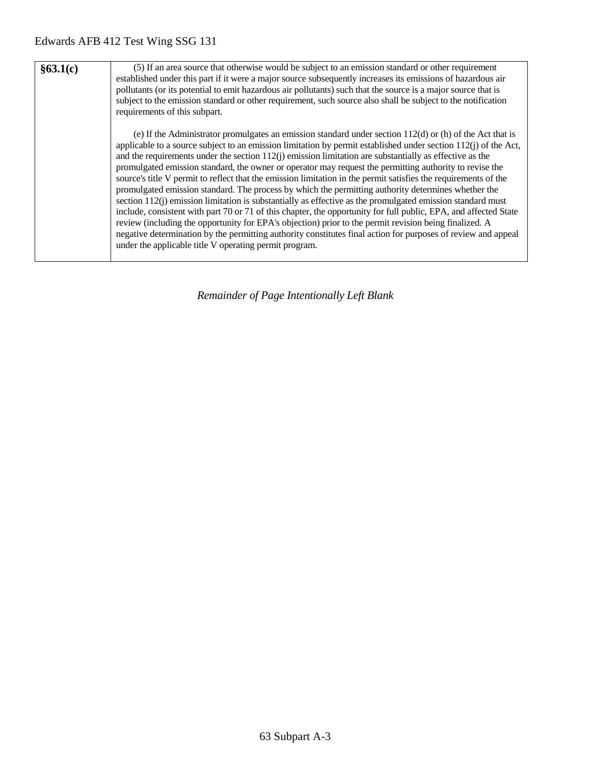| | |
|---|---|
| **§63.1(c)** | (5) If an area source that otherwise would be subject to an emission standard or other requirement established under this part if it were a major source subsequently increases its emissions of hazardous air pollutants (or its potential to emit hazardous air pollutants) such that the source is a major source that is subject to the emission standard or other requirement, such source also shall be subject to the notification requirements of this subpart.<br><br>(e) If the Administrator promulgates an emission standard under section 112(d) or (h) of the Act that is applicable to a source subject to an emission limitation by permit established under section 112(j) of the Act, and the requirements under the section 112(j) emission limitation are substantially as effective as the promulgated emission standard, the owner or operator may request the permitting authority to revise the source's title V permit to reflect that the emission limitation in the permit satisfies the requirements of the promulgated emission standard. The process by which the permitting authority determines whether the section 112(j) emission limitation is substantially as effective as the promulgated emission standard must include, consistent with part 70 or 71 of this chapter, the opportunity for full public, EPA, and affected State review (including the opportunity for EPA's objection) prior to the permit revision being finalized. A negative determination by the permitting authority constitutes final action for purposes of review and appeal under the applicable title V operating permit program. |

*Remainder of Page Intentionally Left Blank*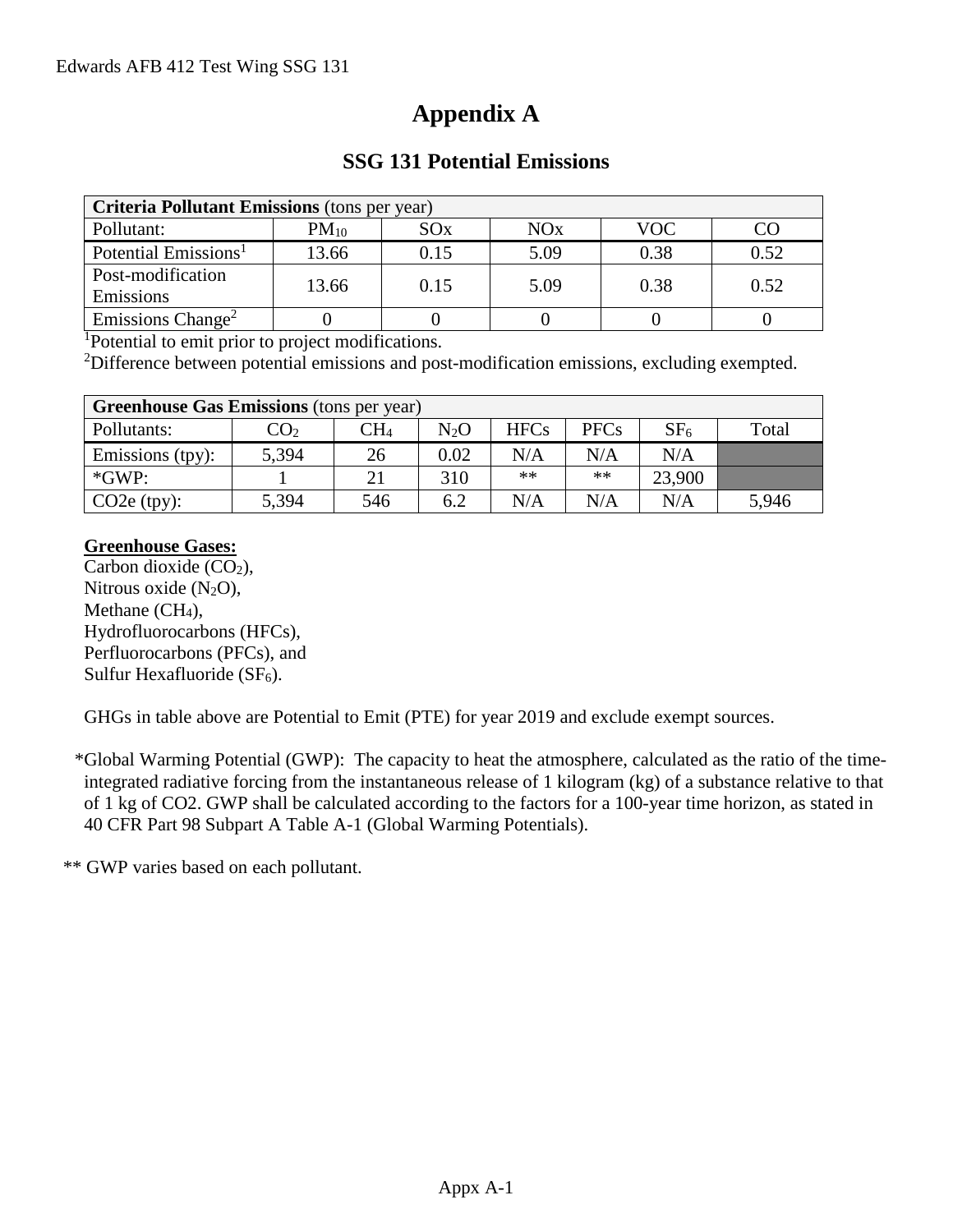# Appendix A

## SSG 131 Potential Emissions

| **Criteria Pollutant Emissions** (tons per year) | | | | | |
|---|---|---|---|---|---|
| Pollutant: | $PM_{10}$ | SOx | NOx | VOC | CO |
| Potential Emissions[1] | 13.66 | 0.15 | 5.09 | 0.38 | 0.52 |
| Post-modification Emissions | 13.66 | 0.15 | 5.09 | 0.38 | 0.52 |
| Emissions Change[2] | 0 | 0 | 0 | 0 | 0 |

[1]Potential to emit prior to project modifications.

[2]Difference between potential emissions and post-modification emissions, excluding exempted.

| **Greenhouse Gas Emissions** (tons per year) | | | | | | | |
|---|---|---|---|---|---|---|---|
| Pollutants: | $CO_2$ | $CH_4$ | $N_2O$ | HFCs | PFCs | $SF_6$ | Total |
| Emissions (tpy): | 5,394 | 26 | 0.02 | N/A | N/A | N/A | |
| *GWP: | 1 | 21 | 310 | ** | ** | 23,900 | |
| CO2e (tpy): | 5,394 | 546 | 6.2 | N/A | N/A | N/A | 5,946 |

**Greenhouse Gases:**

Carbon dioxide ($CO_2$),
Nitrous oxide ($N_2O$),
Methane ($CH_4$),
Hydrofluorocarbons (HFCs),
Perfluorocarbons (PFCs), and
Sulfur Hexafluoride ($SF_6$).

GHGs in table above are Potential to Emit (PTE) for year 2019 and exclude exempt sources.

*Global Warming Potential (GWP): The capacity to heat the atmosphere, calculated as the ratio of the time-integrated radiative forcing from the instantaneous release of 1 kilogram (kg) of a substance relative to that of 1 kg of CO2. GWP shall be calculated according to the factors for a 100-year time horizon, as stated in 40 CFR Part 98 Subpart A Table A-1 (Global Warming Potentials).

** GWP varies based on each pollutant.